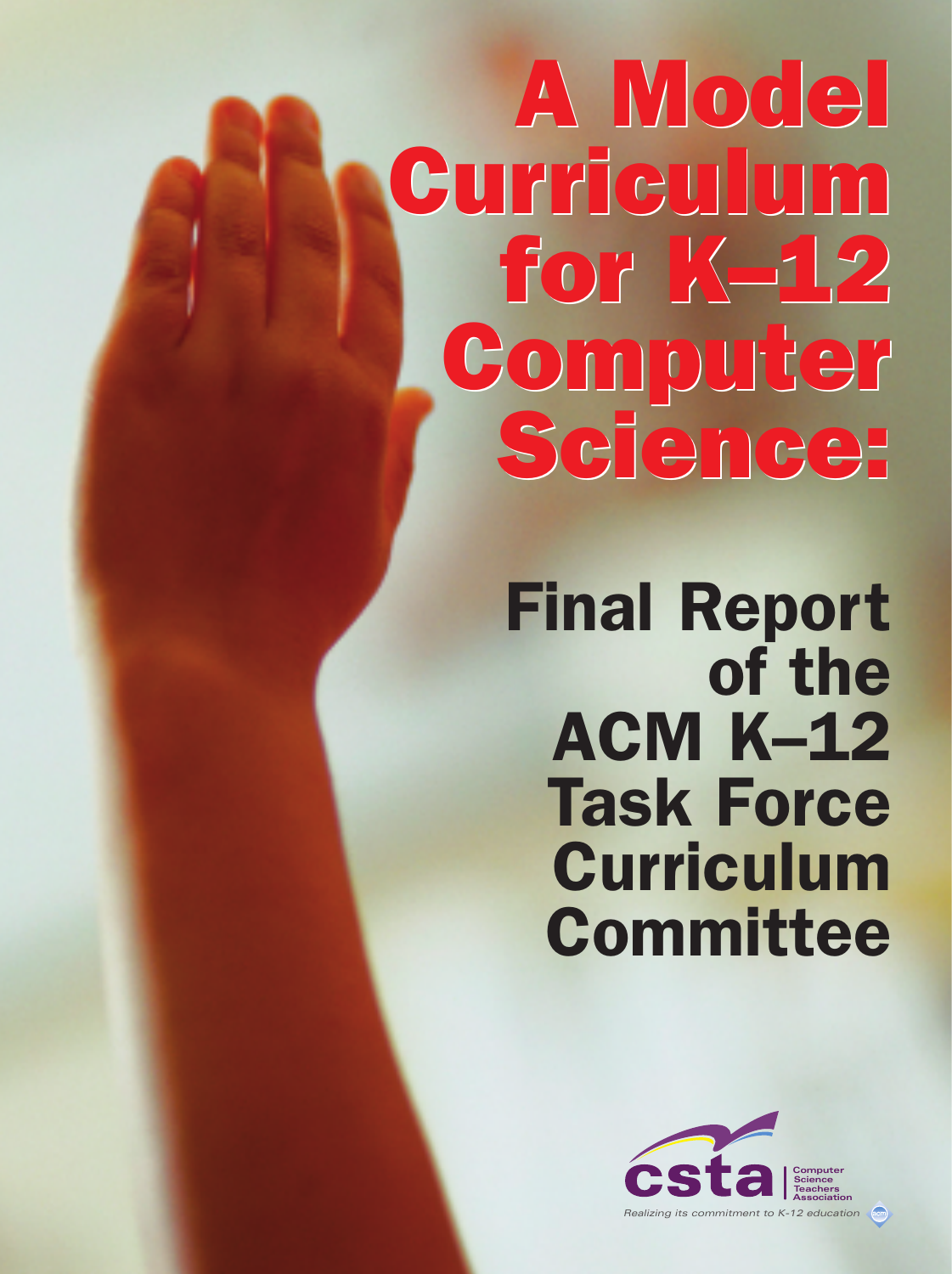# A Model Curriculum for K–12 Computer Science:

## Final Report of the ACM K–12 Task Force Curriculum Committee

csta | Computer Science Teachers Association

*Realizing its commitment to K-12 education*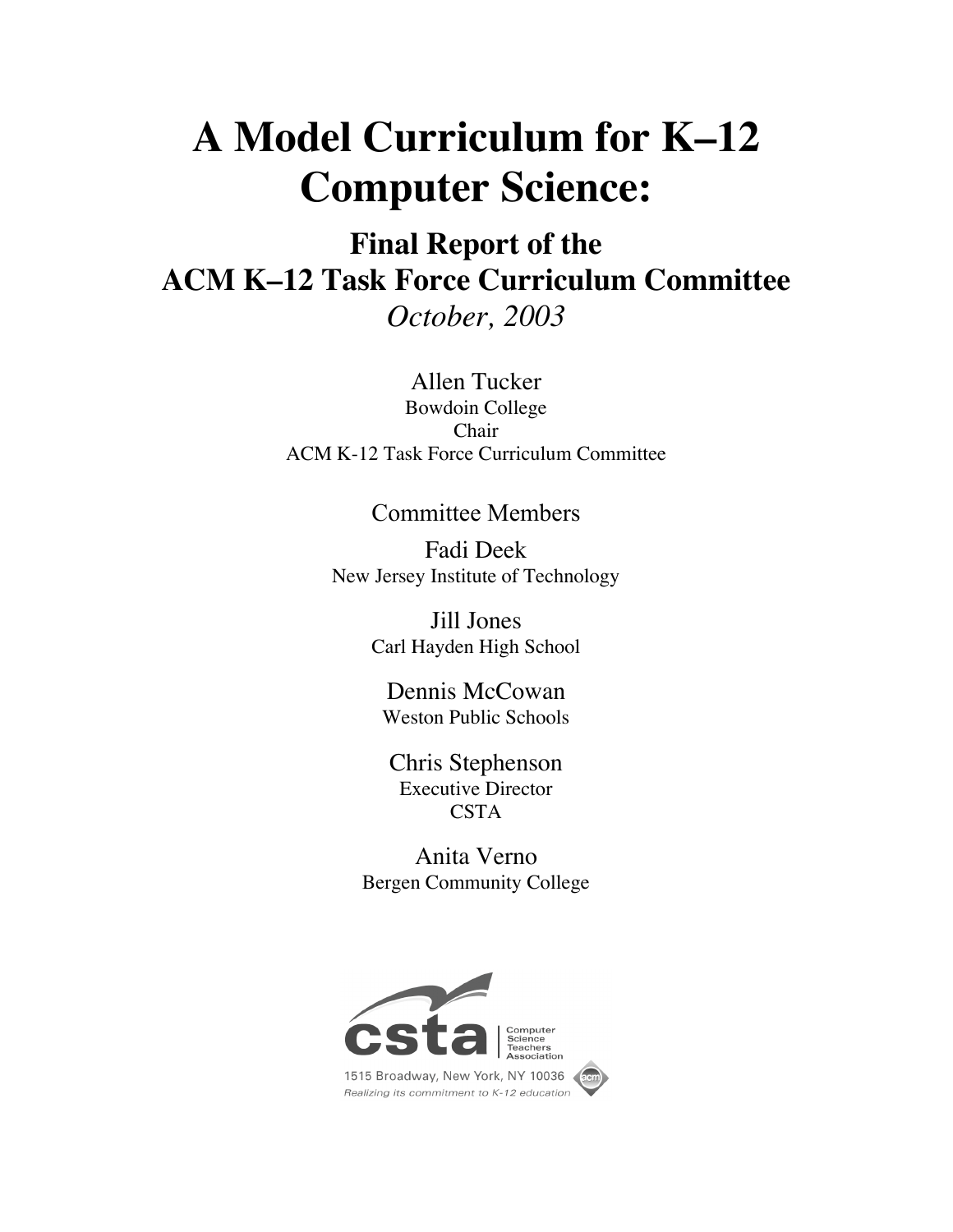# A Model Curriculum for K–12 Computer Science:

## Final Report of the ACM K–12 Task Force Curriculum Committee

*October, 2003*

Allen Tucker
Bowdoin College
Chair
ACM K-12 Task Force Curriculum Committee

Committee Members

Fadi Deek
New Jersey Institute of Technology

Jill Jones
Carl Hayden High School

Dennis McCowan
Weston Public Schools

Chris Stephenson
Executive Director
CSTA

Anita Verno
Bergen Community College

csta | Computer Science Teachers Association
1515 Broadway, New York, NY 10036
*Realizing its commitment to K-12 education*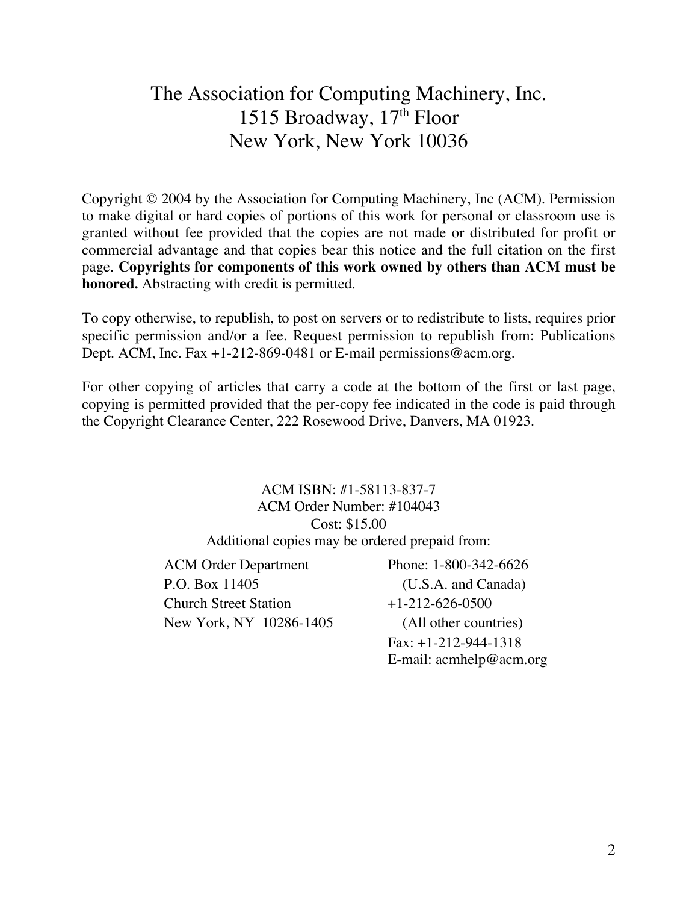# The Association for Computing Machinery, Inc.
# 1515 Broadway, 17th Floor
# New York, New York 10036

Copyright © 2004 by the Association for Computing Machinery, Inc (ACM). Permission to make digital or hard copies of portions of this work for personal or classroom use is granted without fee provided that the copies are not made or distributed for profit or commercial advantage and that copies bear this notice and the full citation on the first page. **Copyrights for components of this work owned by others than ACM must be honored.** Abstracting with credit is permitted.

To copy otherwise, to republish, to post on servers or to redistribute to lists, requires prior specific permission and/or a fee. Request permission to republish from: Publications Dept. ACM, Inc. Fax +1-212-869-0481 or E-mail permissions@acm.org.

For other copying of articles that carry a code at the bottom of the first or last page, copying is permitted provided that the per-copy fee indicated in the code is paid through the Copyright Clearance Center, 222 Rosewood Drive, Danvers, MA 01923.

ACM ISBN: #1-58113-837-7
ACM Order Number: #104043
Cost: $15.00
Additional copies may be ordered prepaid from:

ACM Order Department
P.O. Box 11405
Church Street Station
New York, NY 10286-1405

Phone: 1-800-342-6626
(U.S.A. and Canada)
+1-212-626-0500
(All other countries)
Fax: +1-212-944-1318
E-mail: acmhelp@acm.org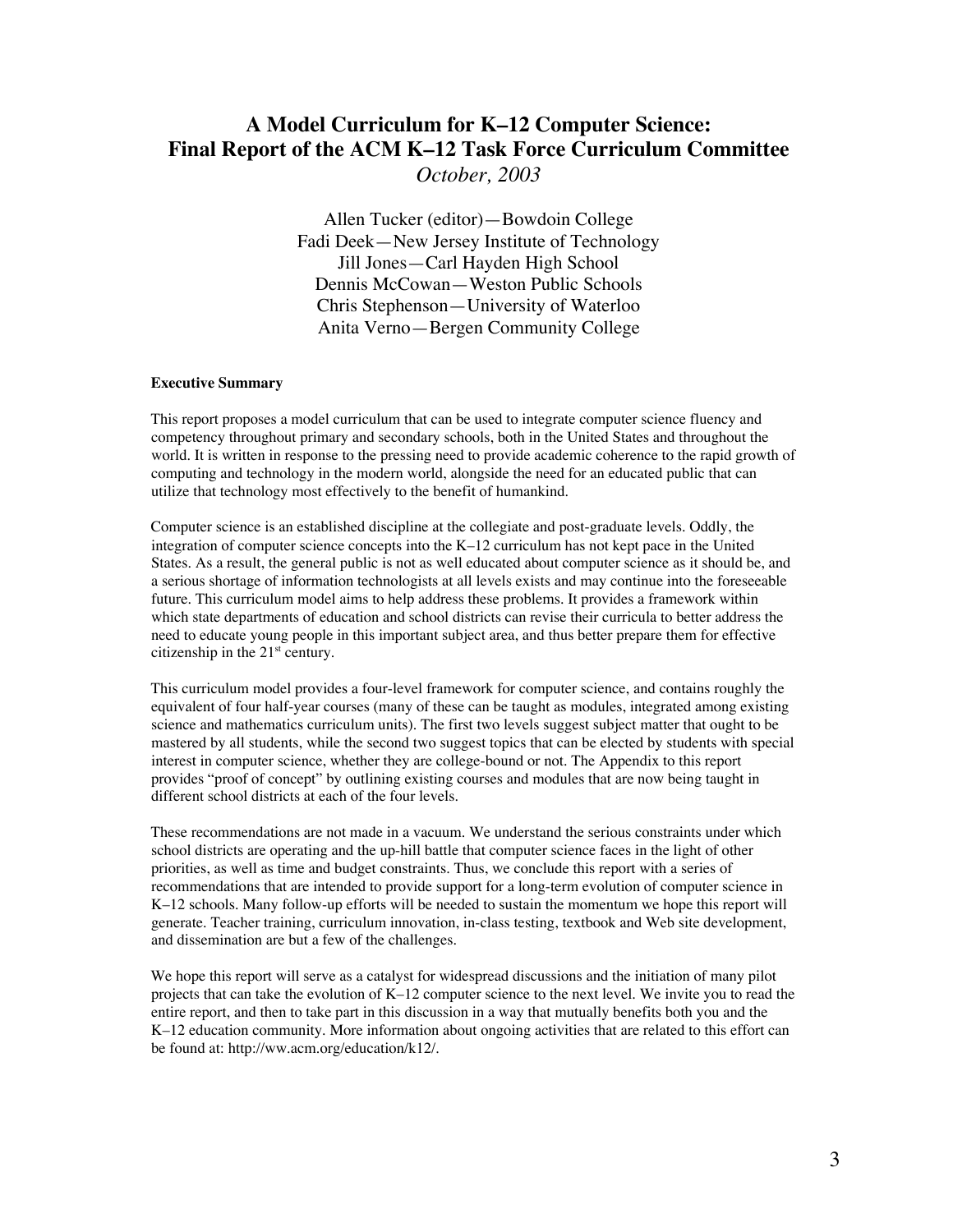# A Model Curriculum for K–12 Computer Science: Final Report of the ACM K–12 Task Force Curriculum Committee

*October, 2003*

Allen Tucker (editor)—Bowdoin College
Fadi Deek—New Jersey Institute of Technology
Jill Jones—Carl Hayden High School
Dennis McCowan—Weston Public Schools
Chris Stephenson—University of Waterloo
Anita Verno—Bergen Community College

**Executive Summary**

This report proposes a model curriculum that can be used to integrate computer science fluency and competency throughout primary and secondary schools, both in the United States and throughout the world. It is written in response to the pressing need to provide academic coherence to the rapid growth of computing and technology in the modern world, alongside the need for an educated public that can utilize that technology most effectively to the benefit of humankind.

Computer science is an established discipline at the collegiate and post-graduate levels. Oddly, the integration of computer science concepts into the K–12 curriculum has not kept pace in the United States. As a result, the general public is not as well educated about computer science as it should be, and a serious shortage of information technologists at all levels exists and may continue into the foreseeable future. This curriculum model aims to help address these problems. It provides a framework within which state departments of education and school districts can revise their curricula to better address the need to educate young people in this important subject area, and thus better prepare them for effective citizenship in the 21st century.

This curriculum model provides a four-level framework for computer science, and contains roughly the equivalent of four half-year courses (many of these can be taught as modules, integrated among existing science and mathematics curriculum units). The first two levels suggest subject matter that ought to be mastered by all students, while the second two suggest topics that can be elected by students with special interest in computer science, whether they are college-bound or not. The Appendix to this report provides "proof of concept" by outlining existing courses and modules that are now being taught in different school districts at each of the four levels.

These recommendations are not made in a vacuum. We understand the serious constraints under which school districts are operating and the up-hill battle that computer science faces in the light of other priorities, as well as time and budget constraints. Thus, we conclude this report with a series of recommendations that are intended to provide support for a long-term evolution of computer science in K–12 schools. Many follow-up efforts will be needed to sustain the momentum we hope this report will generate. Teacher training, curriculum innovation, in-class testing, textbook and Web site development, and dissemination are but a few of the challenges.

We hope this report will serve as a catalyst for widespread discussions and the initiation of many pilot projects that can take the evolution of K–12 computer science to the next level. We invite you to read the entire report, and then to take part in this discussion in a way that mutually benefits both you and the K–12 education community. More information about ongoing activities that are related to this effort can be found at: http://ww.acm.org/education/k12/.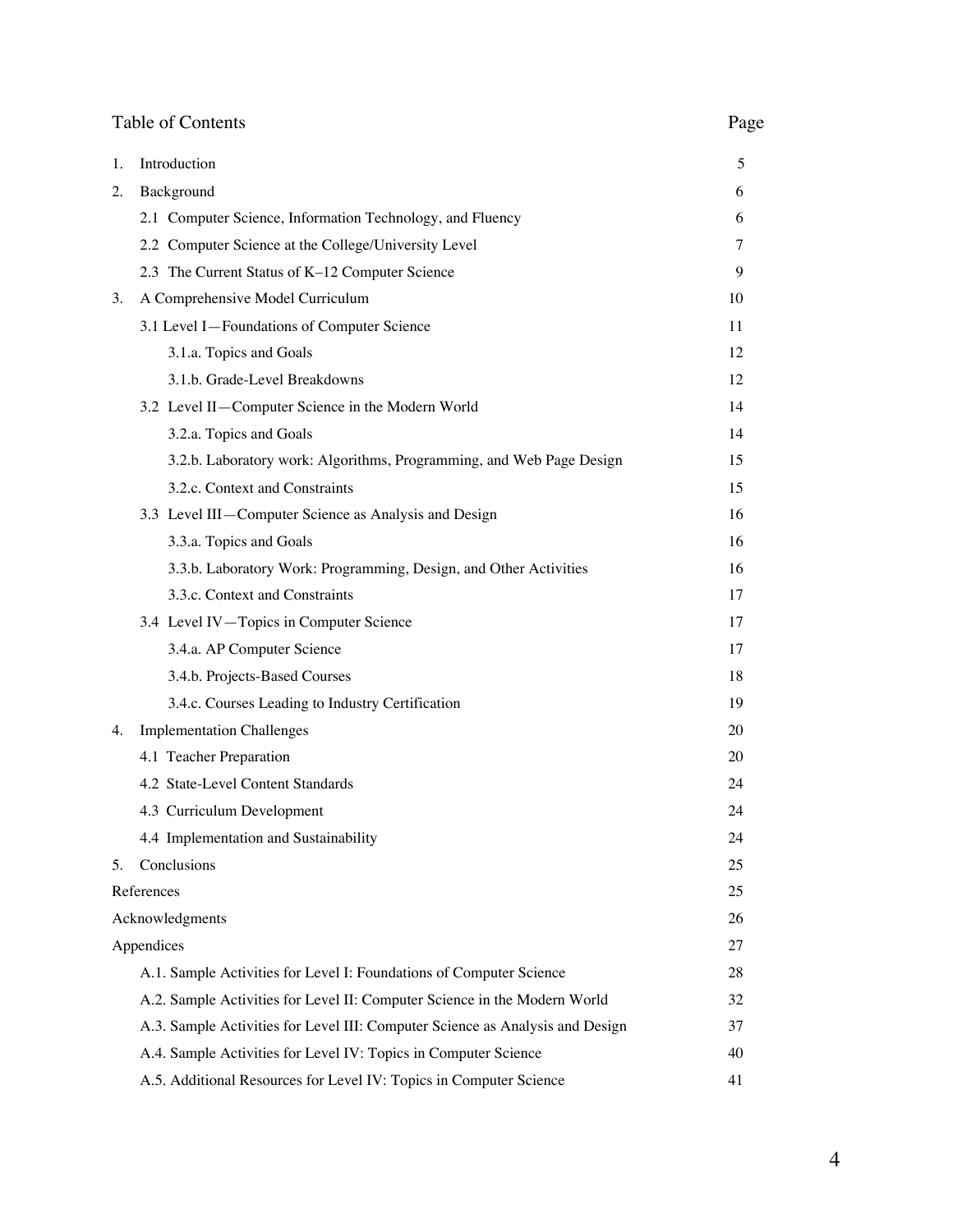# Table of Contents

| | Page |
|---|---|
| 1. Introduction | 5 |
| 2. Background | 6 |
| 2.1 Computer Science, Information Technology, and Fluency | 6 |
| 2.2 Computer Science at the College/University Level | 7 |
| 2.3 The Current Status of K–12 Computer Science | 9 |
| 3. A Comprehensive Model Curriculum | 10 |
| 3.1 Level I—Foundations of Computer Science | 11 |
| 3.1.a. Topics and Goals | 12 |
| 3.1.b. Grade-Level Breakdowns | 12 |
| 3.2 Level II—Computer Science in the Modern World | 14 |
| 3.2.a. Topics and Goals | 14 |
| 3.2.b. Laboratory work: Algorithms, Programming, and Web Page Design | 15 |
| 3.2.c. Context and Constraints | 15 |
| 3.3 Level III—Computer Science as Analysis and Design | 16 |
| 3.3.a. Topics and Goals | 16 |
| 3.3.b. Laboratory Work: Programming, Design, and Other Activities | 16 |
| 3.3.c. Context and Constraints | 17 |
| 3.4 Level IV—Topics in Computer Science | 17 |
| 3.4.a. AP Computer Science | 17 |
| 3.4.b. Projects-Based Courses | 18 |
| 3.4.c. Courses Leading to Industry Certification | 19 |
| 4. Implementation Challenges | 20 |
| 4.1 Teacher Preparation | 20 |
| 4.2 State-Level Content Standards | 24 |
| 4.3 Curriculum Development | 24 |
| 4.4 Implementation and Sustainability | 24 |
| 5. Conclusions | 25 |
| References | 25 |
| Acknowledgments | 26 |
| Appendices | 27 |
| A.1. Sample Activities for Level I: Foundations of Computer Science | 28 |
| A.2. Sample Activities for Level II: Computer Science in the Modern World | 32 |
| A.3. Sample Activities for Level III: Computer Science as Analysis and Design | 37 |
| A.4. Sample Activities for Level IV: Topics in Computer Science | 40 |
| A.5. Additional Resources for Level IV: Topics in Computer Science | 41 |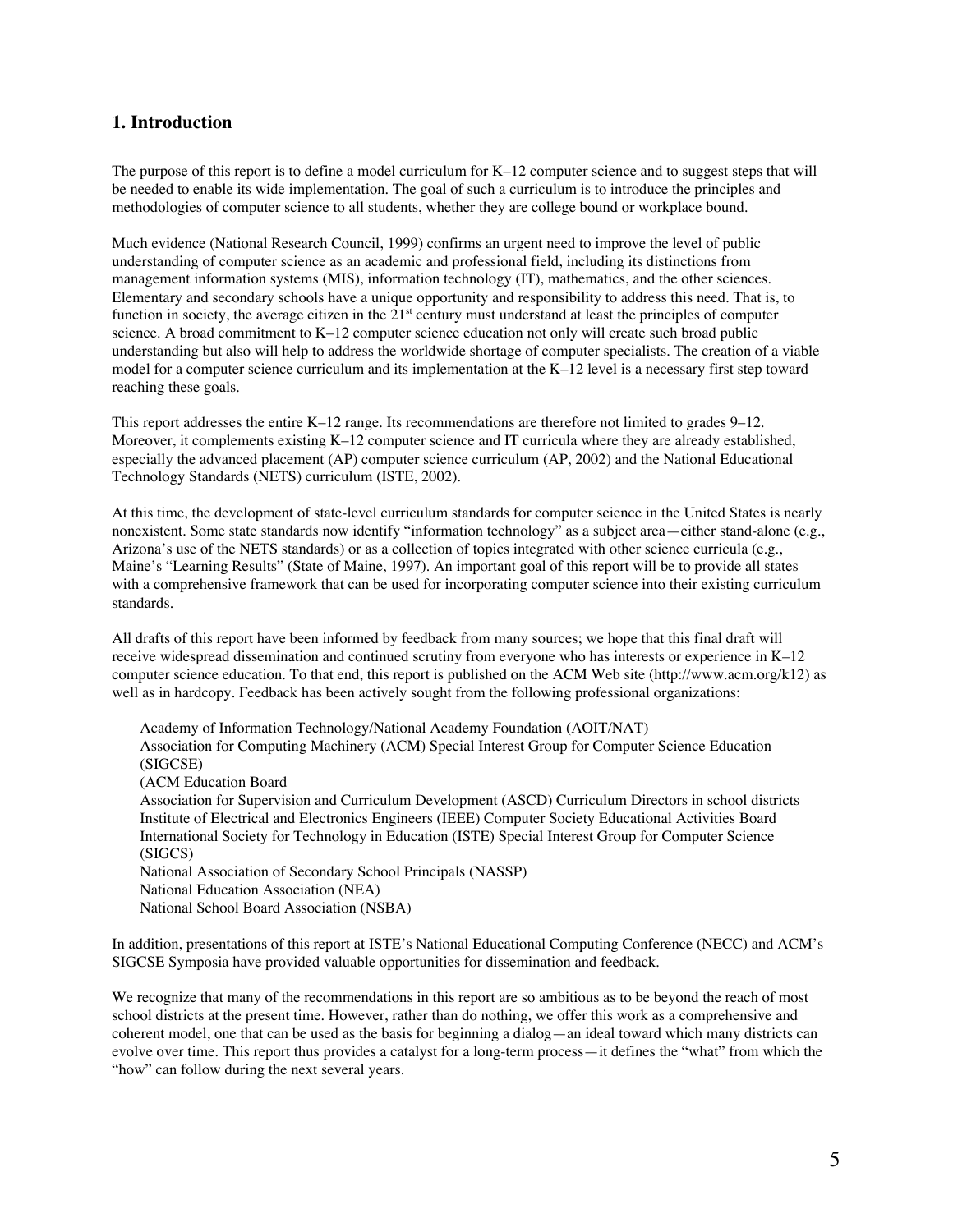## 1. Introduction

The purpose of this report is to define a model curriculum for K–12 computer science and to suggest steps that will be needed to enable its wide implementation. The goal of such a curriculum is to introduce the principles and methodologies of computer science to all students, whether they are college bound or workplace bound.

Much evidence (National Research Council, 1999) confirms an urgent need to improve the level of public understanding of computer science as an academic and professional field, including its distinctions from management information systems (MIS), information technology (IT), mathematics, and the other sciences. Elementary and secondary schools have a unique opportunity and responsibility to address this need. That is, to function in society, the average citizen in the 21st century must understand at least the principles of computer science. A broad commitment to K–12 computer science education not only will create such broad public understanding but also will help to address the worldwide shortage of computer specialists. The creation of a viable model for a computer science curriculum and its implementation at the K–12 level is a necessary first step toward reaching these goals.

This report addresses the entire K–12 range. Its recommendations are therefore not limited to grades 9–12. Moreover, it complements existing K–12 computer science and IT curricula where they are already established, especially the advanced placement (AP) computer science curriculum (AP, 2002) and the National Educational Technology Standards (NETS) curriculum (ISTE, 2002).

At this time, the development of state-level curriculum standards for computer science in the United States is nearly nonexistent. Some state standards now identify "information technology" as a subject area—either stand-alone (e.g., Arizona's use of the NETS standards) or as a collection of topics integrated with other science curricula (e.g., Maine's "Learning Results" (State of Maine, 1997). An important goal of this report will be to provide all states with a comprehensive framework that can be used for incorporating computer science into their existing curriculum standards.

All drafts of this report have been informed by feedback from many sources; we hope that this final draft will receive widespread dissemination and continued scrutiny from everyone who has interests or experience in K–12 computer science education. To that end, this report is published on the ACM Web site (http://www.acm.org/k12) as well as in hardcopy. Feedback has been actively sought from the following professional organizations:

Academy of Information Technology/National Academy Foundation (AOIT/NAT)
Association for Computing Machinery (ACM) Special Interest Group for Computer Science Education (SIGCSE)
(ACM Education Board
Association for Supervision and Curriculum Development (ASCD) Curriculum Directors in school districts
Institute of Electrical and Electronics Engineers (IEEE) Computer Society Educational Activities Board
International Society for Technology in Education (ISTE) Special Interest Group for Computer Science (SIGCS)
National Association of Secondary School Principals (NASSP)
National Education Association (NEA)
National School Board Association (NSBA)

In addition, presentations of this report at ISTE's National Educational Computing Conference (NECC) and ACM's SIGCSE Symposia have provided valuable opportunities for dissemination and feedback.

We recognize that many of the recommendations in this report are so ambitious as to be beyond the reach of most school districts at the present time. However, rather than do nothing, we offer this work as a comprehensive and coherent model, one that can be used as the basis for beginning a dialog—an ideal toward which many districts can evolve over time. This report thus provides a catalyst for a long-term process—it defines the "what" from which the "how" can follow during the next several years.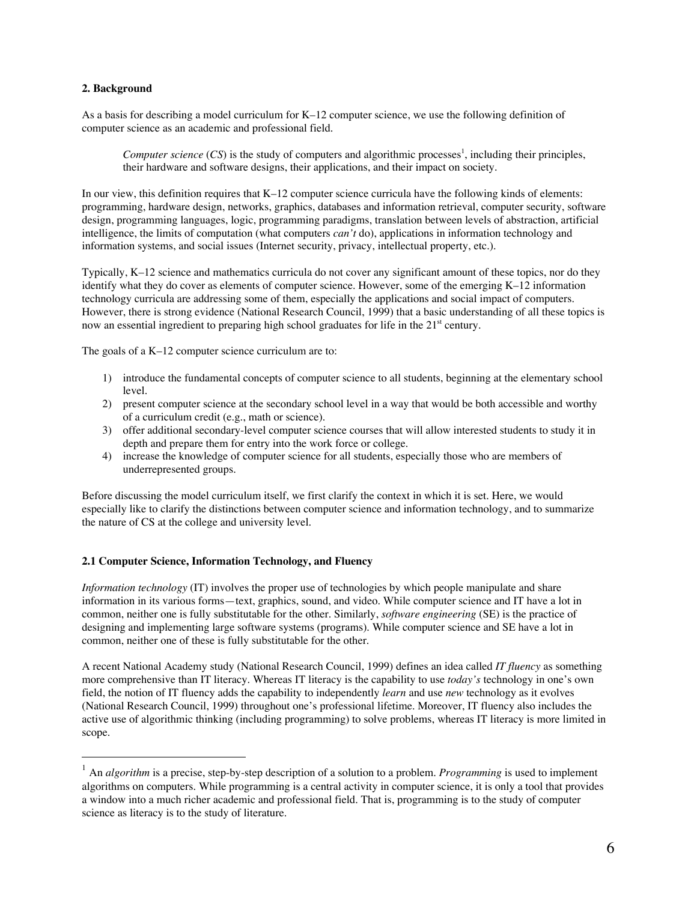## 2. Background

As a basis for describing a model curriculum for K–12 computer science, we use the following definition of computer science as an academic and professional field.

> *Computer science* (*CS*) is the study of computers and algorithmic processes[1], including their principles, their hardware and software designs, their applications, and their impact on society.

In our view, this definition requires that K–12 computer science curricula have the following kinds of elements: programming, hardware design, networks, graphics, databases and information retrieval, computer security, software design, programming languages, logic, programming paradigms, translation between levels of abstraction, artificial intelligence, the limits of computation (what computers *can't* do), applications in information technology and information systems, and social issues (Internet security, privacy, intellectual property, etc.).

Typically, K–12 science and mathematics curricula do not cover any significant amount of these topics, nor do they identify what they do cover as elements of computer science. However, some of the emerging K–12 information technology curricula are addressing some of them, especially the applications and social impact of computers. However, there is strong evidence (National Research Council, 1999) that a basic understanding of all these topics is now an essential ingredient to preparing high school graduates for life in the 21st century.

The goals of a K–12 computer science curriculum are to:

1) introduce the fundamental concepts of computer science to all students, beginning at the elementary school level.
2) present computer science at the secondary school level in a way that would be both accessible and worthy of a curriculum credit (e.g., math or science).
3) offer additional secondary-level computer science courses that will allow interested students to study it in depth and prepare them for entry into the work force or college.
4) increase the knowledge of computer science for all students, especially those who are members of underrepresented groups.

Before discussing the model curriculum itself, we first clarify the context in which it is set. Here, we would especially like to clarify the distinctions between computer science and information technology, and to summarize the nature of CS at the college and university level.

### 2.1 Computer Science, Information Technology, and Fluency

*Information technology* (IT) involves the proper use of technologies by which people manipulate and share information in its various forms—text, graphics, sound, and video. While computer science and IT have a lot in common, neither one is fully substitutable for the other. Similarly, *software engineering* (SE) is the practice of designing and implementing large software systems (programs). While computer science and SE have a lot in common, neither one of these is fully substitutable for the other.

A recent National Academy study (National Research Council, 1999) defines an idea called *IT fluency* as something more comprehensive than IT literacy. Whereas IT literacy is the capability to use *today's* technology in one's own field, the notion of IT fluency adds the capability to independently *learn* and use *new* technology as it evolves (National Research Council, 1999) throughout one's professional lifetime. Moreover, IT fluency also includes the active use of algorithmic thinking (including programming) to solve problems, whereas IT literacy is more limited in scope.

---

[1] An *algorithm* is a precise, step-by-step description of a solution to a problem. *Programming* is used to implement algorithms on computers. While programming is a central activity in computer science, it is only a tool that provides a window into a much richer academic and professional field. That is, programming is to the study of computer science as literacy is to the study of literature.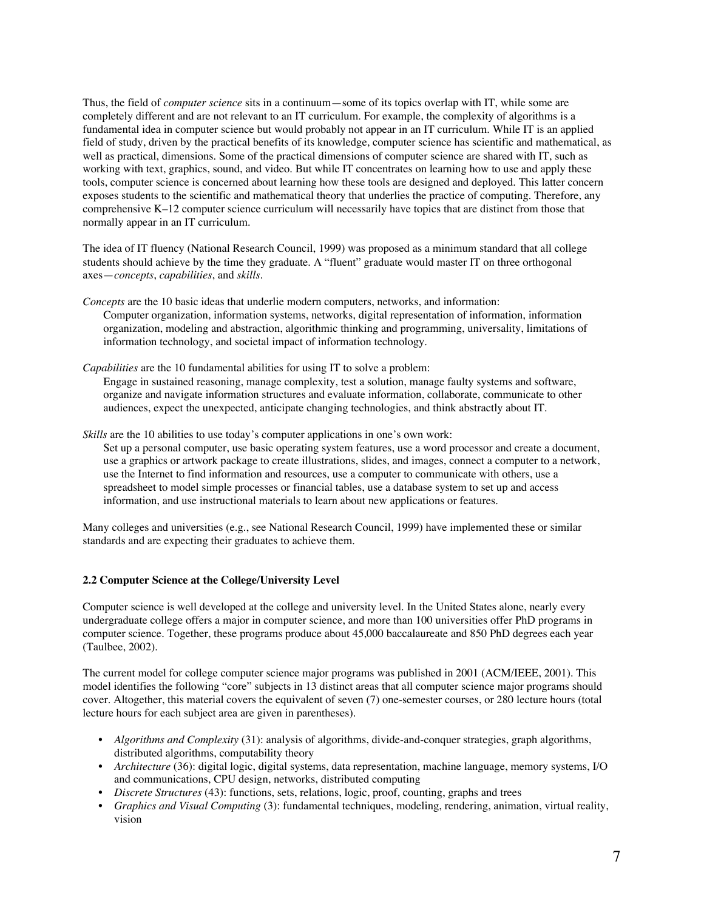Thus, the field of *computer science* sits in a continuum—some of its topics overlap with IT, while some are completely different and are not relevant to an IT curriculum. For example, the complexity of algorithms is a fundamental idea in computer science but would probably not appear in an IT curriculum. While IT is an applied field of study, driven by the practical benefits of its knowledge, computer science has scientific and mathematical, as well as practical, dimensions. Some of the practical dimensions of computer science are shared with IT, such as working with text, graphics, sound, and video. But while IT concentrates on learning how to use and apply these tools, computer science is concerned about learning how these tools are designed and deployed. This latter concern exposes students to the scientific and mathematical theory that underlies the practice of computing. Therefore, any comprehensive K–12 computer science curriculum will necessarily have topics that are distinct from those that normally appear in an IT curriculum.

The idea of IT fluency (National Research Council, 1999) was proposed as a minimum standard that all college students should achieve by the time they graduate. A "fluent" graduate would master IT on three orthogonal axes—*concepts*, *capabilities*, and *skills*.

*Concepts* are the 10 basic ideas that underlie modern computers, networks, and information:
Computer organization, information systems, networks, digital representation of information, information organization, modeling and abstraction, algorithmic thinking and programming, universality, limitations of information technology, and societal impact of information technology.

*Capabilities* are the 10 fundamental abilities for using IT to solve a problem:
Engage in sustained reasoning, manage complexity, test a solution, manage faulty systems and software, organize and navigate information structures and evaluate information, collaborate, communicate to other audiences, expect the unexpected, anticipate changing technologies, and think abstractly about IT.

*Skills* are the 10 abilities to use today's computer applications in one's own work:
Set up a personal computer, use basic operating system features, use a word processor and create a document, use a graphics or artwork package to create illustrations, slides, and images, connect a computer to a network, use the Internet to find information and resources, use a computer to communicate with others, use a spreadsheet to model simple processes or financial tables, use a database system to set up and access information, and use instructional materials to learn about new applications or features.

Many colleges and universities (e.g., see National Research Council, 1999) have implemented these or similar standards and are expecting their graduates to achieve them.

### 2.2 Computer Science at the College/University Level

Computer science is well developed at the college and university level. In the United States alone, nearly every undergraduate college offers a major in computer science, and more than 100 universities offer PhD programs in computer science. Together, these programs produce about 45,000 baccalaureate and 850 PhD degrees each year (Taulbee, 2002).

The current model for college computer science major programs was published in 2001 (ACM/IEEE, 2001). This model identifies the following "core" subjects in 13 distinct areas that all computer science major programs should cover. Altogether, this material covers the equivalent of seven (7) one-semester courses, or 280 lecture hours (total lecture hours for each subject area are given in parentheses).

- *Algorithms and Complexity* (31): analysis of algorithms, divide-and-conquer strategies, graph algorithms, distributed algorithms, computability theory
- *Architecture* (36): digital logic, digital systems, data representation, machine language, memory systems, I/O and communications, CPU design, networks, distributed computing
- *Discrete Structures* (43): functions, sets, relations, logic, proof, counting, graphs and trees
- *Graphics and Visual Computing* (3): fundamental techniques, modeling, rendering, animation, virtual reality, vision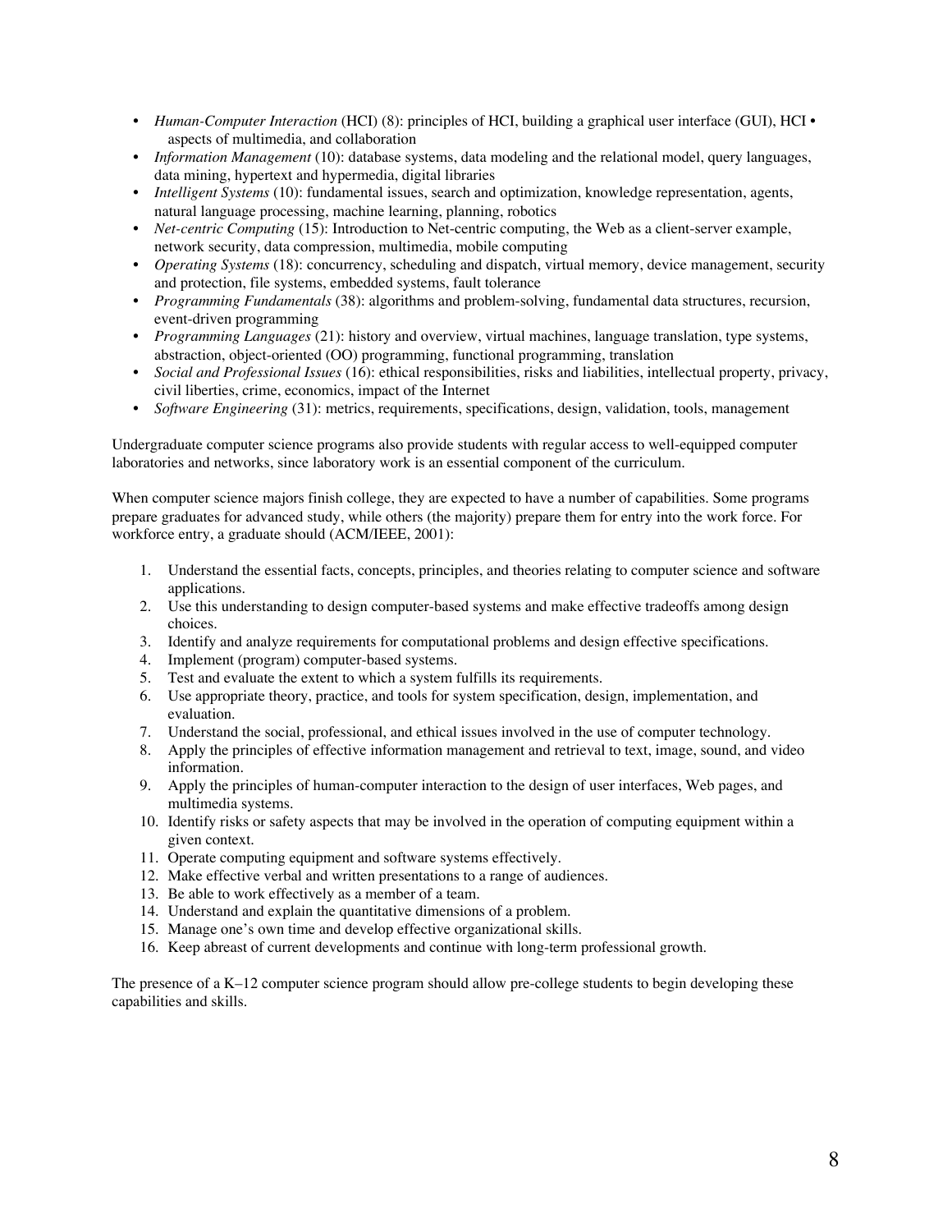- *Human-Computer Interaction* (HCI) (8): principles of HCI, building a graphical user interface (GUI), HCI • aspects of multimedia, and collaboration
- *Information Management* (10): database systems, data modeling and the relational model, query languages, data mining, hypertext and hypermedia, digital libraries
- *Intelligent Systems* (10): fundamental issues, search and optimization, knowledge representation, agents, natural language processing, machine learning, planning, robotics
- *Net-centric Computing* (15): Introduction to Net-centric computing, the Web as a client-server example, network security, data compression, multimedia, mobile computing
- *Operating Systems* (18): concurrency, scheduling and dispatch, virtual memory, device management, security and protection, file systems, embedded systems, fault tolerance
- *Programming Fundamentals* (38): algorithms and problem-solving, fundamental data structures, recursion, event-driven programming
- *Programming Languages* (21): history and overview, virtual machines, language translation, type systems, abstraction, object-oriented (OO) programming, functional programming, translation
- *Social and Professional Issues* (16): ethical responsibilities, risks and liabilities, intellectual property, privacy, civil liberties, crime, economics, impact of the Internet
- *Software Engineering* (31): metrics, requirements, specifications, design, validation, tools, management

Undergraduate computer science programs also provide students with regular access to well-equipped computer laboratories and networks, since laboratory work is an essential component of the curriculum.

When computer science majors finish college, they are expected to have a number of capabilities. Some programs prepare graduates for advanced study, while others (the majority) prepare them for entry into the work force. For workforce entry, a graduate should (ACM/IEEE, 2001):

1. Understand the essential facts, concepts, principles, and theories relating to computer science and software applications.
2. Use this understanding to design computer-based systems and make effective tradeoffs among design choices.
3. Identify and analyze requirements for computational problems and design effective specifications.
4. Implement (program) computer-based systems.
5. Test and evaluate the extent to which a system fulfills its requirements.
6. Use appropriate theory, practice, and tools for system specification, design, implementation, and evaluation.
7. Understand the social, professional, and ethical issues involved in the use of computer technology.
8. Apply the principles of effective information management and retrieval to text, image, sound, and video information.
9. Apply the principles of human-computer interaction to the design of user interfaces, Web pages, and multimedia systems.
10. Identify risks or safety aspects that may be involved in the operation of computing equipment within a given context.
11. Operate computing equipment and software systems effectively.
12. Make effective verbal and written presentations to a range of audiences.
13. Be able to work effectively as a member of a team.
14. Understand and explain the quantitative dimensions of a problem.
15. Manage one's own time and develop effective organizational skills.
16. Keep abreast of current developments and continue with long-term professional growth.

The presence of a K–12 computer science program should allow pre-college students to begin developing these capabilities and skills.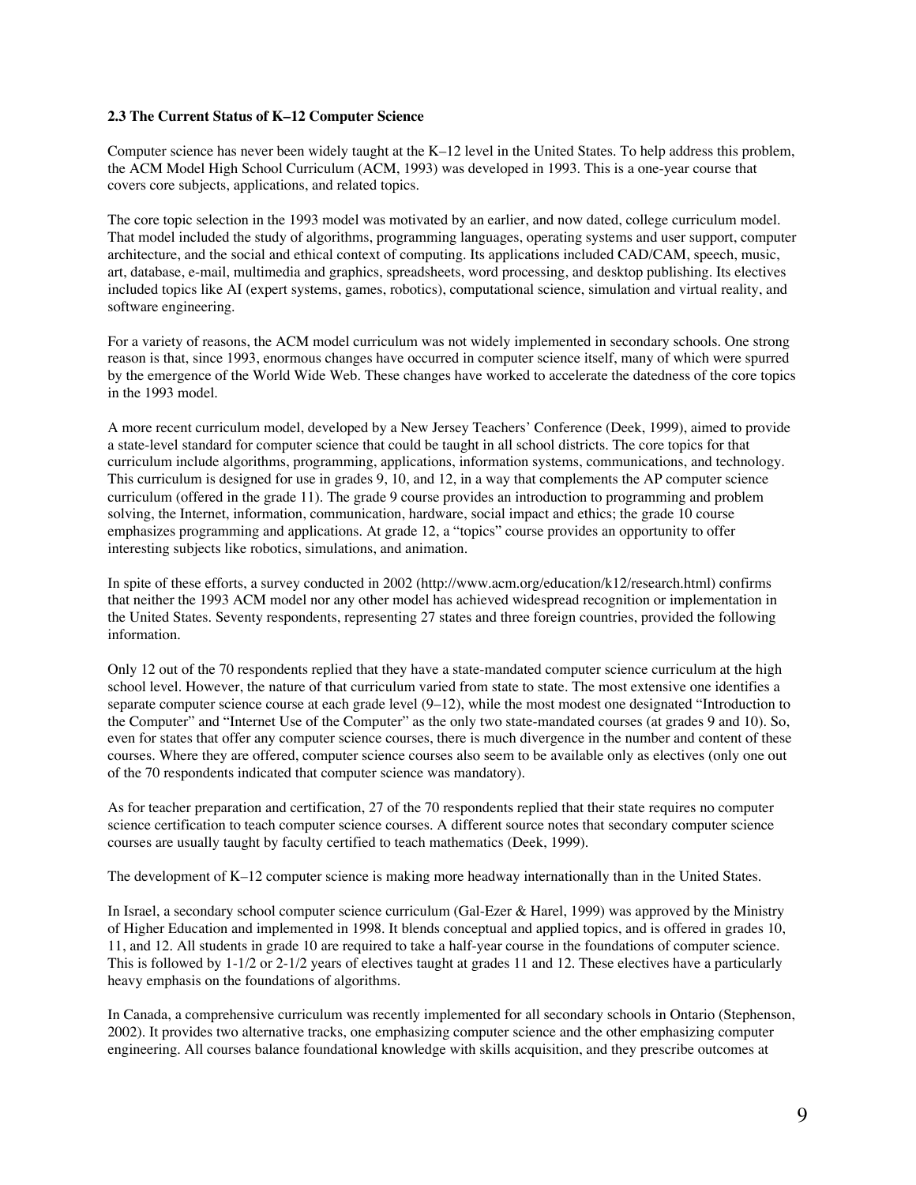### 2.3 The Current Status of K–12 Computer Science

Computer science has never been widely taught at the K–12 level in the United States. To help address this problem, the ACM Model High School Curriculum (ACM, 1993) was developed in 1993. This is a one-year course that covers core subjects, applications, and related topics.

The core topic selection in the 1993 model was motivated by an earlier, and now dated, college curriculum model. That model included the study of algorithms, programming languages, operating systems and user support, computer architecture, and the social and ethical context of computing. Its applications included CAD/CAM, speech, music, art, database, e-mail, multimedia and graphics, spreadsheets, word processing, and desktop publishing. Its electives included topics like AI (expert systems, games, robotics), computational science, simulation and virtual reality, and software engineering.

For a variety of reasons, the ACM model curriculum was not widely implemented in secondary schools. One strong reason is that, since 1993, enormous changes have occurred in computer science itself, many of which were spurred by the emergence of the World Wide Web. These changes have worked to accelerate the datedness of the core topics in the 1993 model.

A more recent curriculum model, developed by a New Jersey Teachers' Conference (Deek, 1999), aimed to provide a state-level standard for computer science that could be taught in all school districts. The core topics for that curriculum include algorithms, programming, applications, information systems, communications, and technology. This curriculum is designed for use in grades 9, 10, and 12, in a way that complements the AP computer science curriculum (offered in the grade 11). The grade 9 course provides an introduction to programming and problem solving, the Internet, information, communication, hardware, social impact and ethics; the grade 10 course emphasizes programming and applications. At grade 12, a "topics" course provides an opportunity to offer interesting subjects like robotics, simulations, and animation.

In spite of these efforts, a survey conducted in 2002 (http://www.acm.org/education/k12/research.html) confirms that neither the 1993 ACM model nor any other model has achieved widespread recognition or implementation in the United States. Seventy respondents, representing 27 states and three foreign countries, provided the following information.

Only 12 out of the 70 respondents replied that they have a state-mandated computer science curriculum at the high school level. However, the nature of that curriculum varied from state to state. The most extensive one identifies a separate computer science course at each grade level (9–12), while the most modest one designated "Introduction to the Computer" and "Internet Use of the Computer" as the only two state-mandated courses (at grades 9 and 10). So, even for states that offer any computer science courses, there is much divergence in the number and content of these courses. Where they are offered, computer science courses also seem to be available only as electives (only one out of the 70 respondents indicated that computer science was mandatory).

As for teacher preparation and certification, 27 of the 70 respondents replied that their state requires no computer science certification to teach computer science courses. A different source notes that secondary computer science courses are usually taught by faculty certified to teach mathematics (Deek, 1999).

The development of K–12 computer science is making more headway internationally than in the United States.

In Israel, a secondary school computer science curriculum (Gal-Ezer & Harel, 1999) was approved by the Ministry of Higher Education and implemented in 1998. It blends conceptual and applied topics, and is offered in grades 10, 11, and 12. All students in grade 10 are required to take a half-year course in the foundations of computer science. This is followed by 1-1/2 or 2-1/2 years of electives taught at grades 11 and 12. These electives have a particularly heavy emphasis on the foundations of algorithms.

In Canada, a comprehensive curriculum was recently implemented for all secondary schools in Ontario (Stephenson, 2002). It provides two alternative tracks, one emphasizing computer science and the other emphasizing computer engineering. All courses balance foundational knowledge with skills acquisition, and they prescribe outcomes at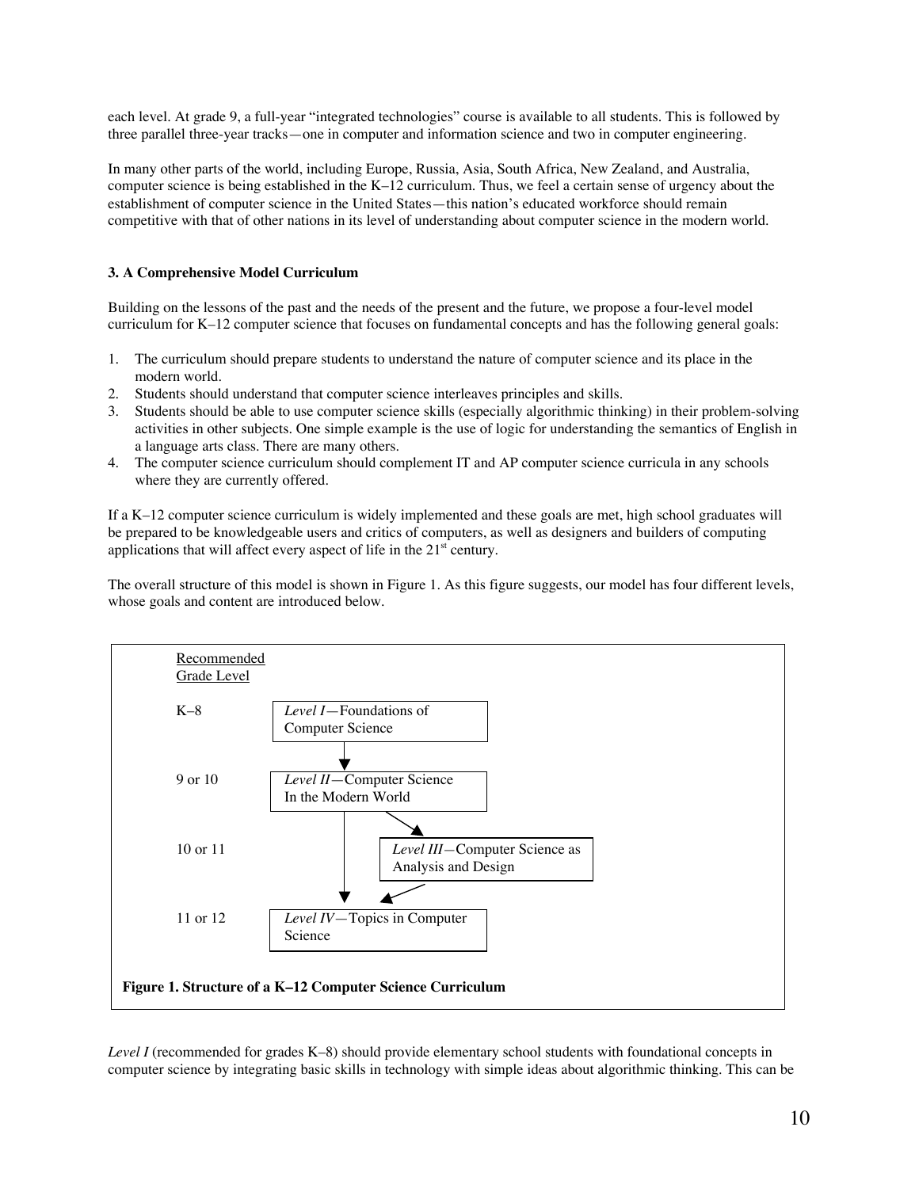each level. At grade 9, a full-year "integrated technologies" course is available to all students. This is followed by three parallel three-year tracks—one in computer and information science and two in computer engineering.

In many other parts of the world, including Europe, Russia, Asia, South Africa, New Zealand, and Australia, computer science is being established in the K–12 curriculum. Thus, we feel a certain sense of urgency about the establishment of computer science in the United States—this nation's educated workforce should remain competitive with that of other nations in its level of understanding about computer science in the modern world.

### 3. A Comprehensive Model Curriculum

Building on the lessons of the past and the needs of the present and the future, we propose a four-level model curriculum for K–12 computer science that focuses on fundamental concepts and has the following general goals:

1. The curriculum should prepare students to understand the nature of computer science and its place in the modern world.
2. Students should understand that computer science interleaves principles and skills.
3. Students should be able to use computer science skills (especially algorithmic thinking) in their problem-solving activities in other subjects. One simple example is the use of logic for understanding the semantics of English in a language arts class. There are many others.
4. The computer science curriculum should complement IT and AP computer science curricula in any schools where they are currently offered.

If a K–12 computer science curriculum is widely implemented and these goals are met, high school graduates will be prepared to be knowledgeable users and critics of computers, as well as designers and builders of computing applications that will affect every aspect of life in the 21st century.

The overall structure of this model is shown in Figure 1. As this figure suggests, our model has four different levels, whose goals and content are introduced below.

| Recommended Grade Level | |
|---|---|
| K–8 | *Level I*—Foundations of Computer Science |
| 9 or 10 | *Level II*—Computer Science In the Modern World |
| 10 or 11 | *Level III*—Computer Science as Analysis and Design |
| 11 or 12 | *Level IV*—Topics in Computer Science |

**Figure 1. Structure of a K–12 Computer Science Curriculum**

*Level I* (recommended for grades K–8) should provide elementary school students with foundational concepts in computer science by integrating basic skills in technology with simple ideas about algorithmic thinking. This can be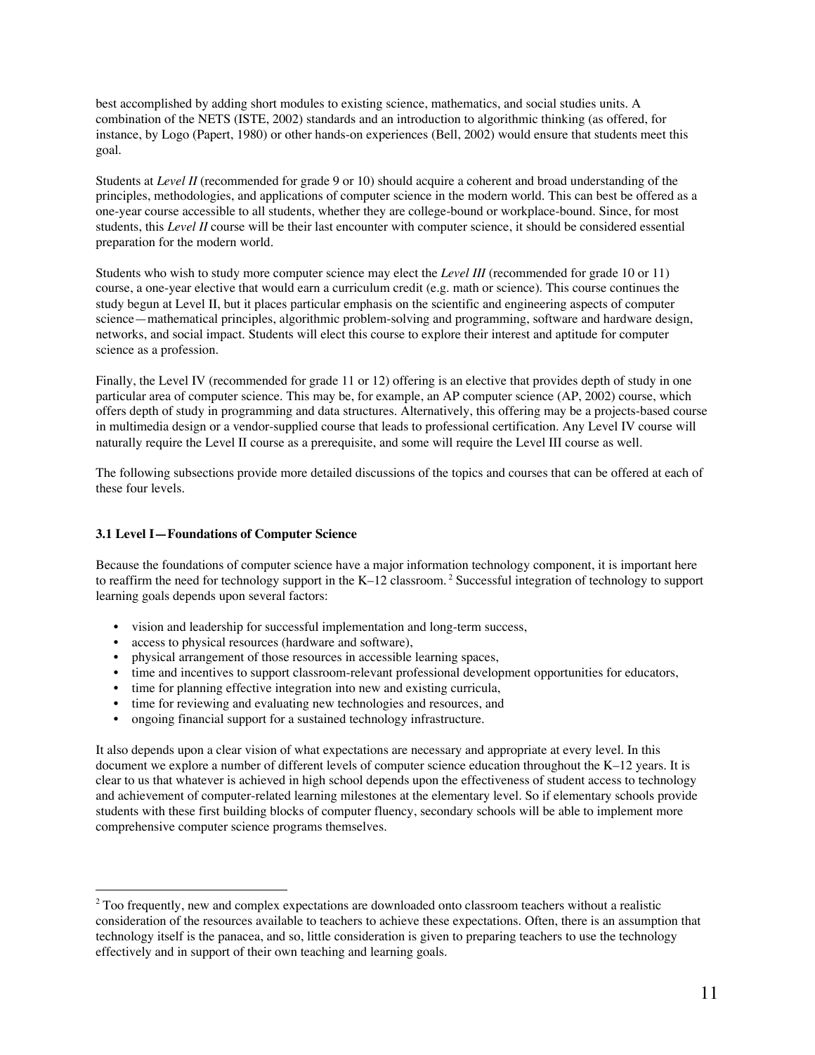best accomplished by adding short modules to existing science, mathematics, and social studies units. A combination of the NETS (ISTE, 2002) standards and an introduction to algorithmic thinking (as offered, for instance, by Logo (Papert, 1980) or other hands-on experiences (Bell, 2002) would ensure that students meet this goal.

Students at *Level II* (recommended for grade 9 or 10) should acquire a coherent and broad understanding of the principles, methodologies, and applications of computer science in the modern world. This can best be offered as a one-year course accessible to all students, whether they are college-bound or workplace-bound. Since, for most students, this *Level II* course will be their last encounter with computer science, it should be considered essential preparation for the modern world.

Students who wish to study more computer science may elect the *Level III* (recommended for grade 10 or 11) course, a one-year elective that would earn a curriculum credit (e.g. math or science). This course continues the study begun at Level II, but it places particular emphasis on the scientific and engineering aspects of computer science—mathematical principles, algorithmic problem-solving and programming, software and hardware design, networks, and social impact. Students will elect this course to explore their interest and aptitude for computer science as a profession.

Finally, the Level IV (recommended for grade 11 or 12) offering is an elective that provides depth of study in one particular area of computer science. This may be, for example, an AP computer science (AP, 2002) course, which offers depth of study in programming and data structures. Alternatively, this offering may be a projects-based course in multimedia design or a vendor-supplied course that leads to professional certification. Any Level IV course will naturally require the Level II course as a prerequisite, and some will require the Level III course as well.

The following subsections provide more detailed discussions of the topics and courses that can be offered at each of these four levels.

### 3.1 Level I—Foundations of Computer Science

Because the foundations of computer science have a major information technology component, it is important here to reaffirm the need for technology support in the K–12 classroom.[2] Successful integration of technology to support learning goals depends upon several factors:

- vision and leadership for successful implementation and long-term success,
- access to physical resources (hardware and software),
- physical arrangement of those resources in accessible learning spaces,
- time and incentives to support classroom-relevant professional development opportunities for educators,
- time for planning effective integration into new and existing curricula,
- time for reviewing and evaluating new technologies and resources, and
- ongoing financial support for a sustained technology infrastructure.

It also depends upon a clear vision of what expectations are necessary and appropriate at every level. In this document we explore a number of different levels of computer science education throughout the K–12 years. It is clear to us that whatever is achieved in high school depends upon the effectiveness of student access to technology and achievement of computer-related learning milestones at the elementary level. So if elementary schools provide students with these first building blocks of computer fluency, secondary schools will be able to implement more comprehensive computer science programs themselves.

---

[2] Too frequently, new and complex expectations are downloaded onto classroom teachers without a realistic consideration of the resources available to teachers to achieve these expectations. Often, there is an assumption that technology itself is the panacea, and so, little consideration is given to preparing teachers to use the technology effectively and in support of their own teaching and learning goals.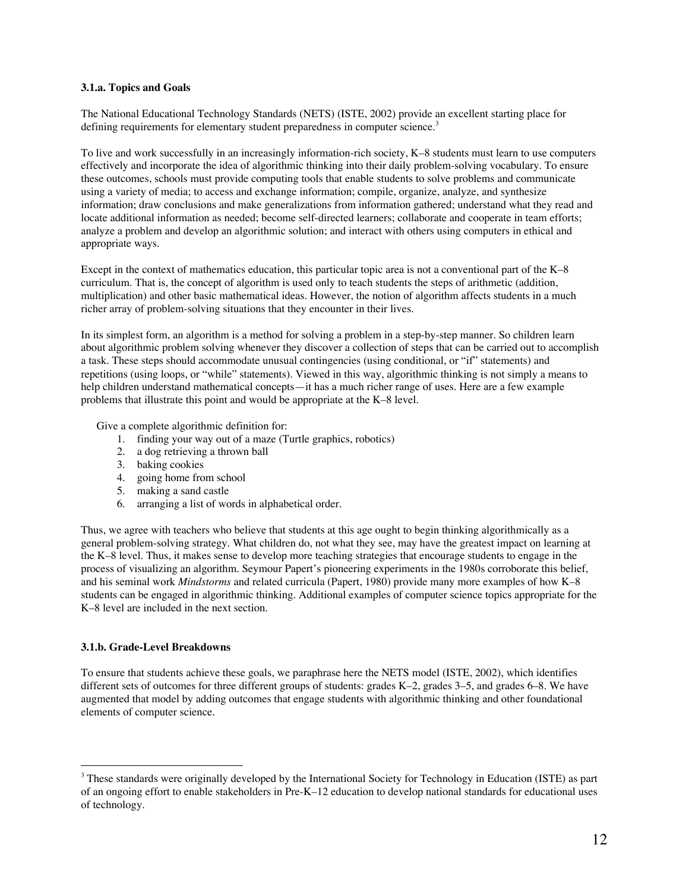### 3.1.a. Topics and Goals

The National Educational Technology Standards (NETS) (ISTE, 2002) provide an excellent starting place for defining requirements for elementary student preparedness in computer science.[3]

To live and work successfully in an increasingly information-rich society, K–8 students must learn to use computers effectively and incorporate the idea of algorithmic thinking into their daily problem-solving vocabulary. To ensure these outcomes, schools must provide computing tools that enable students to solve problems and communicate using a variety of media; to access and exchange information; compile, organize, analyze, and synthesize information; draw conclusions and make generalizations from information gathered; understand what they read and locate additional information as needed; become self-directed learners; collaborate and cooperate in team efforts; analyze a problem and develop an algorithmic solution; and interact with others using computers in ethical and appropriate ways.

Except in the context of mathematics education, this particular topic area is not a conventional part of the K–8 curriculum. That is, the concept of algorithm is used only to teach students the steps of arithmetic (addition, multiplication) and other basic mathematical ideas. However, the notion of algorithm affects students in a much richer array of problem-solving situations that they encounter in their lives.

In its simplest form, an algorithm is a method for solving a problem in a step-by-step manner. So children learn about algorithmic problem solving whenever they discover a collection of steps that can be carried out to accomplish a task. These steps should accommodate unusual contingencies (using conditional, or "if" statements) and repetitions (using loops, or "while" statements). Viewed in this way, algorithmic thinking is not simply a means to help children understand mathematical concepts—it has a much richer range of uses. Here are a few example problems that illustrate this point and would be appropriate at the K–8 level.

Give a complete algorithmic definition for:

1. finding your way out of a maze (Turtle graphics, robotics)
2. a dog retrieving a thrown ball
3. baking cookies
4. going home from school
5. making a sand castle
6. arranging a list of words in alphabetical order.

Thus, we agree with teachers who believe that students at this age ought to begin thinking algorithmically as a general problem-solving strategy. What children do, not what they see, may have the greatest impact on learning at the K–8 level. Thus, it makes sense to develop more teaching strategies that encourage students to engage in the process of visualizing an algorithm. Seymour Papert's pioneering experiments in the 1980s corroborate this belief, and his seminal work *Mindstorms* and related curricula (Papert, 1980) provide many more examples of how K–8 students can be engaged in algorithmic thinking. Additional examples of computer science topics appropriate for the K–8 level are included in the next section.

### 3.1.b. Grade-Level Breakdowns

To ensure that students achieve these goals, we paraphrase here the NETS model (ISTE, 2002), which identifies different sets of outcomes for three different groups of students: grades K–2, grades 3–5, and grades 6–8. We have augmented that model by adding outcomes that engage students with algorithmic thinking and other foundational elements of computer science.

---

[3] These standards were originally developed by the International Society for Technology in Education (ISTE) as part of an ongoing effort to enable stakeholders in Pre-K–12 education to develop national standards for educational uses of technology.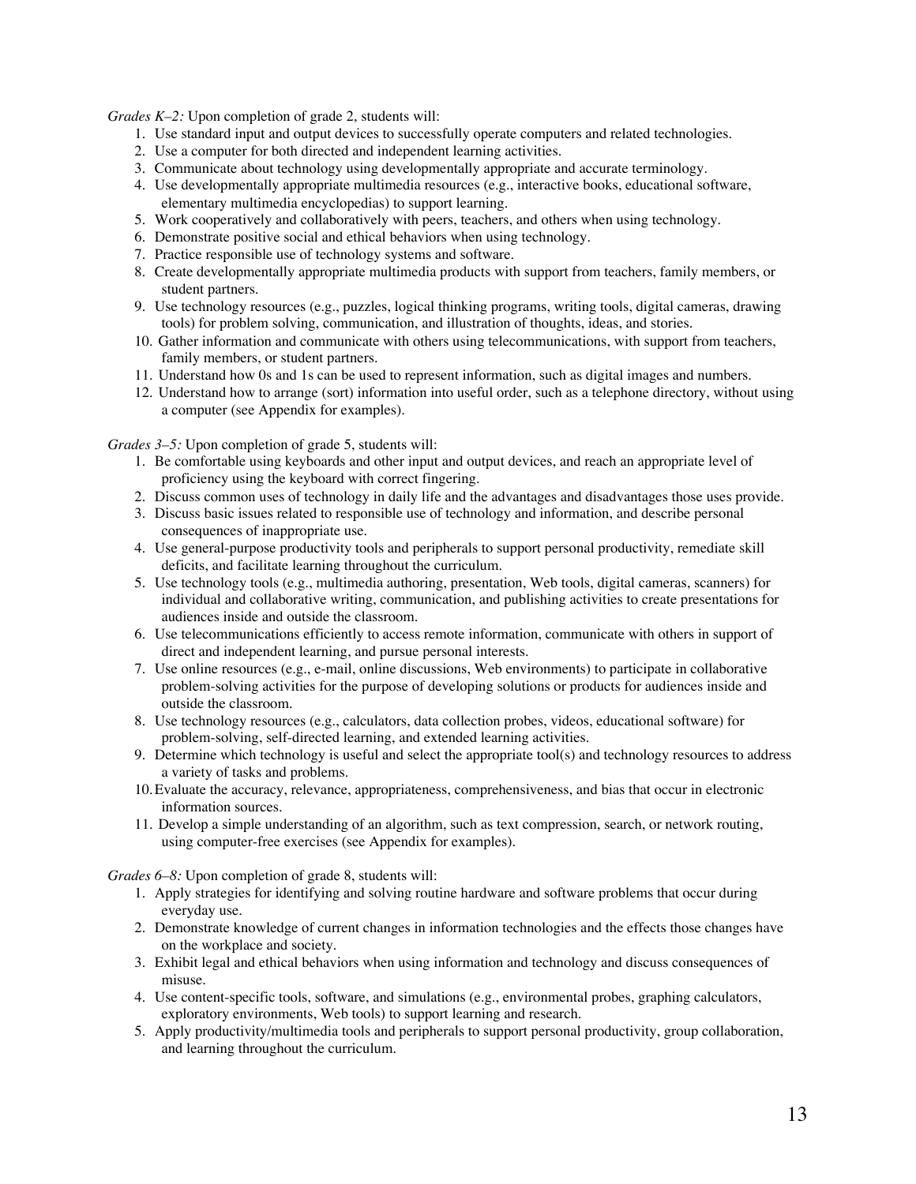*Grades K–2:* Upon completion of grade 2, students will:

1. Use standard input and output devices to successfully operate computers and related technologies.
2. Use a computer for both directed and independent learning activities.
3. Communicate about technology using developmentally appropriate and accurate terminology.
4. Use developmentally appropriate multimedia resources (e.g., interactive books, educational software, elementary multimedia encyclopedias) to support learning.
5. Work cooperatively and collaboratively with peers, teachers, and others when using technology.
6. Demonstrate positive social and ethical behaviors when using technology.
7. Practice responsible use of technology systems and software.
8. Create developmentally appropriate multimedia products with support from teachers, family members, or student partners.
9. Use technology resources (e.g., puzzles, logical thinking programs, writing tools, digital cameras, drawing tools) for problem solving, communication, and illustration of thoughts, ideas, and stories.
10. Gather information and communicate with others using telecommunications, with support from teachers, family members, or student partners.
11. Understand how 0s and 1s can be used to represent information, such as digital images and numbers.
12. Understand how to arrange (sort) information into useful order, such as a telephone directory, without using a computer (see Appendix for examples).

*Grades 3–5:* Upon completion of grade 5, students will:

1. Be comfortable using keyboards and other input and output devices, and reach an appropriate level of proficiency using the keyboard with correct fingering.
2. Discuss common uses of technology in daily life and the advantages and disadvantages those uses provide.
3. Discuss basic issues related to responsible use of technology and information, and describe personal consequences of inappropriate use.
4. Use general-purpose productivity tools and peripherals to support personal productivity, remediate skill deficits, and facilitate learning throughout the curriculum.
5. Use technology tools (e.g., multimedia authoring, presentation, Web tools, digital cameras, scanners) for individual and collaborative writing, communication, and publishing activities to create presentations for audiences inside and outside the classroom.
6. Use telecommunications efficiently to access remote information, communicate with others in support of direct and independent learning, and pursue personal interests.
7. Use online resources (e.g., e-mail, online discussions, Web environments) to participate in collaborative problem-solving activities for the purpose of developing solutions or products for audiences inside and outside the classroom.
8. Use technology resources (e.g., calculators, data collection probes, videos, educational software) for problem-solving, self-directed learning, and extended learning activities.
9. Determine which technology is useful and select the appropriate tool(s) and technology resources to address a variety of tasks and problems.
10. Evaluate the accuracy, relevance, appropriateness, comprehensiveness, and bias that occur in electronic information sources.
11. Develop a simple understanding of an algorithm, such as text compression, search, or network routing, using computer-free exercises (see Appendix for examples).

*Grades 6–8:* Upon completion of grade 8, students will:

1. Apply strategies for identifying and solving routine hardware and software problems that occur during everyday use.
2. Demonstrate knowledge of current changes in information technologies and the effects those changes have on the workplace and society.
3. Exhibit legal and ethical behaviors when using information and technology and discuss consequences of misuse.
4. Use content-specific tools, software, and simulations (e.g., environmental probes, graphing calculators, exploratory environments, Web tools) to support learning and research.
5. Apply productivity/multimedia tools and peripherals to support personal productivity, group collaboration, and learning throughout the curriculum.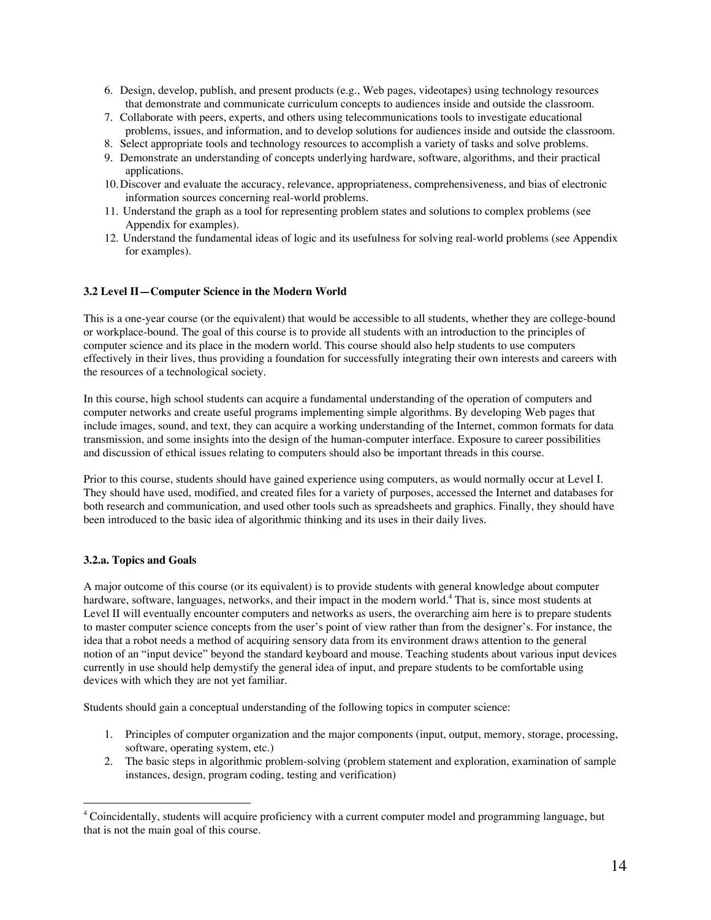6. Design, develop, publish, and present products (e.g., Web pages, videotapes) using technology resources that demonstrate and communicate curriculum concepts to audiences inside and outside the classroom.
7. Collaborate with peers, experts, and others using telecommunications tools to investigate educational problems, issues, and information, and to develop solutions for audiences inside and outside the classroom.
8. Select appropriate tools and technology resources to accomplish a variety of tasks and solve problems.
9. Demonstrate an understanding of concepts underlying hardware, software, algorithms, and their practical applications.
10. Discover and evaluate the accuracy, relevance, appropriateness, comprehensiveness, and bias of electronic information sources concerning real-world problems.
11. Understand the graph as a tool for representing problem states and solutions to complex problems (see Appendix for examples).
12. Understand the fundamental ideas of logic and its usefulness for solving real-world problems (see Appendix for examples).

### 3.2 Level II—Computer Science in the Modern World

This is a one-year course (or the equivalent) that would be accessible to all students, whether they are college-bound or workplace-bound. The goal of this course is to provide all students with an introduction to the principles of computer science and its place in the modern world. This course should also help students to use computers effectively in their lives, thus providing a foundation for successfully integrating their own interests and careers with the resources of a technological society.

In this course, high school students can acquire a fundamental understanding of the operation of computers and computer networks and create useful programs implementing simple algorithms. By developing Web pages that include images, sound, and text, they can acquire a working understanding of the Internet, common formats for data transmission, and some insights into the design of the human-computer interface. Exposure to career possibilities and discussion of ethical issues relating to computers should also be important threads in this course.

Prior to this course, students should have gained experience using computers, as would normally occur at Level I. They should have used, modified, and created files for a variety of purposes, accessed the Internet and databases for both research and communication, and used other tools such as spreadsheets and graphics. Finally, they should have been introduced to the basic idea of algorithmic thinking and its uses in their daily lives.

#### 3.2.a. Topics and Goals

A major outcome of this course (or its equivalent) is to provide students with general knowledge about computer hardware, software, languages, networks, and their impact in the modern world.[4] That is, since most students at Level II will eventually encounter computers and networks as users, the overarching aim here is to prepare students to master computer science concepts from the user's point of view rather than from the designer's. For instance, the idea that a robot needs a method of acquiring sensory data from its environment draws attention to the general notion of an "input device" beyond the standard keyboard and mouse. Teaching students about various input devices currently in use should help demystify the general idea of input, and prepare students to be comfortable using devices with which they are not yet familiar.

Students should gain a conceptual understanding of the following topics in computer science:

1. Principles of computer organization and the major components (input, output, memory, storage, processing, software, operating system, etc.)
2. The basic steps in algorithmic problem-solving (problem statement and exploration, examination of sample instances, design, program coding, testing and verification)

[4] Coincidentally, students will acquire proficiency with a current computer model and programming language, but that is not the main goal of this course.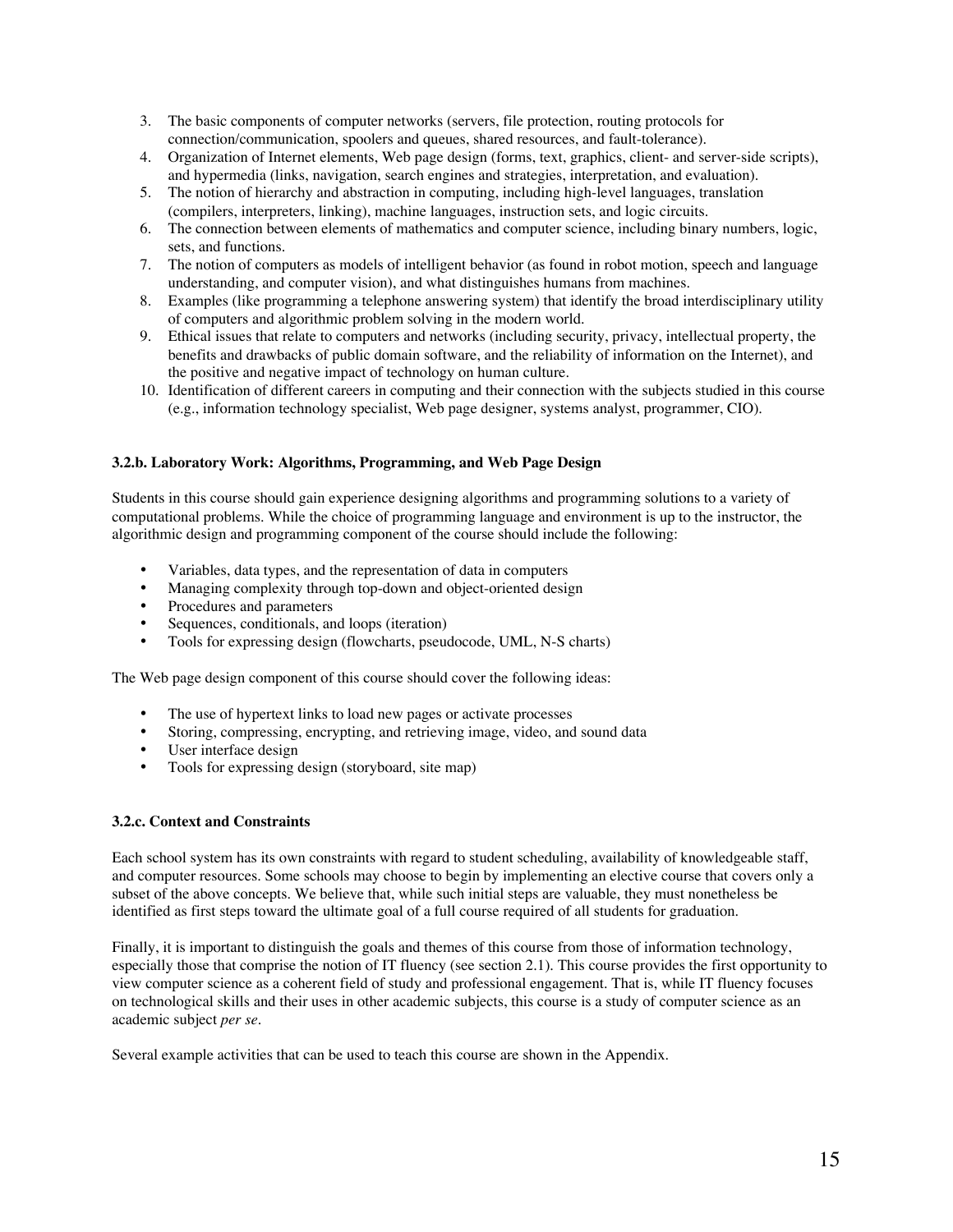3. The basic components of computer networks (servers, file protection, routing protocols for connection/communication, spoolers and queues, shared resources, and fault-tolerance).
4. Organization of Internet elements, Web page design (forms, text, graphics, client- and server-side scripts), and hypermedia (links, navigation, search engines and strategies, interpretation, and evaluation).
5. The notion of hierarchy and abstraction in computing, including high-level languages, translation (compilers, interpreters, linking), machine languages, instruction sets, and logic circuits.
6. The connection between elements of mathematics and computer science, including binary numbers, logic, sets, and functions.
7. The notion of computers as models of intelligent behavior (as found in robot motion, speech and language understanding, and computer vision), and what distinguishes humans from machines.
8. Examples (like programming a telephone answering system) that identify the broad interdisciplinary utility of computers and algorithmic problem solving in the modern world.
9. Ethical issues that relate to computers and networks (including security, privacy, intellectual property, the benefits and drawbacks of public domain software, and the reliability of information on the Internet), and the positive and negative impact of technology on human culture.
10. Identification of different careers in computing and their connection with the subjects studied in this course (e.g., information technology specialist, Web page designer, systems analyst, programmer, CIO).

### 3.2.b. Laboratory Work: Algorithms, Programming, and Web Page Design

Students in this course should gain experience designing algorithms and programming solutions to a variety of computational problems. While the choice of programming language and environment is up to the instructor, the algorithmic design and programming component of the course should include the following:

- Variables, data types, and the representation of data in computers
- Managing complexity through top-down and object-oriented design
- Procedures and parameters
- Sequences, conditionals, and loops (iteration)
- Tools for expressing design (flowcharts, pseudocode, UML, N-S charts)

The Web page design component of this course should cover the following ideas:

- The use of hypertext links to load new pages or activate processes
- Storing, compressing, encrypting, and retrieving image, video, and sound data
- User interface design
- Tools for expressing design (storyboard, site map)

### 3.2.c. Context and Constraints

Each school system has its own constraints with regard to student scheduling, availability of knowledgeable staff, and computer resources. Some schools may choose to begin by implementing an elective course that covers only a subset of the above concepts. We believe that, while such initial steps are valuable, they must nonetheless be identified as first steps toward the ultimate goal of a full course required of all students for graduation.

Finally, it is important to distinguish the goals and themes of this course from those of information technology, especially those that comprise the notion of IT fluency (see section 2.1). This course provides the first opportunity to view computer science as a coherent field of study and professional engagement. That is, while IT fluency focuses on technological skills and their uses in other academic subjects, this course is a study of computer science as an academic subject *per se*.

Several example activities that can be used to teach this course are shown in the Appendix.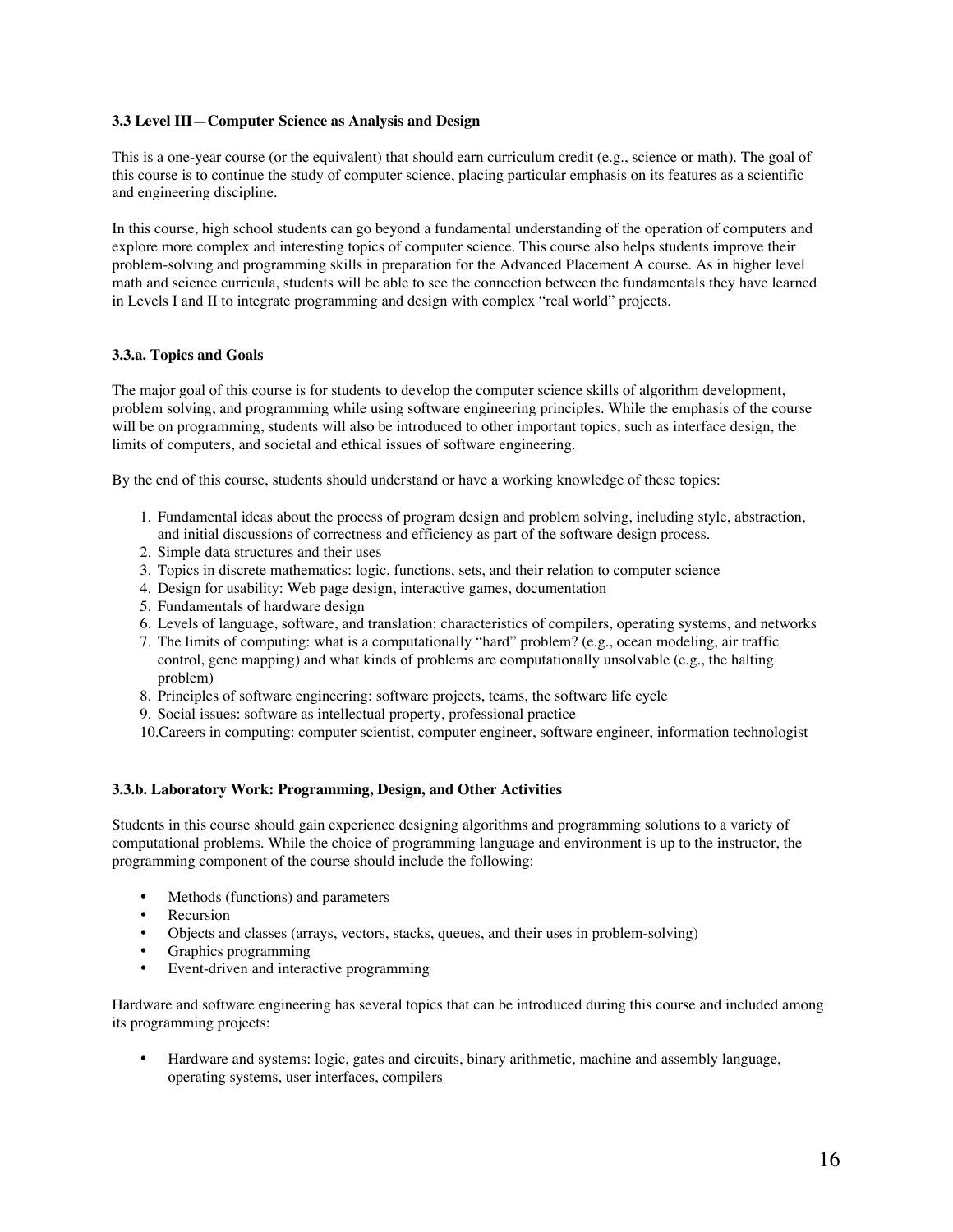### 3.3 Level III—Computer Science as Analysis and Design

This is a one-year course (or the equivalent) that should earn curriculum credit (e.g., science or math). The goal of this course is to continue the study of computer science, placing particular emphasis on its features as a scientific and engineering discipline.

In this course, high school students can go beyond a fundamental understanding of the operation of computers and explore more complex and interesting topics of computer science. This course also helps students improve their problem-solving and programming skills in preparation for the Advanced Placement A course. As in higher level math and science curricula, students will be able to see the connection between the fundamentals they have learned in Levels I and II to integrate programming and design with complex "real world" projects.

#### 3.3.a. Topics and Goals

The major goal of this course is for students to develop the computer science skills of algorithm development, problem solving, and programming while using software engineering principles. While the emphasis of the course will be on programming, students will also be introduced to other important topics, such as interface design, the limits of computers, and societal and ethical issues of software engineering.

By the end of this course, students should understand or have a working knowledge of these topics:

1. Fundamental ideas about the process of program design and problem solving, including style, abstraction, and initial discussions of correctness and efficiency as part of the software design process.
2. Simple data structures and their uses
3. Topics in discrete mathematics: logic, functions, sets, and their relation to computer science
4. Design for usability: Web page design, interactive games, documentation
5. Fundamentals of hardware design
6. Levels of language, software, and translation: characteristics of compilers, operating systems, and networks
7. The limits of computing: what is a computationally "hard" problem? (e.g., ocean modeling, air traffic control, gene mapping) and what kinds of problems are computationally unsolvable (e.g., the halting problem)
8. Principles of software engineering: software projects, teams, the software life cycle
9. Social issues: software as intellectual property, professional practice
10. Careers in computing: computer scientist, computer engineer, software engineer, information technologist

#### 3.3.b. Laboratory Work: Programming, Design, and Other Activities

Students in this course should gain experience designing algorithms and programming solutions to a variety of computational problems. While the choice of programming language and environment is up to the instructor, the programming component of the course should include the following:

- Methods (functions) and parameters
- Recursion
- Objects and classes (arrays, vectors, stacks, queues, and their uses in problem-solving)
- Graphics programming
- Event-driven and interactive programming

Hardware and software engineering has several topics that can be introduced during this course and included among its programming projects:

- Hardware and systems: logic, gates and circuits, binary arithmetic, machine and assembly language, operating systems, user interfaces, compilers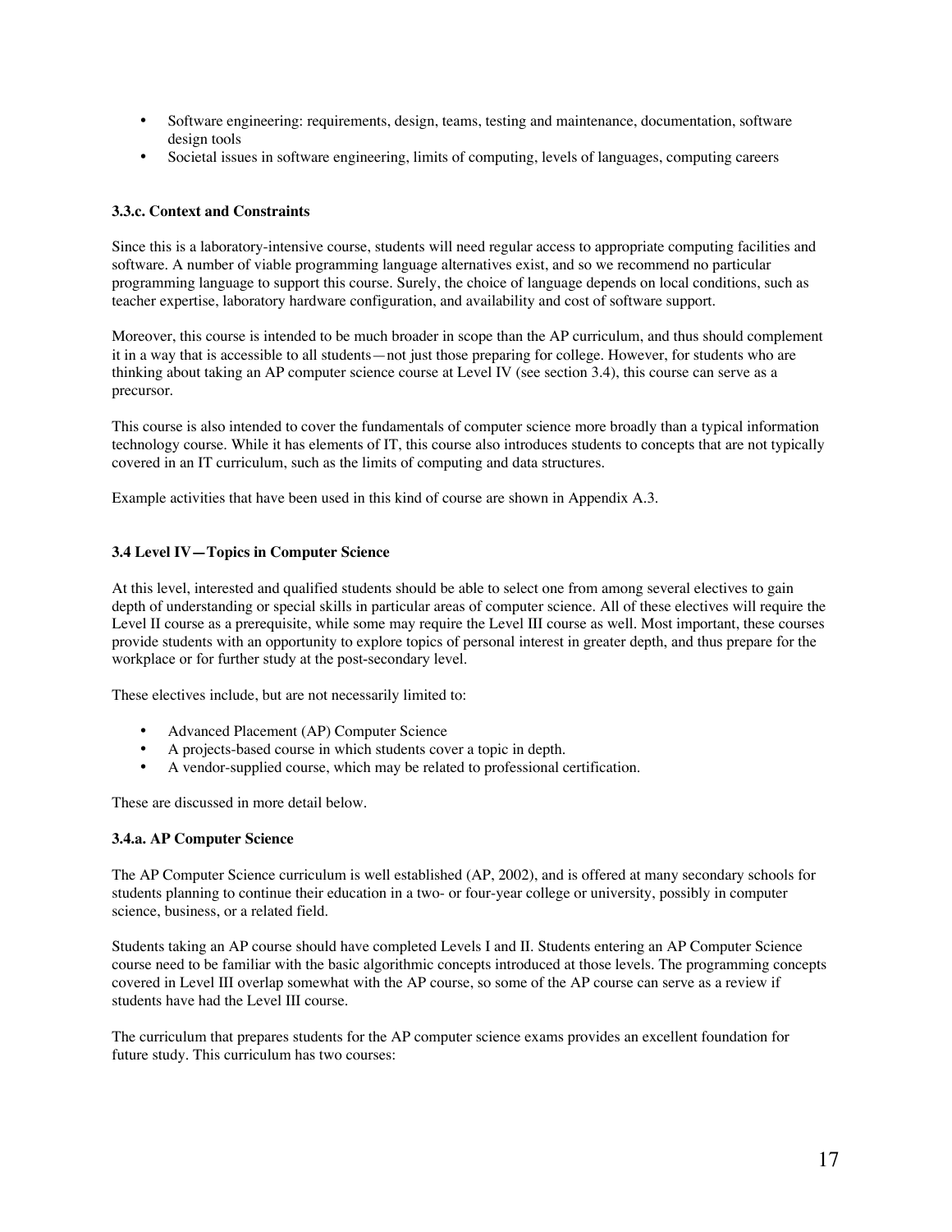- Software engineering: requirements, design, teams, testing and maintenance, documentation, software design tools
- Societal issues in software engineering, limits of computing, levels of languages, computing careers

#### 3.3.c. Context and Constraints

Since this is a laboratory-intensive course, students will need regular access to appropriate computing facilities and software. A number of viable programming language alternatives exist, and so we recommend no particular programming language to support this course. Surely, the choice of language depends on local conditions, such as teacher expertise, laboratory hardware configuration, and availability and cost of software support.

Moreover, this course is intended to be much broader in scope than the AP curriculum, and thus should complement it in a way that is accessible to all students—not just those preparing for college. However, for students who are thinking about taking an AP computer science course at Level IV (see section 3.4), this course can serve as a precursor.

This course is also intended to cover the fundamentals of computer science more broadly than a typical information technology course. While it has elements of IT, this course also introduces students to concepts that are not typically covered in an IT curriculum, such as the limits of computing and data structures.

Example activities that have been used in this kind of course are shown in Appendix A.3.

### 3.4 Level IV—Topics in Computer Science

At this level, interested and qualified students should be able to select one from among several electives to gain depth of understanding or special skills in particular areas of computer science. All of these electives will require the Level II course as a prerequisite, while some may require the Level III course as well. Most important, these courses provide students with an opportunity to explore topics of personal interest in greater depth, and thus prepare for the workplace or for further study at the post-secondary level.

These electives include, but are not necessarily limited to:

- Advanced Placement (AP) Computer Science
- A projects-based course in which students cover a topic in depth.
- A vendor-supplied course, which may be related to professional certification.

These are discussed in more detail below.

#### 3.4.a. AP Computer Science

The AP Computer Science curriculum is well established (AP, 2002), and is offered at many secondary schools for students planning to continue their education in a two- or four-year college or university, possibly in computer science, business, or a related field.

Students taking an AP course should have completed Levels I and II. Students entering an AP Computer Science course need to be familiar with the basic algorithmic concepts introduced at those levels. The programming concepts covered in Level III overlap somewhat with the AP course, so some of the AP course can serve as a review if students have had the Level III course.

The curriculum that prepares students for the AP computer science exams provides an excellent foundation for future study. This curriculum has two courses: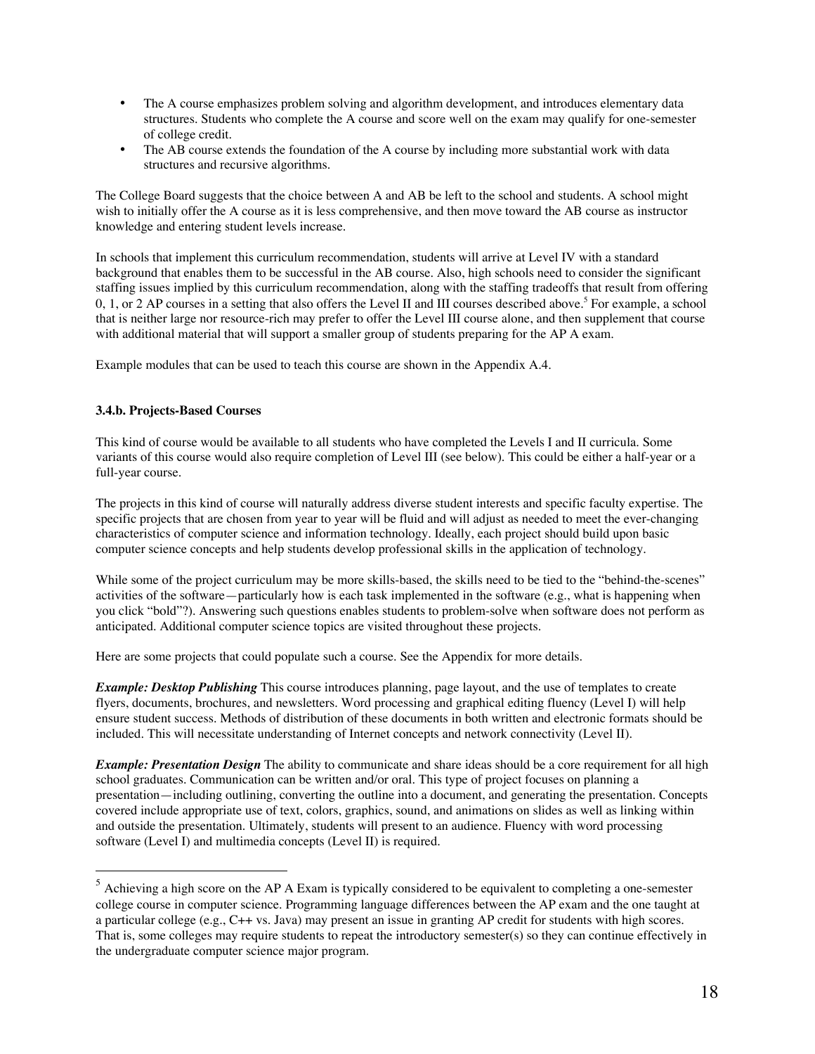- The A course emphasizes problem solving and algorithm development, and introduces elementary data structures. Students who complete the A course and score well on the exam may qualify for one-semester of college credit.
- The AB course extends the foundation of the A course by including more substantial work with data structures and recursive algorithms.

The College Board suggests that the choice between A and AB be left to the school and students. A school might wish to initially offer the A course as it is less comprehensive, and then move toward the AB course as instructor knowledge and entering student levels increase.

In schools that implement this curriculum recommendation, students will arrive at Level IV with a standard background that enables them to be successful in the AB course. Also, high schools need to consider the significant staffing issues implied by this curriculum recommendation, along with the staffing tradeoffs that result from offering 0, 1, or 2 AP courses in a setting that also offers the Level II and III courses described above.[5] For example, a school that is neither large nor resource-rich may prefer to offer the Level III course alone, and then supplement that course with additional material that will support a smaller group of students preparing for the AP A exam.

Example modules that can be used to teach this course are shown in the Appendix A.4.

**3.4.b. Projects-Based Courses**

This kind of course would be available to all students who have completed the Levels I and II curricula. Some variants of this course would also require completion of Level III (see below). This could be either a half-year or a full-year course.

The projects in this kind of course will naturally address diverse student interests and specific faculty expertise. The specific projects that are chosen from year to year will be fluid and will adjust as needed to meet the ever-changing characteristics of computer science and information technology. Ideally, each project should build upon basic computer science concepts and help students develop professional skills in the application of technology.

While some of the project curriculum may be more skills-based, the skills need to be tied to the "behind-the-scenes" activities of the software—particularly how is each task implemented in the software (e.g., what is happening when you click "bold"?). Answering such questions enables students to problem-solve when software does not perform as anticipated. Additional computer science topics are visited throughout these projects.

Here are some projects that could populate such a course. See the Appendix for more details.

***Example: Desktop Publishing*** This course introduces planning, page layout, and the use of templates to create flyers, documents, brochures, and newsletters. Word processing and graphical editing fluency (Level I) will help ensure student success. Methods of distribution of these documents in both written and electronic formats should be included. This will necessitate understanding of Internet concepts and network connectivity (Level II).

***Example: Presentation Design*** The ability to communicate and share ideas should be a core requirement for all high school graduates. Communication can be written and/or oral. This type of project focuses on planning a presentation—including outlining, converting the outline into a document, and generating the presentation. Concepts covered include appropriate use of text, colors, graphics, sound, and animations on slides as well as linking within and outside the presentation. Ultimately, students will present to an audience. Fluency with word processing software (Level I) and multimedia concepts (Level II) is required.

---

[5] Achieving a high score on the AP A Exam is typically considered to be equivalent to completing a one-semester college course in computer science. Programming language differences between the AP exam and the one taught at a particular college (e.g., C++ vs. Java) may present an issue in granting AP credit for students with high scores. That is, some colleges may require students to repeat the introductory semester(s) so they can continue effectively in the undergraduate computer science major program.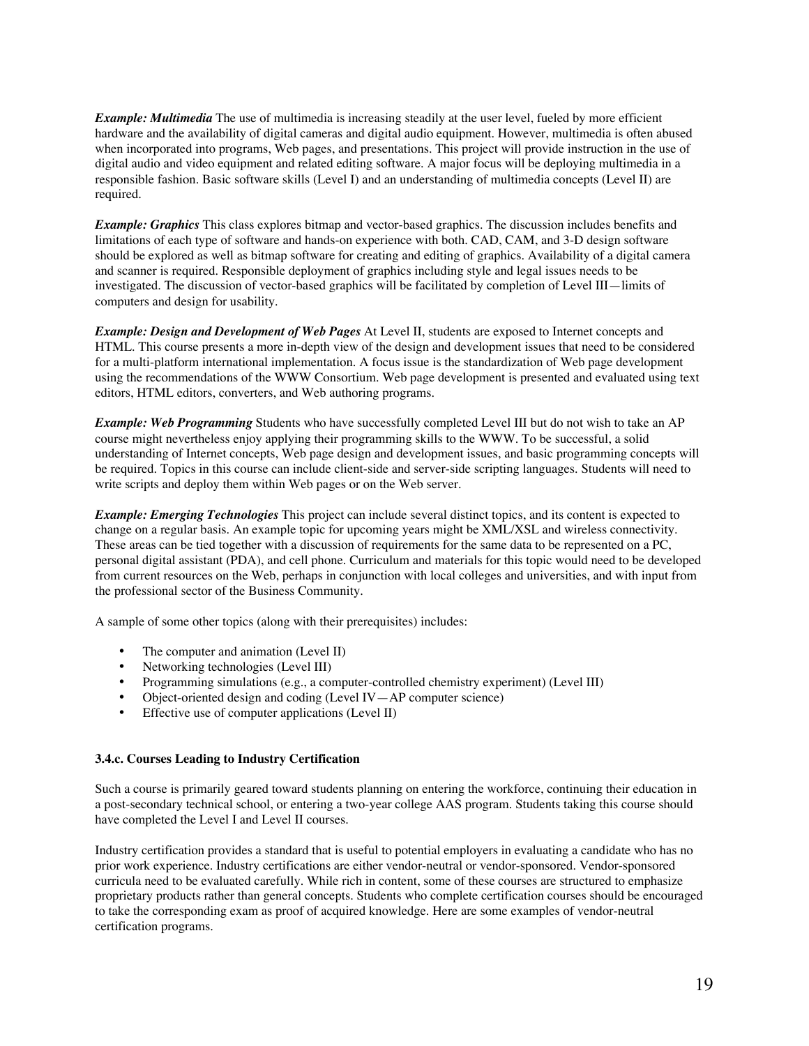***Example: Multimedia*** The use of multimedia is increasing steadily at the user level, fueled by more efficient hardware and the availability of digital cameras and digital audio equipment. However, multimedia is often abused when incorporated into programs, Web pages, and presentations. This project will provide instruction in the use of digital audio and video equipment and related editing software. A major focus will be deploying multimedia in a responsible fashion. Basic software skills (Level I) and an understanding of multimedia concepts (Level II) are required.

***Example: Graphics*** This class explores bitmap and vector-based graphics. The discussion includes benefits and limitations of each type of software and hands-on experience with both. CAD, CAM, and 3-D design software should be explored as well as bitmap software for creating and editing of graphics. Availability of a digital camera and scanner is required. Responsible deployment of graphics including style and legal issues needs to be investigated. The discussion of vector-based graphics will be facilitated by completion of Level III—limits of computers and design for usability.

***Example: Design and Development of Web Pages*** At Level II, students are exposed to Internet concepts and HTML. This course presents a more in-depth view of the design and development issues that need to be considered for a multi-platform international implementation. A focus issue is the standardization of Web page development using the recommendations of the WWW Consortium. Web page development is presented and evaluated using text editors, HTML editors, converters, and Web authoring programs.

***Example: Web Programming*** Students who have successfully completed Level III but do not wish to take an AP course might nevertheless enjoy applying their programming skills to the WWW. To be successful, a solid understanding of Internet concepts, Web page design and development issues, and basic programming concepts will be required. Topics in this course can include client-side and server-side scripting languages. Students will need to write scripts and deploy them within Web pages or on the Web server.

***Example: Emerging Technologies*** This project can include several distinct topics, and its content is expected to change on a regular basis. An example topic for upcoming years might be XML/XSL and wireless connectivity. These areas can be tied together with a discussion of requirements for the same data to be represented on a PC, personal digital assistant (PDA), and cell phone. Curriculum and materials for this topic would need to be developed from current resources on the Web, perhaps in conjunction with local colleges and universities, and with input from the professional sector of the Business Community.

A sample of some other topics (along with their prerequisites) includes:

- The computer and animation (Level II)
- Networking technologies (Level III)
- Programming simulations (e.g., a computer-controlled chemistry experiment) (Level III)
- Object-oriented design and coding (Level IV—AP computer science)
- Effective use of computer applications (Level II)

### 3.4.c. Courses Leading to Industry Certification

Such a course is primarily geared toward students planning on entering the workforce, continuing their education in a post-secondary technical school, or entering a two-year college AAS program. Students taking this course should have completed the Level I and Level II courses.

Industry certification provides a standard that is useful to potential employers in evaluating a candidate who has no prior work experience. Industry certifications are either vendor-neutral or vendor-sponsored. Vendor-sponsored curricula need to be evaluated carefully. While rich in content, some of these courses are structured to emphasize proprietary products rather than general concepts. Students who complete certification courses should be encouraged to take the corresponding exam as proof of acquired knowledge. Here are some examples of vendor-neutral certification programs.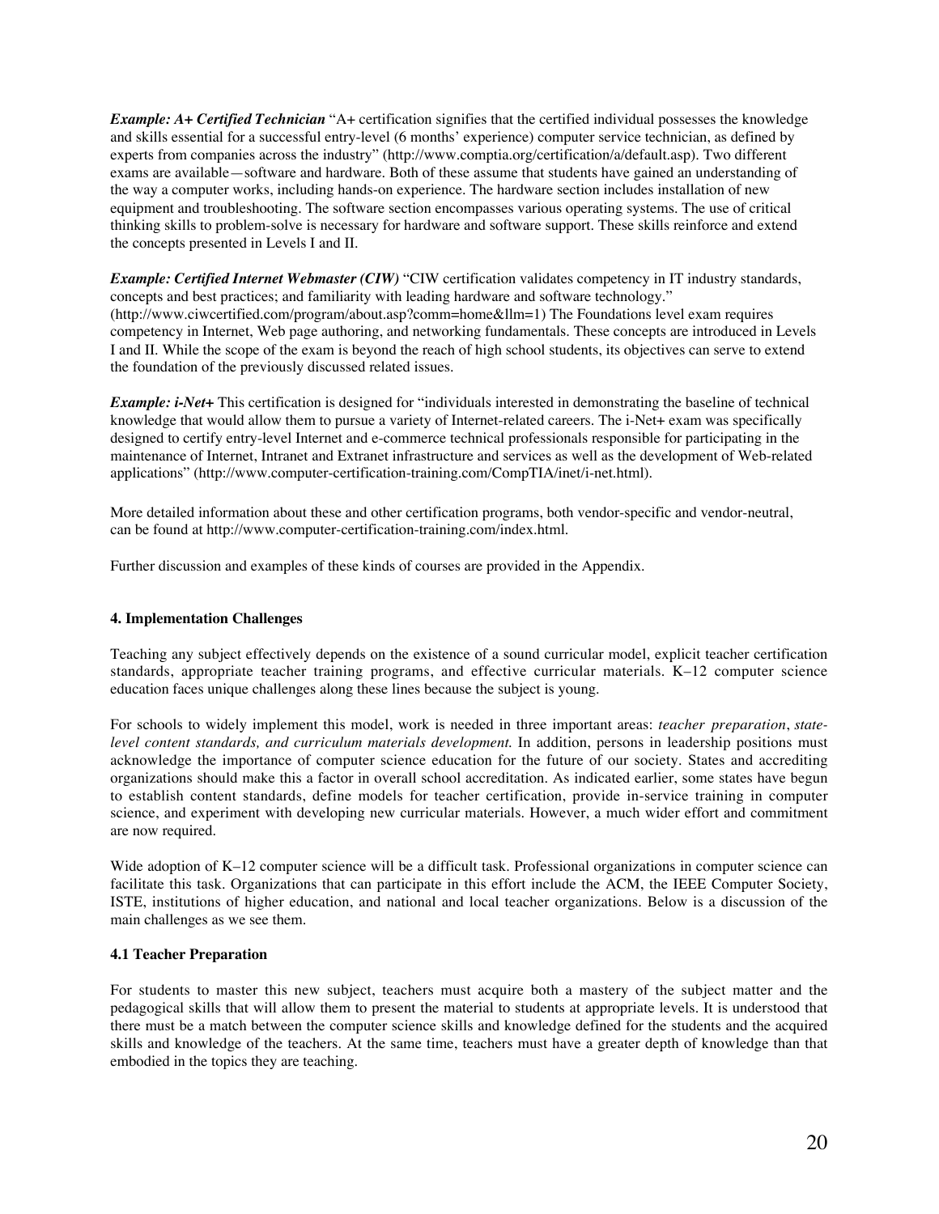***Example: A+ Certified Technician*** "A+ certification signifies that the certified individual possesses the knowledge and skills essential for a successful entry-level (6 months' experience) computer service technician, as defined by experts from companies across the industry" (http://www.comptia.org/certification/a/default.asp). Two different exams are available—software and hardware. Both of these assume that students have gained an understanding of the way a computer works, including hands-on experience. The hardware section includes installation of new equipment and troubleshooting. The software section encompasses various operating systems. The use of critical thinking skills to problem-solve is necessary for hardware and software support. These skills reinforce and extend the concepts presented in Levels I and II.

***Example: Certified Internet Webmaster (CIW)*** "CIW certification validates competency in IT industry standards, concepts and best practices; and familiarity with leading hardware and software technology." (http://www.ciwcertified.com/program/about.asp?comm=home&llm=1) The Foundations level exam requires competency in Internet, Web page authoring, and networking fundamentals. These concepts are introduced in Levels I and II. While the scope of the exam is beyond the reach of high school students, its objectives can serve to extend the foundation of the previously discussed related issues.

***Example: i-Net+*** This certification is designed for "individuals interested in demonstrating the baseline of technical knowledge that would allow them to pursue a variety of Internet-related careers. The i-Net+ exam was specifically designed to certify entry-level Internet and e-commerce technical professionals responsible for participating in the maintenance of Internet, Intranet and Extranet infrastructure and services as well as the development of Web-related applications" (http://www.computer-certification-training.com/CompTIA/inet/i-net.html).

More detailed information about these and other certification programs, both vendor-specific and vendor-neutral, can be found at http://www.computer-certification-training.com/index.html.

Further discussion and examples of these kinds of courses are provided in the Appendix.

## 4. Implementation Challenges

Teaching any subject effectively depends on the existence of a sound curricular model, explicit teacher certification standards, appropriate teacher training programs, and effective curricular materials. K–12 computer science education faces unique challenges along these lines because the subject is young.

For schools to widely implement this model, work is needed in three important areas: *teacher preparation*, *state-level content standards, and curriculum materials development.* In addition, persons in leadership positions must acknowledge the importance of computer science education for the future of our society. States and accrediting organizations should make this a factor in overall school accreditation. As indicated earlier, some states have begun to establish content standards, define models for teacher certification, provide in-service training in computer science, and experiment with developing new curricular materials. However, a much wider effort and commitment are now required.

Wide adoption of K–12 computer science will be a difficult task. Professional organizations in computer science can facilitate this task. Organizations that can participate in this effort include the ACM, the IEEE Computer Society, ISTE, institutions of higher education, and national and local teacher organizations. Below is a discussion of the main challenges as we see them.

### 4.1 Teacher Preparation

For students to master this new subject, teachers must acquire both a mastery of the subject matter and the pedagogical skills that will allow them to present the material to students at appropriate levels. It is understood that there must be a match between the computer science skills and knowledge defined for the students and the acquired skills and knowledge of the teachers. At the same time, teachers must have a greater depth of knowledge than that embodied in the topics they are teaching.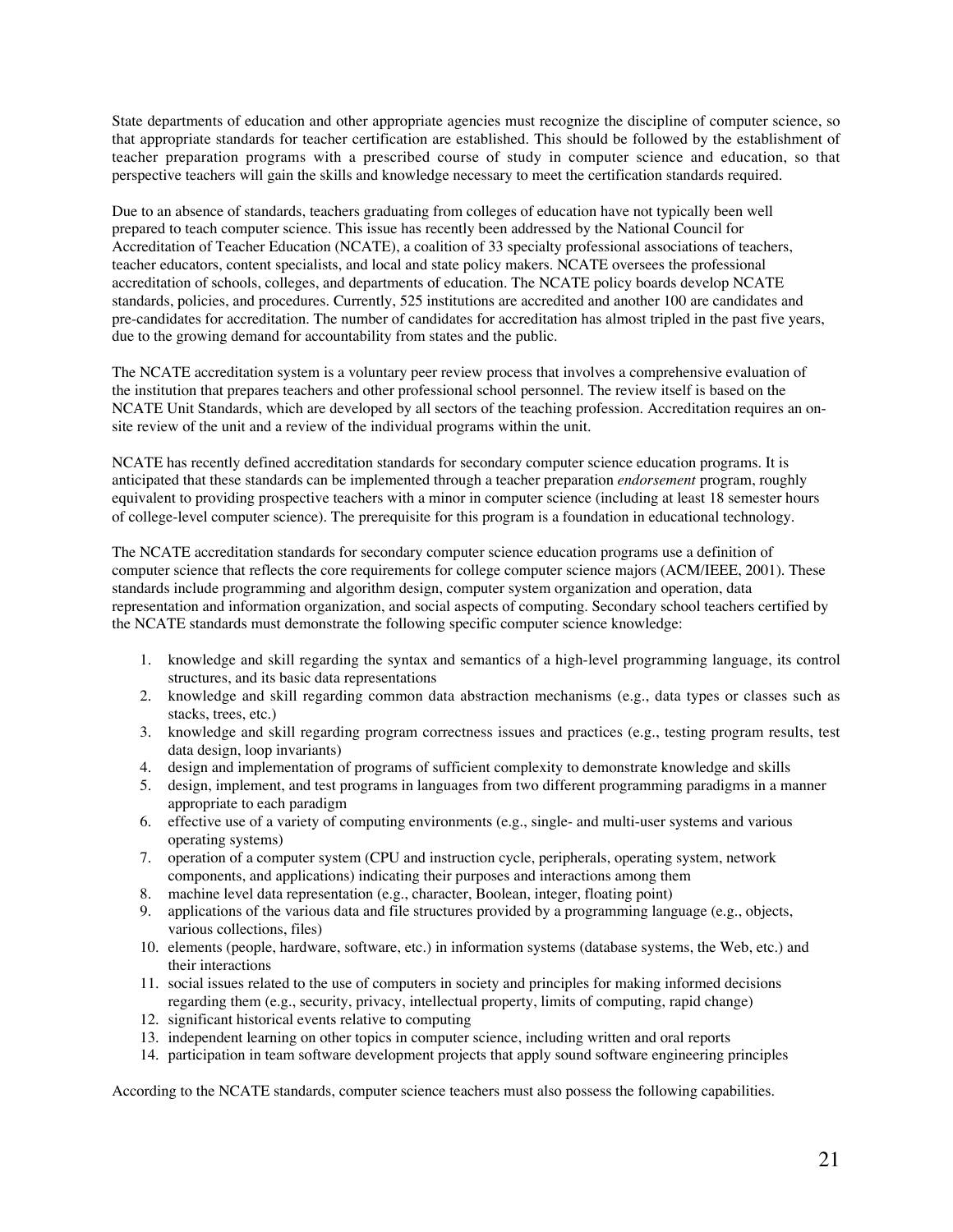State departments of education and other appropriate agencies must recognize the discipline of computer science, so that appropriate standards for teacher certification are established. This should be followed by the establishment of teacher preparation programs with a prescribed course of study in computer science and education, so that perspective teachers will gain the skills and knowledge necessary to meet the certification standards required.

Due to an absence of standards, teachers graduating from colleges of education have not typically been well prepared to teach computer science. This issue has recently been addressed by the National Council for Accreditation of Teacher Education (NCATE), a coalition of 33 specialty professional associations of teachers, teacher educators, content specialists, and local and state policy makers. NCATE oversees the professional accreditation of schools, colleges, and departments of education. The NCATE policy boards develop NCATE standards, policies, and procedures. Currently, 525 institutions are accredited and another 100 are candidates and pre-candidates for accreditation. The number of candidates for accreditation has almost tripled in the past five years, due to the growing demand for accountability from states and the public.

The NCATE accreditation system is a voluntary peer review process that involves a comprehensive evaluation of the institution that prepares teachers and other professional school personnel. The review itself is based on the NCATE Unit Standards, which are developed by all sectors of the teaching profession. Accreditation requires an on-site review of the unit and a review of the individual programs within the unit.

NCATE has recently defined accreditation standards for secondary computer science education programs. It is anticipated that these standards can be implemented through a teacher preparation *endorsement* program, roughly equivalent to providing prospective teachers with a minor in computer science (including at least 18 semester hours of college-level computer science). The prerequisite for this program is a foundation in educational technology.

The NCATE accreditation standards for secondary computer science education programs use a definition of computer science that reflects the core requirements for college computer science majors (ACM/IEEE, 2001). These standards include programming and algorithm design, computer system organization and operation, data representation and information organization, and social aspects of computing. Secondary school teachers certified by the NCATE standards must demonstrate the following specific computer science knowledge:

1. knowledge and skill regarding the syntax and semantics of a high-level programming language, its control structures, and its basic data representations
2. knowledge and skill regarding common data abstraction mechanisms (e.g., data types or classes such as stacks, trees, etc.)
3. knowledge and skill regarding program correctness issues and practices (e.g., testing program results, test data design, loop invariants)
4. design and implementation of programs of sufficient complexity to demonstrate knowledge and skills
5. design, implement, and test programs in languages from two different programming paradigms in a manner appropriate to each paradigm
6. effective use of a variety of computing environments (e.g., single- and multi-user systems and various operating systems)
7. operation of a computer system (CPU and instruction cycle, peripherals, operating system, network components, and applications) indicating their purposes and interactions among them
8. machine level data representation (e.g., character, Boolean, integer, floating point)
9. applications of the various data and file structures provided by a programming language (e.g., objects, various collections, files)
10. elements (people, hardware, software, etc.) in information systems (database systems, the Web, etc.) and their interactions
11. social issues related to the use of computers in society and principles for making informed decisions regarding them (e.g., security, privacy, intellectual property, limits of computing, rapid change)
12. significant historical events relative to computing
13. independent learning on other topics in computer science, including written and oral reports
14. participation in team software development projects that apply sound software engineering principles

According to the NCATE standards, computer science teachers must also possess the following capabilities.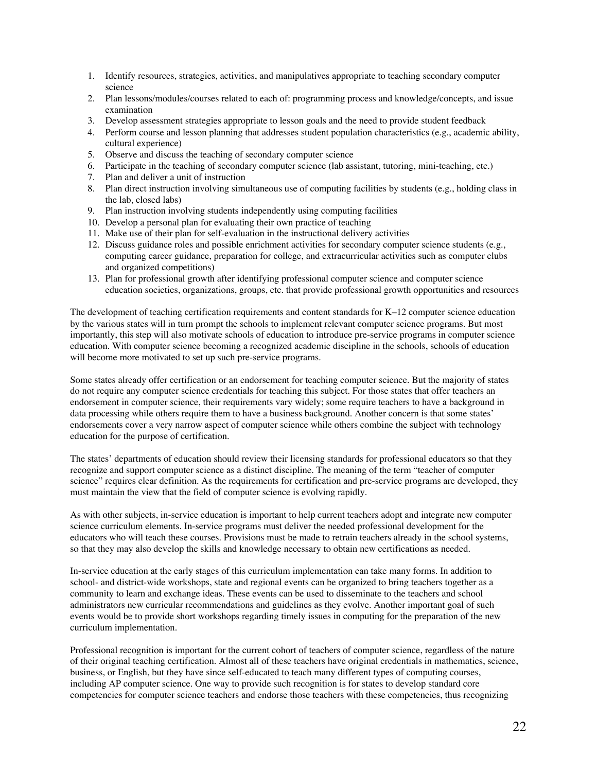1. Identify resources, strategies, activities, and manipulatives appropriate to teaching secondary computer science
2. Plan lessons/modules/courses related to each of: programming process and knowledge/concepts, and issue examination
3. Develop assessment strategies appropriate to lesson goals and the need to provide student feedback
4. Perform course and lesson planning that addresses student population characteristics (e.g., academic ability, cultural experience)
5. Observe and discuss the teaching of secondary computer science
6. Participate in the teaching of secondary computer science (lab assistant, tutoring, mini-teaching, etc.)
7. Plan and deliver a unit of instruction
8. Plan direct instruction involving simultaneous use of computing facilities by students (e.g., holding class in the lab, closed labs)
9. Plan instruction involving students independently using computing facilities
10. Develop a personal plan for evaluating their own practice of teaching
11. Make use of their plan for self-evaluation in the instructional delivery activities
12. Discuss guidance roles and possible enrichment activities for secondary computer science students (e.g., computing career guidance, preparation for college, and extracurricular activities such as computer clubs and organized competitions)
13. Plan for professional growth after identifying professional computer science and computer science education societies, organizations, groups, etc. that provide professional growth opportunities and resources

The development of teaching certification requirements and content standards for K–12 computer science education by the various states will in turn prompt the schools to implement relevant computer science programs. But most importantly, this step will also motivate schools of education to introduce pre-service programs in computer science education. With computer science becoming a recognized academic discipline in the schools, schools of education will become more motivated to set up such pre-service programs.

Some states already offer certification or an endorsement for teaching computer science. But the majority of states do not require any computer science credentials for teaching this subject. For those states that offer teachers an endorsement in computer science, their requirements vary widely; some require teachers to have a background in data processing while others require them to have a business background. Another concern is that some states' endorsements cover a very narrow aspect of computer science while others combine the subject with technology education for the purpose of certification.

The states' departments of education should review their licensing standards for professional educators so that they recognize and support computer science as a distinct discipline. The meaning of the term "teacher of computer science" requires clear definition. As the requirements for certification and pre-service programs are developed, they must maintain the view that the field of computer science is evolving rapidly.

As with other subjects, in-service education is important to help current teachers adopt and integrate new computer science curriculum elements. In-service programs must deliver the needed professional development for the educators who will teach these courses. Provisions must be made to retrain teachers already in the school systems, so that they may also develop the skills and knowledge necessary to obtain new certifications as needed.

In-service education at the early stages of this curriculum implementation can take many forms. In addition to school- and district-wide workshops, state and regional events can be organized to bring teachers together as a community to learn and exchange ideas. These events can be used to disseminate to the teachers and school administrators new curricular recommendations and guidelines as they evolve. Another important goal of such events would be to provide short workshops regarding timely issues in computing for the preparation of the new curriculum implementation.

Professional recognition is important for the current cohort of teachers of computer science, regardless of the nature of their original teaching certification. Almost all of these teachers have original credentials in mathematics, science, business, or English, but they have since self-educated to teach many different types of computing courses, including AP computer science. One way to provide such recognition is for states to develop standard core competencies for computer science teachers and endorse those teachers with these competencies, thus recognizing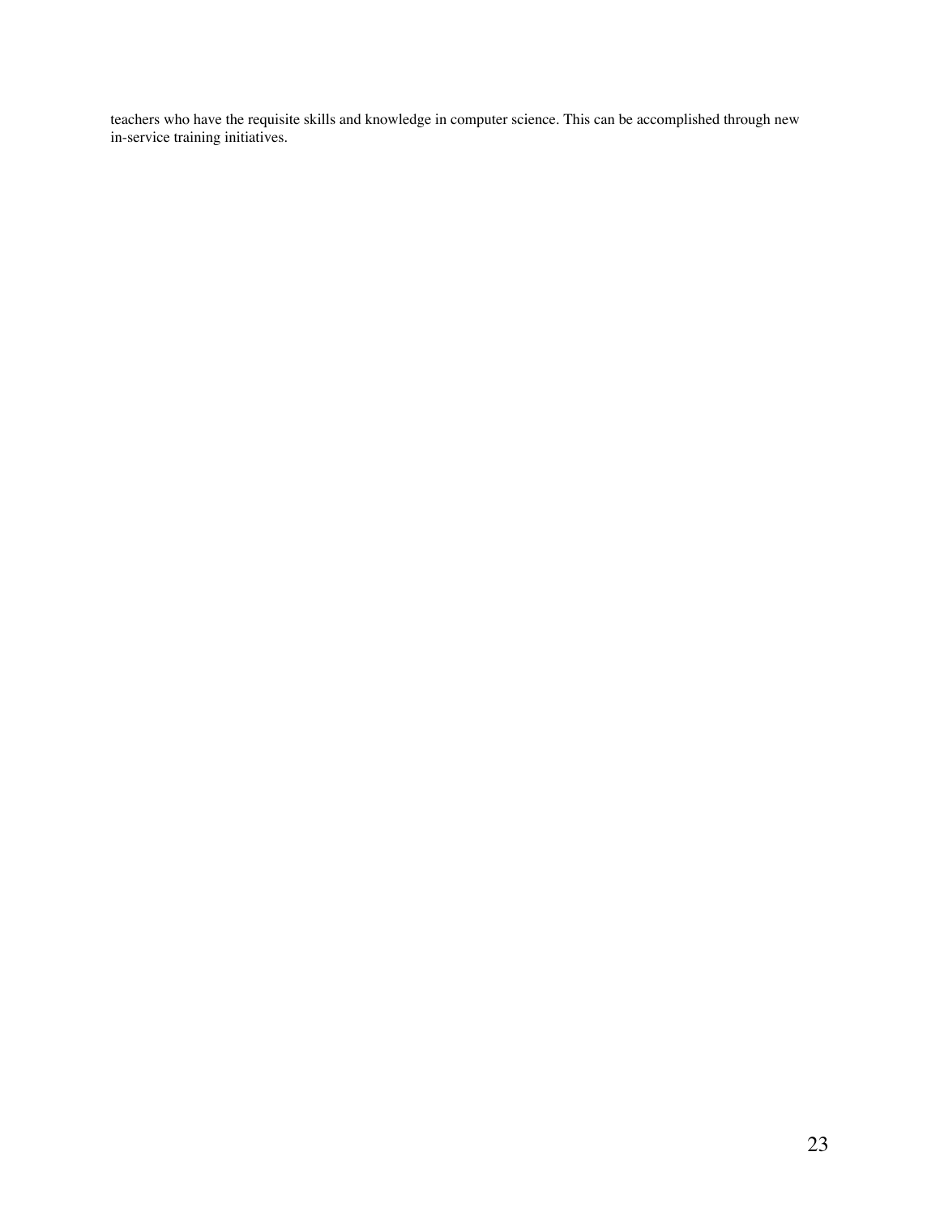teachers who have the requisite skills and knowledge in computer science. This can be accomplished through new in-service training initiatives.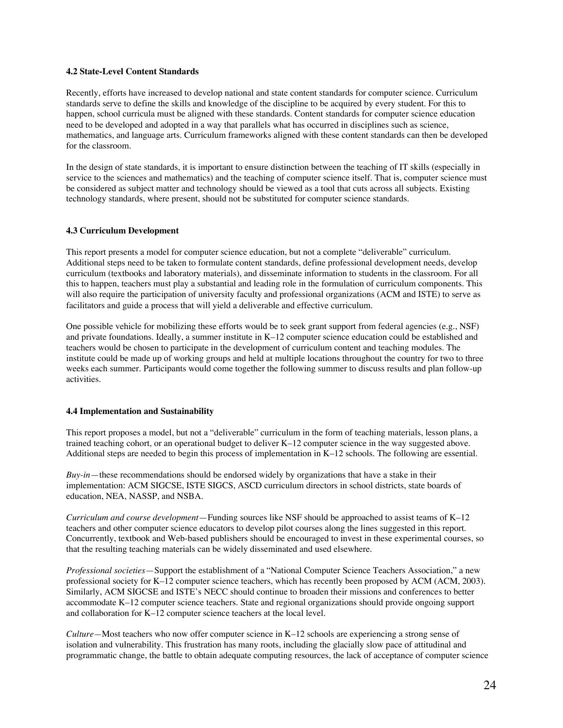### 4.2 State-Level Content Standards

Recently, efforts have increased to develop national and state content standards for computer science. Curriculum standards serve to define the skills and knowledge of the discipline to be acquired by every student. For this to happen, school curricula must be aligned with these standards. Content standards for computer science education need to be developed and adopted in a way that parallels what has occurred in disciplines such as science, mathematics, and language arts. Curriculum frameworks aligned with these content standards can then be developed for the classroom.

In the design of state standards, it is important to ensure distinction between the teaching of IT skills (especially in service to the sciences and mathematics) and the teaching of computer science itself. That is, computer science must be considered as subject matter and technology should be viewed as a tool that cuts across all subjects. Existing technology standards, where present, should not be substituted for computer science standards.

### 4.3 Curriculum Development

This report presents a model for computer science education, but not a complete "deliverable" curriculum. Additional steps need to be taken to formulate content standards, define professional development needs, develop curriculum (textbooks and laboratory materials), and disseminate information to students in the classroom. For all this to happen, teachers must play a substantial and leading role in the formulation of curriculum components. This will also require the participation of university faculty and professional organizations (ACM and ISTE) to serve as facilitators and guide a process that will yield a deliverable and effective curriculum.

One possible vehicle for mobilizing these efforts would be to seek grant support from federal agencies (e.g., NSF) and private foundations. Ideally, a summer institute in K–12 computer science education could be established and teachers would be chosen to participate in the development of curriculum content and teaching modules. The institute could be made up of working groups and held at multiple locations throughout the country for two to three weeks each summer. Participants would come together the following summer to discuss results and plan follow-up activities.

### 4.4 Implementation and Sustainability

This report proposes a model, but not a "deliverable" curriculum in the form of teaching materials, lesson plans, a trained teaching cohort, or an operational budget to deliver K–12 computer science in the way suggested above. Additional steps are needed to begin this process of implementation in K–12 schools. The following are essential.

*Buy-in*—these recommendations should be endorsed widely by organizations that have a stake in their implementation: ACM SIGCSE, ISTE SIGCS, ASCD curriculum directors in school districts, state boards of education, NEA, NASSP, and NSBA.

*Curriculum and course development*—Funding sources like NSF should be approached to assist teams of K–12 teachers and other computer science educators to develop pilot courses along the lines suggested in this report. Concurrently, textbook and Web-based publishers should be encouraged to invest in these experimental courses, so that the resulting teaching materials can be widely disseminated and used elsewhere.

*Professional societies*—Support the establishment of a "National Computer Science Teachers Association," a new professional society for K–12 computer science teachers, which has recently been proposed by ACM (ACM, 2003). Similarly, ACM SIGCSE and ISTE's NECC should continue to broaden their missions and conferences to better accommodate K–12 computer science teachers. State and regional organizations should provide ongoing support and collaboration for K–12 computer science teachers at the local level.

*Culture*—Most teachers who now offer computer science in K–12 schools are experiencing a strong sense of isolation and vulnerability. This frustration has many roots, including the glacially slow pace of attitudinal and programmatic change, the battle to obtain adequate computing resources, the lack of acceptance of computer science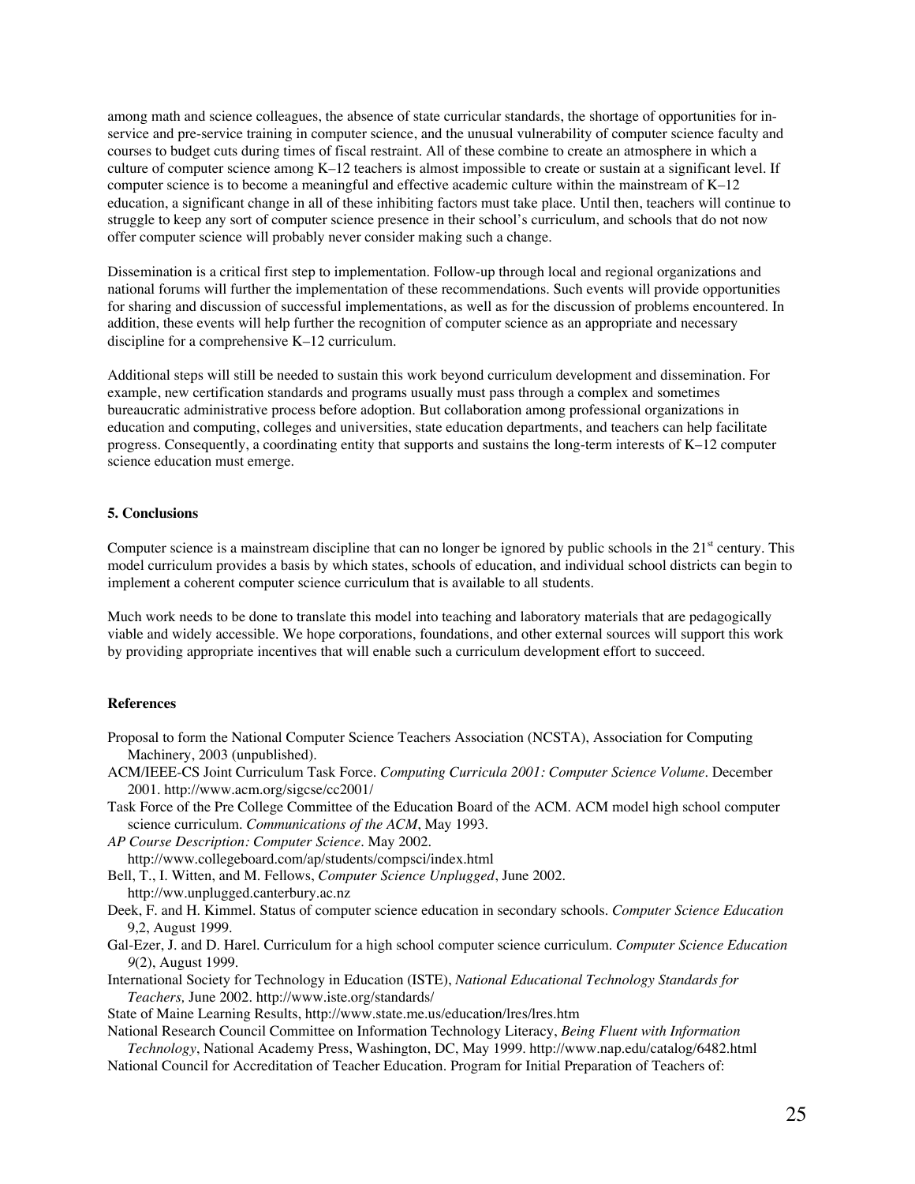among math and science colleagues, the absence of state curricular standards, the shortage of opportunities for in-service and pre-service training in computer science, and the unusual vulnerability of computer science faculty and courses to budget cuts during times of fiscal restraint. All of these combine to create an atmosphere in which a culture of computer science among K–12 teachers is almost impossible to create or sustain at a significant level. If computer science is to become a meaningful and effective academic culture within the mainstream of K–12 education, a significant change in all of these inhibiting factors must take place. Until then, teachers will continue to struggle to keep any sort of computer science presence in their school's curriculum, and schools that do not now offer computer science will probably never consider making such a change.

Dissemination is a critical first step to implementation. Follow-up through local and regional organizations and national forums will further the implementation of these recommendations. Such events will provide opportunities for sharing and discussion of successful implementations, as well as for the discussion of problems encountered. In addition, these events will help further the recognition of computer science as an appropriate and necessary discipline for a comprehensive K–12 curriculum.

Additional steps will still be needed to sustain this work beyond curriculum development and dissemination. For example, new certification standards and programs usually must pass through a complex and sometimes bureaucratic administrative process before adoption. But collaboration among professional organizations in education and computing, colleges and universities, state education departments, and teachers can help facilitate progress. Consequently, a coordinating entity that supports and sustains the long-term interests of K–12 computer science education must emerge.

## 5. Conclusions

Computer science is a mainstream discipline that can no longer be ignored by public schools in the 21st century. This model curriculum provides a basis by which states, schools of education, and individual school districts can begin to implement a coherent computer science curriculum that is available to all students.

Much work needs to be done to translate this model into teaching and laboratory materials that are pedagogically viable and widely accessible. We hope corporations, foundations, and other external sources will support this work by providing appropriate incentives that will enable such a curriculum development effort to succeed.

## References

Proposal to form the National Computer Science Teachers Association (NCSTA), Association for Computing Machinery, 2003 (unpublished).

ACM/IEEE-CS Joint Curriculum Task Force. *Computing Curricula 2001: Computer Science Volume*. December 2001. http://www.acm.org/sigcse/cc2001/

Task Force of the Pre College Committee of the Education Board of the ACM. ACM model high school computer science curriculum. *Communications of the ACM*, May 1993.

*AP Course Description: Computer Science*. May 2002. http://www.collegeboard.com/ap/students/compsci/index.html

Bell, T., I. Witten, and M. Fellows, *Computer Science Unplugged*, June 2002. http://ww.unplugged.canterbury.ac.nz

Deek, F. and H. Kimmel. Status of computer science education in secondary schools. *Computer Science Education* 9,2, August 1999.

Gal-Ezer, J. and D. Harel. Curriculum for a high school computer science curriculum. *Computer Science Education 9*(2), August 1999.

International Society for Technology in Education (ISTE), *National Educational Technology Standards for Teachers,* June 2002. http://www.iste.org/standards/

State of Maine Learning Results, http://www.state.me.us/education/lres/lres.htm

National Research Council Committee on Information Technology Literacy, *Being Fluent with Information Technology*, National Academy Press, Washington, DC, May 1999. http://www.nap.edu/catalog/6482.html

National Council for Accreditation of Teacher Education. Program for Initial Preparation of Teachers of: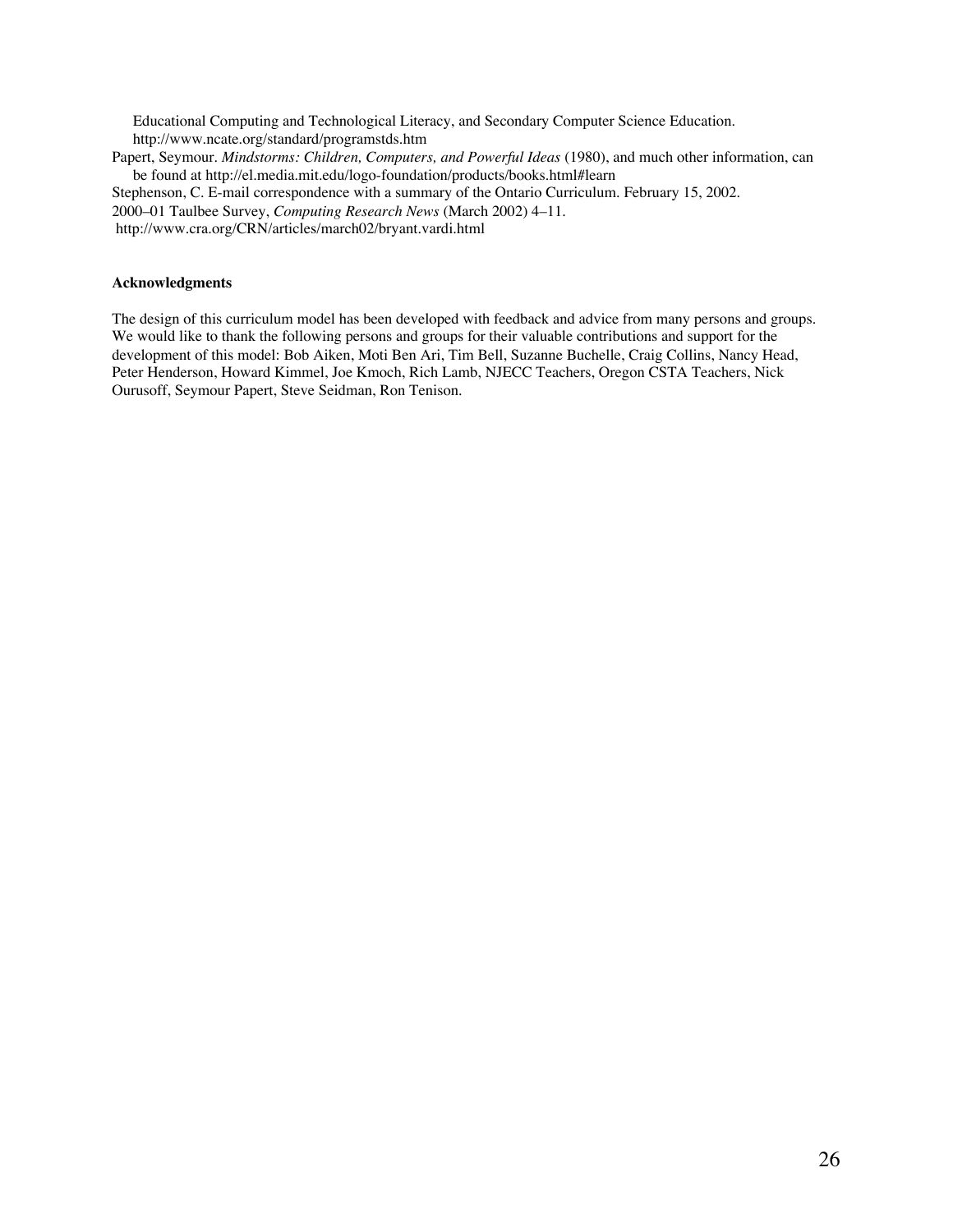Educational Computing and Technological Literacy, and Secondary Computer Science Education. http://www.ncate.org/standard/programstds.htm

Papert, Seymour. *Mindstorms: Children, Computers, and Powerful Ideas* (1980), and much other information, can be found at http://el.media.mit.edu/logo-foundation/products/books.html#learn

Stephenson, C. E-mail correspondence with a summary of the Ontario Curriculum. February 15, 2002.

2000–01 Taulbee Survey, *Computing Research News* (March 2002) 4–11. http://www.cra.org/CRN/articles/march02/bryant.vardi.html

**Acknowledgments**

The design of this curriculum model has been developed with feedback and advice from many persons and groups. We would like to thank the following persons and groups for their valuable contributions and support for the development of this model: Bob Aiken, Moti Ben Ari, Tim Bell, Suzanne Buchelle, Craig Collins, Nancy Head, Peter Henderson, Howard Kimmel, Joe Kmoch, Rich Lamb, NJECC Teachers, Oregon CSTA Teachers, Nick Ourusoff, Seymour Papert, Steve Seidman, Ron Tenison.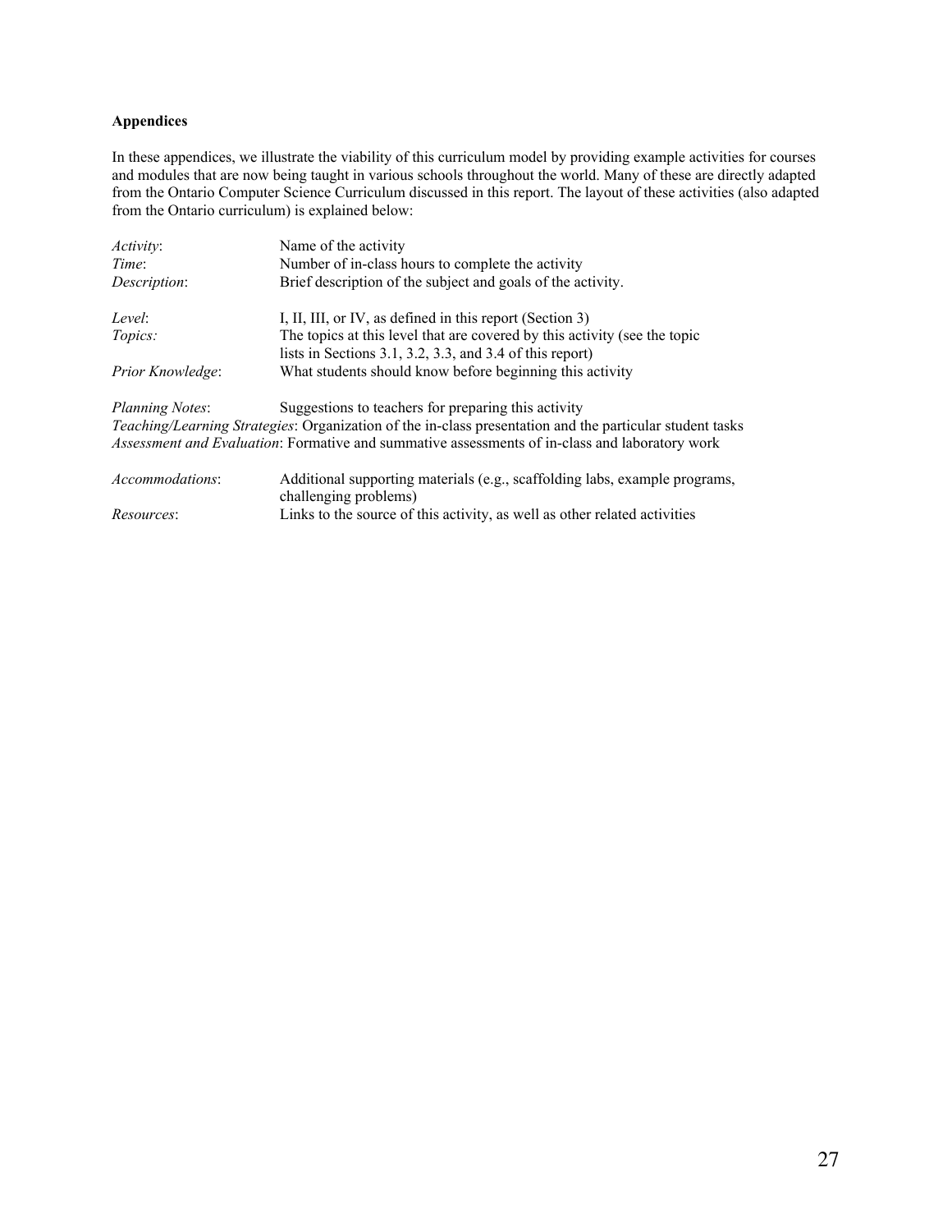**Appendices**

In these appendices, we illustrate the viability of this curriculum model by providing example activities for courses and modules that are now being taught in various schools throughout the world. Many of these are directly adapted from the Ontario Computer Science Curriculum discussed in this report. The layout of these activities (also adapted from the Ontario curriculum) is explained below:

| | |
|---|---|
| *Activity*: | Name of the activity |
| *Time*: | Number of in-class hours to complete the activity |
| *Description*: | Brief description of the subject and goals of the activity. |

| | |
|---|---|
| *Level*: | I, II, III, or IV, as defined in this report (Section 3) |
| *Topics:* | The topics at this level that are covered by this activity (see the topic lists in Sections 3.1, 3.2, 3.3, and 3.4 of this report) |
| *Prior Knowledge*: | What students should know before beginning this activity |

*Planning Notes*: Suggestions to teachers for preparing this activity

*Teaching/Learning Strategies*: Organization of the in-class presentation and the particular student tasks

*Assessment and Evaluation*: Formative and summative assessments of in-class and laboratory work

| | |
|---|---|
| *Accommodations*: | Additional supporting materials (e.g., scaffolding labs, example programs, challenging problems) |
| *Resources*: | Links to the source of this activity, as well as other related activities |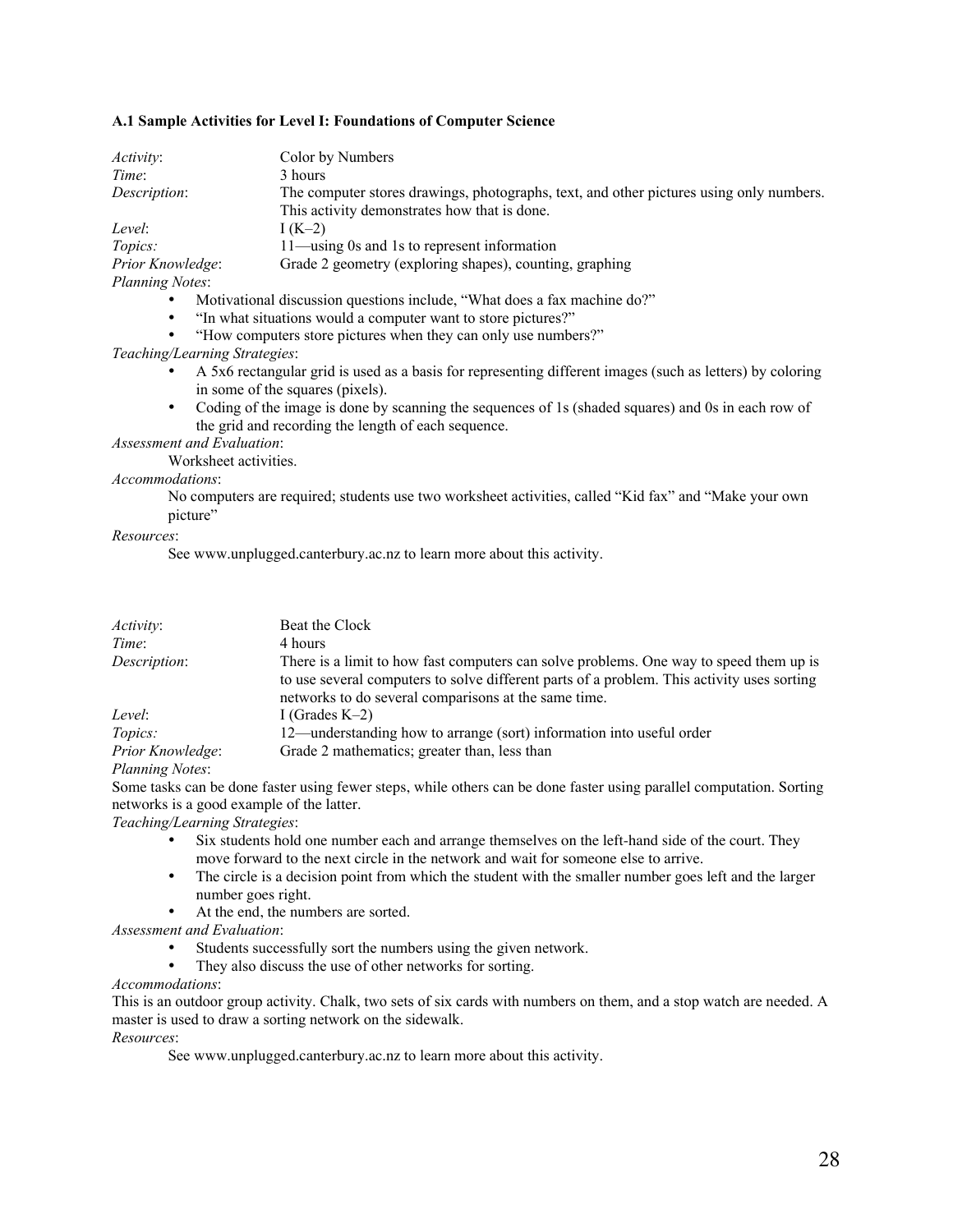### A.1 Sample Activities for Level I: Foundations of Computer Science

*Activity*: Color by Numbers
*Time*: 3 hours
*Description*: The computer stores drawings, photographs, text, and other pictures using only numbers. This activity demonstrates how that is done.
*Level*: I (K–2)
*Topics:* 11—using 0s and 1s to represent information
*Prior Knowledge*: Grade 2 geometry (exploring shapes), counting, graphing
*Planning Notes*:

- Motivational discussion questions include, "What does a fax machine do?"
- "In what situations would a computer want to store pictures?"
- "How computers store pictures when they can only use numbers?"

*Teaching/Learning Strategies*:

- A 5x6 rectangular grid is used as a basis for representing different images (such as letters) by coloring in some of the squares (pixels).
- Coding of the image is done by scanning the sequences of 1s (shaded squares) and 0s in each row of the grid and recording the length of each sequence.

*Assessment and Evaluation*:

Worksheet activities.

*Accommodations*:

No computers are required; students use two worksheet activities, called "Kid fax" and "Make your own picture"

*Resources*:

See www.unplugged.canterbury.ac.nz to learn more about this activity.

*Activity*: Beat the Clock
*Time*: 4 hours
*Description*: There is a limit to how fast computers can solve problems. One way to speed them up is to use several computers to solve different parts of a problem. This activity uses sorting networks to do several comparisons at the same time.
*Level*: I (Grades K–2)
*Topics:* 12—understanding how to arrange (sort) information into useful order
*Prior Knowledge*: Grade 2 mathematics; greater than, less than
*Planning Notes*:

Some tasks can be done faster using fewer steps, while others can be done faster using parallel computation. Sorting networks is a good example of the latter.

*Teaching/Learning Strategies*:

- Six students hold one number each and arrange themselves on the left-hand side of the court. They move forward to the next circle in the network and wait for someone else to arrive.
- The circle is a decision point from which the student with the smaller number goes left and the larger number goes right.
- At the end, the numbers are sorted.

*Assessment and Evaluation*:

- Students successfully sort the numbers using the given network.
- They also discuss the use of other networks for sorting.

*Accommodations*:

This is an outdoor group activity. Chalk, two sets of six cards with numbers on them, and a stop watch are needed. A master is used to draw a sorting network on the sidewalk.

*Resources*:

See www.unplugged.canterbury.ac.nz to learn more about this activity.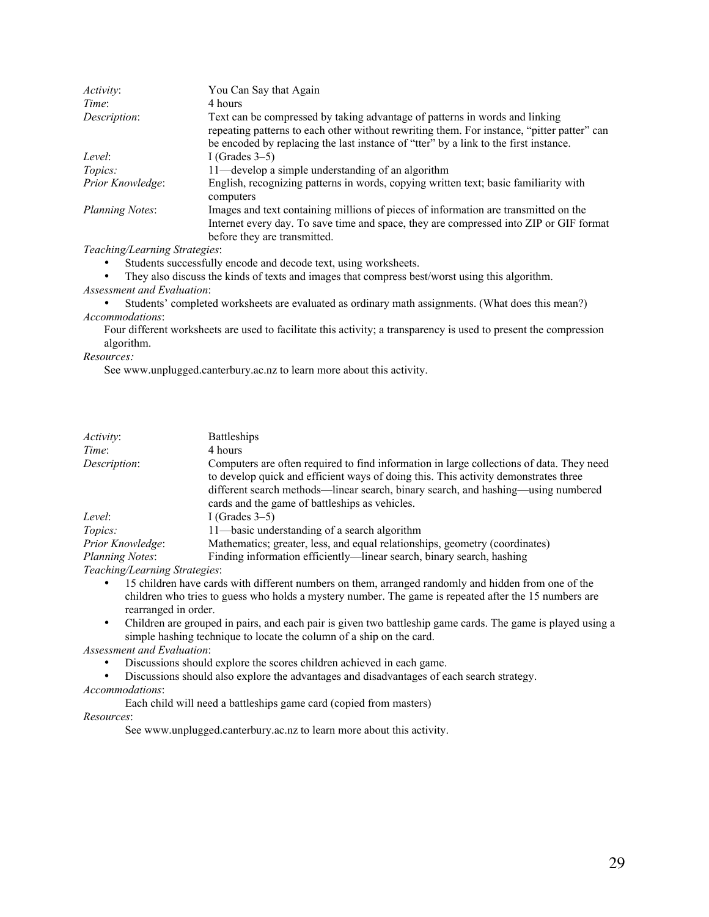| | |
|---|---|
| *Activity*: | You Can Say that Again |
| *Time*: | 4 hours |
| *Description*: | Text can be compressed by taking advantage of patterns in words and linking repeating patterns to each other without rewriting them. For instance, "pitter patter" can be encoded by replacing the last instance of "tter" by a link to the first instance. |
| *Level*: | I (Grades 3–5) |
| *Topics:* | 11—develop a simple understanding of an algorithm |
| *Prior Knowledge*: | English, recognizing patterns in words, copying written text; basic familiarity with computers |
| *Planning Notes*: | Images and text containing millions of pieces of information are transmitted on the Internet every day. To save time and space, they are compressed into ZIP or GIF format before they are transmitted. |

*Teaching/Learning Strategies*:

- Students successfully encode and decode text, using worksheets.
- They also discuss the kinds of texts and images that compress best/worst using this algorithm.

*Assessment and Evaluation*:

- Students' completed worksheets are evaluated as ordinary math assignments. (What does this mean?)

*Accommodations*:

Four different worksheets are used to facilitate this activity; a transparency is used to present the compression algorithm.

*Resources:*

See www.unplugged.canterbury.ac.nz to learn more about this activity.

| | |
|---|---|
| *Activity*: | Battleships |
| *Time*: | 4 hours |
| *Description*: | Computers are often required to find information in large collections of data. They need to develop quick and efficient ways of doing this. This activity demonstrates three different search methods—linear search, binary search, and hashing—using numbered cards and the game of battleships as vehicles. |
| *Level*: | I (Grades 3–5) |
| *Topics:* | 11—basic understanding of a search algorithm |
| *Prior Knowledge*: | Mathematics; greater, less, and equal relationships, geometry (coordinates) |
| *Planning Notes*: | Finding information efficiently—linear search, binary search, hashing |

*Teaching/Learning Strategies*:

- 15 children have cards with different numbers on them, arranged randomly and hidden from one of the children who tries to guess who holds a mystery number. The game is repeated after the 15 numbers are rearranged in order.
- Children are grouped in pairs, and each pair is given two battleship game cards. The game is played using a simple hashing technique to locate the column of a ship on the card.

*Assessment and Evaluation*:

- Discussions should explore the scores children achieved in each game.
- Discussions should also explore the advantages and disadvantages of each search strategy.

*Accommodations*:

Each child will need a battleships game card (copied from masters)

*Resources*:

See www.unplugged.canterbury.ac.nz to learn more about this activity.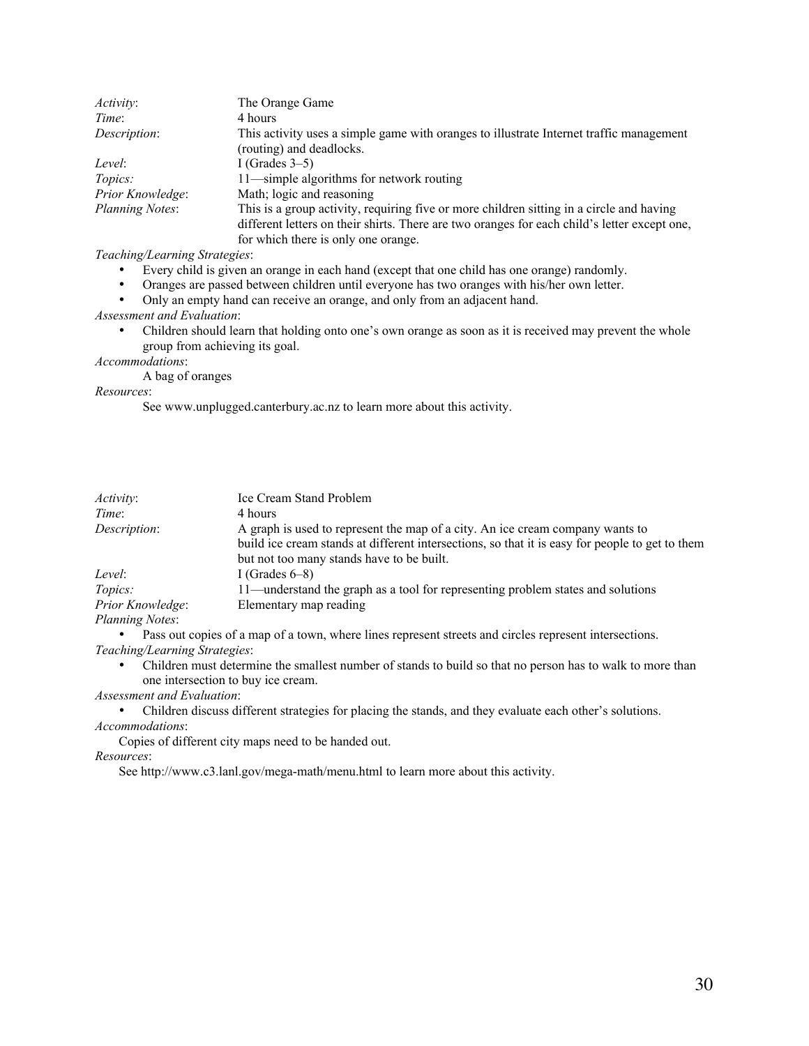| | |
|---|---|
| *Activity*: | The Orange Game |
| *Time*: | 4 hours |
| *Description*: | This activity uses a simple game with oranges to illustrate Internet traffic management (routing) and deadlocks. |
| *Level*: | I (Grades 3–5) |
| *Topics:* | 11—simple algorithms for network routing |
| *Prior Knowledge*: | Math; logic and reasoning |
| *Planning Notes*: | This is a group activity, requiring five or more children sitting in a circle and having different letters on their shirts. There are two oranges for each child's letter except one, for which there is only one orange. |

*Teaching/Learning Strategies*:

- Every child is given an orange in each hand (except that one child has one orange) randomly.
- Oranges are passed between children until everyone has two oranges with his/her own letter.
- Only an empty hand can receive an orange, and only from an adjacent hand.

*Assessment and Evaluation*:

- Children should learn that holding onto one's own orange as soon as it is received may prevent the whole group from achieving its goal.

*Accommodations*:

A bag of oranges

*Resources*:

See www.unplugged.canterbury.ac.nz to learn more about this activity.

| | |
|---|---|
| *Activity*: | Ice Cream Stand Problem |
| *Time*: | 4 hours |
| *Description*: | A graph is used to represent the map of a city. An ice cream company wants to build ice cream stands at different intersections, so that it is easy for people to get to them but not too many stands have to be built. |
| *Level*: | I (Grades 6–8) |
| *Topics:* | 11—understand the graph as a tool for representing problem states and solutions |
| *Prior Knowledge*: | Elementary map reading |

*Planning Notes*:

- Pass out copies of a map of a town, where lines represent streets and circles represent intersections.

*Teaching/Learning Strategies*:

- Children must determine the smallest number of stands to build so that no person has to walk to more than one intersection to buy ice cream.

*Assessment and Evaluation*:

- Children discuss different strategies for placing the stands, and they evaluate each other's solutions.

*Accommodations*:

Copies of different city maps need to be handed out.

*Resources*:

See http://www.c3.lanl.gov/mega-math/menu.html to learn more about this activity.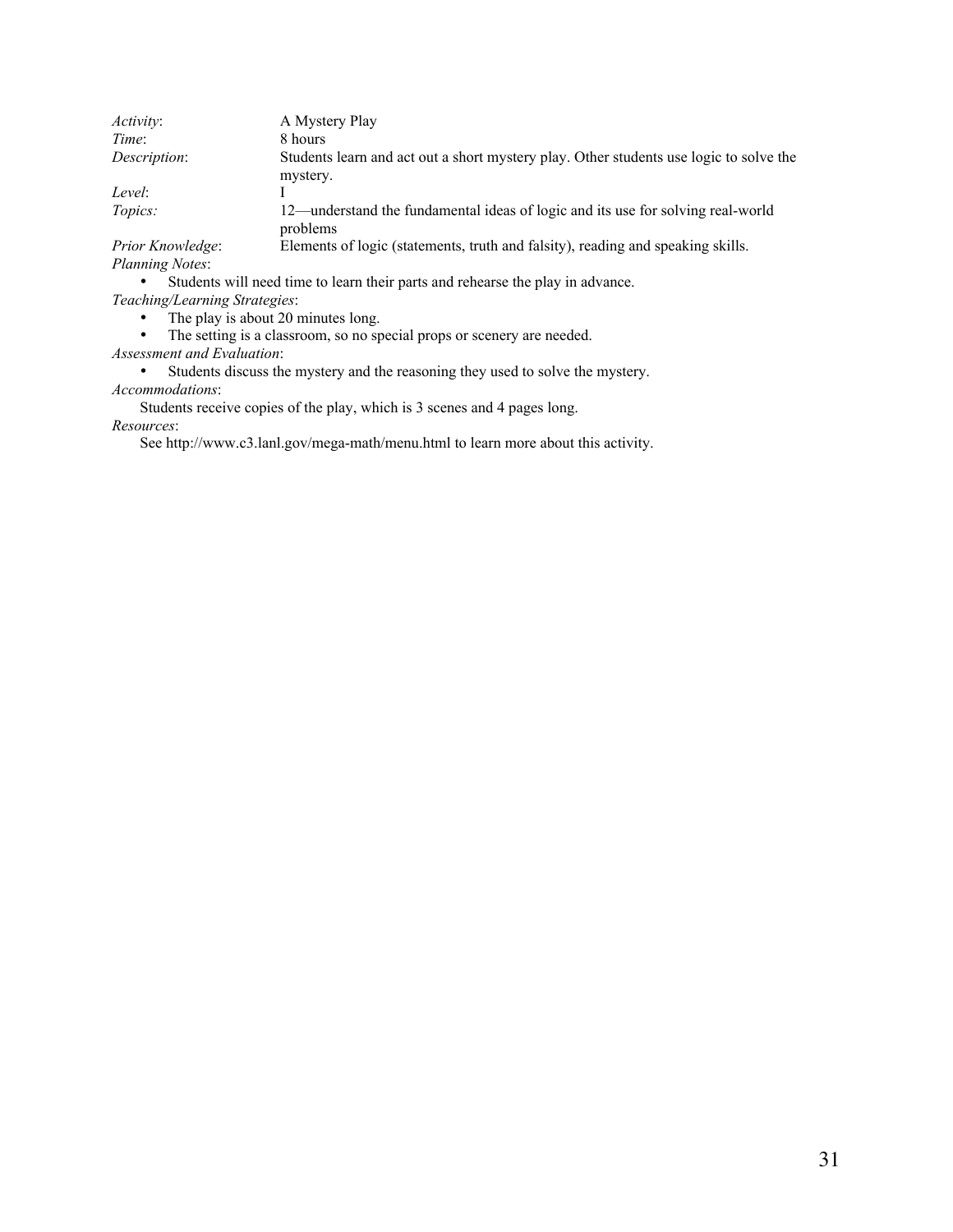*Activity*: A Mystery Play

*Time*: 8 hours

*Description*: Students learn and act out a short mystery play. Other students use logic to solve the mystery.

*Level*: I

*Topics:* 12—understand the fundamental ideas of logic and its use for solving real-world problems

*Prior Knowledge*: Elements of logic (statements, truth and falsity), reading and speaking skills.

*Planning Notes*:

- Students will need time to learn their parts and rehearse the play in advance.

*Teaching/Learning Strategies*:

- The play is about 20 minutes long.
- The setting is a classroom, so no special props or scenery are needed.

*Assessment and Evaluation*:

- Students discuss the mystery and the reasoning they used to solve the mystery.

*Accommodations*:

Students receive copies of the play, which is 3 scenes and 4 pages long.

*Resources*:

See http://www.c3.lanl.gov/mega-math/menu.html to learn more about this activity.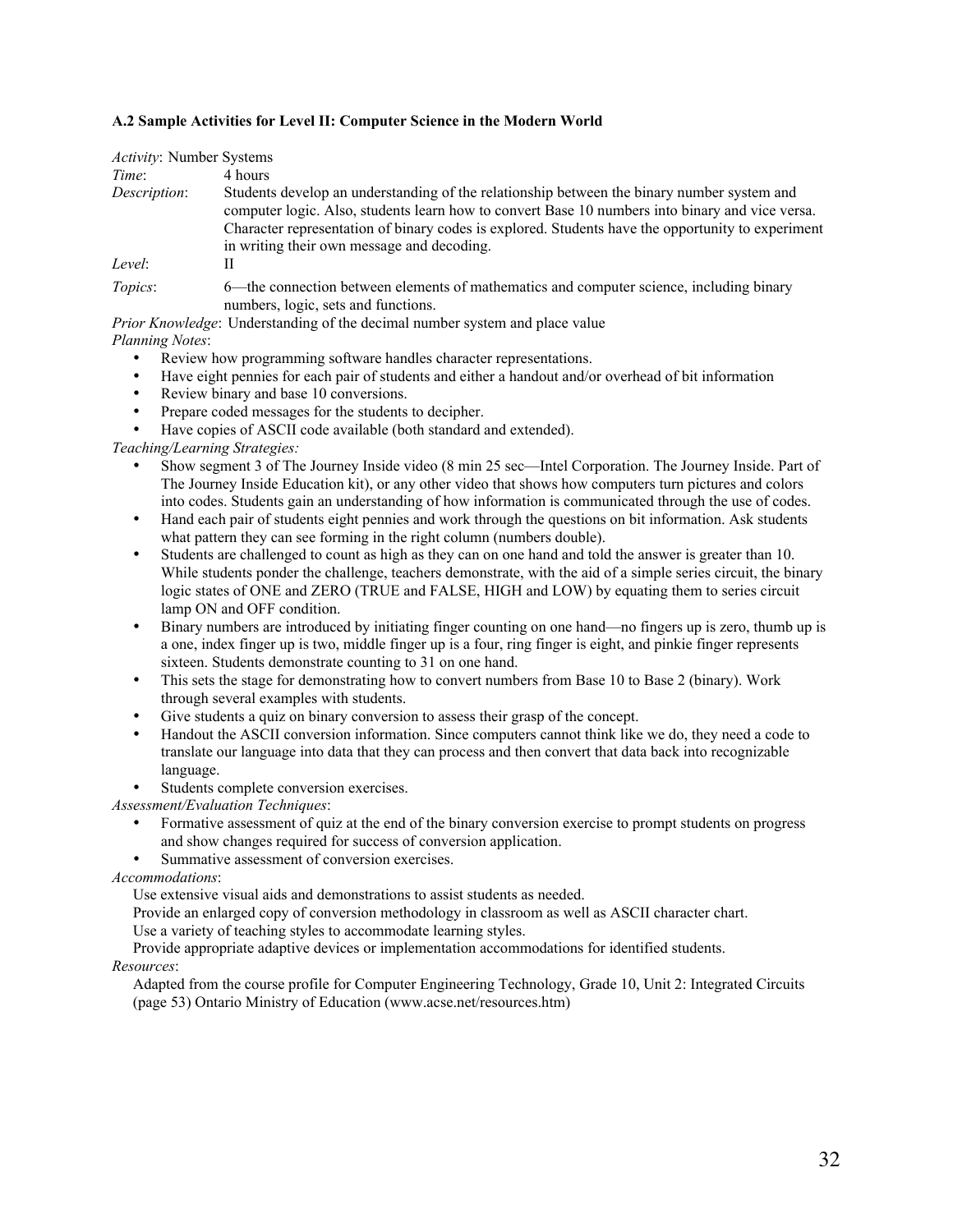**A.2 Sample Activities for Level II: Computer Science in the Modern World**

*Activity*: Number Systems

*Time*: 4 hours

*Description*: Students develop an understanding of the relationship between the binary number system and computer logic. Also, students learn how to convert Base 10 numbers into binary and vice versa. Character representation of binary codes is explored. Students have the opportunity to experiment in writing their own message and decoding.

*Level*: II

*Topics*: 6—the connection between elements of mathematics and computer science, including binary numbers, logic, sets and functions.

*Prior Knowledge*: Understanding of the decimal number system and place value

*Planning Notes*:

- Review how programming software handles character representations.
- Have eight pennies for each pair of students and either a handout and/or overhead of bit information
- Review binary and base 10 conversions.
- Prepare coded messages for the students to decipher.
- Have copies of ASCII code available (both standard and extended).

*Teaching/Learning Strategies:*

- Show segment 3 of The Journey Inside video (8 min 25 sec—Intel Corporation. The Journey Inside. Part of The Journey Inside Education kit), or any other video that shows how computers turn pictures and colors into codes. Students gain an understanding of how information is communicated through the use of codes.
- Hand each pair of students eight pennies and work through the questions on bit information. Ask students what pattern they can see forming in the right column (numbers double).
- Students are challenged to count as high as they can on one hand and told the answer is greater than 10. While students ponder the challenge, teachers demonstrate, with the aid of a simple series circuit, the binary logic states of ONE and ZERO (TRUE and FALSE, HIGH and LOW) by equating them to series circuit lamp ON and OFF condition.
- Binary numbers are introduced by initiating finger counting on one hand—no fingers up is zero, thumb up is a one, index finger up is two, middle finger up is a four, ring finger is eight, and pinkie finger represents sixteen. Students demonstrate counting to 31 on one hand.
- This sets the stage for demonstrating how to convert numbers from Base 10 to Base 2 (binary). Work through several examples with students.
- Give students a quiz on binary conversion to assess their grasp of the concept.
- Handout the ASCII conversion information. Since computers cannot think like we do, they need a code to translate our language into data that they can process and then convert that data back into recognizable language.
- Students complete conversion exercises.

*Assessment/Evaluation Techniques*:

- Formative assessment of quiz at the end of the binary conversion exercise to prompt students on progress and show changes required for success of conversion application.
- Summative assessment of conversion exercises.

*Accommodations*:

Use extensive visual aids and demonstrations to assist students as needed.

Provide an enlarged copy of conversion methodology in classroom as well as ASCII character chart.

Use a variety of teaching styles to accommodate learning styles.

Provide appropriate adaptive devices or implementation accommodations for identified students.

*Resources*:

Adapted from the course profile for Computer Engineering Technology, Grade 10, Unit 2: Integrated Circuits (page 53) Ontario Ministry of Education (www.acse.net/resources.htm)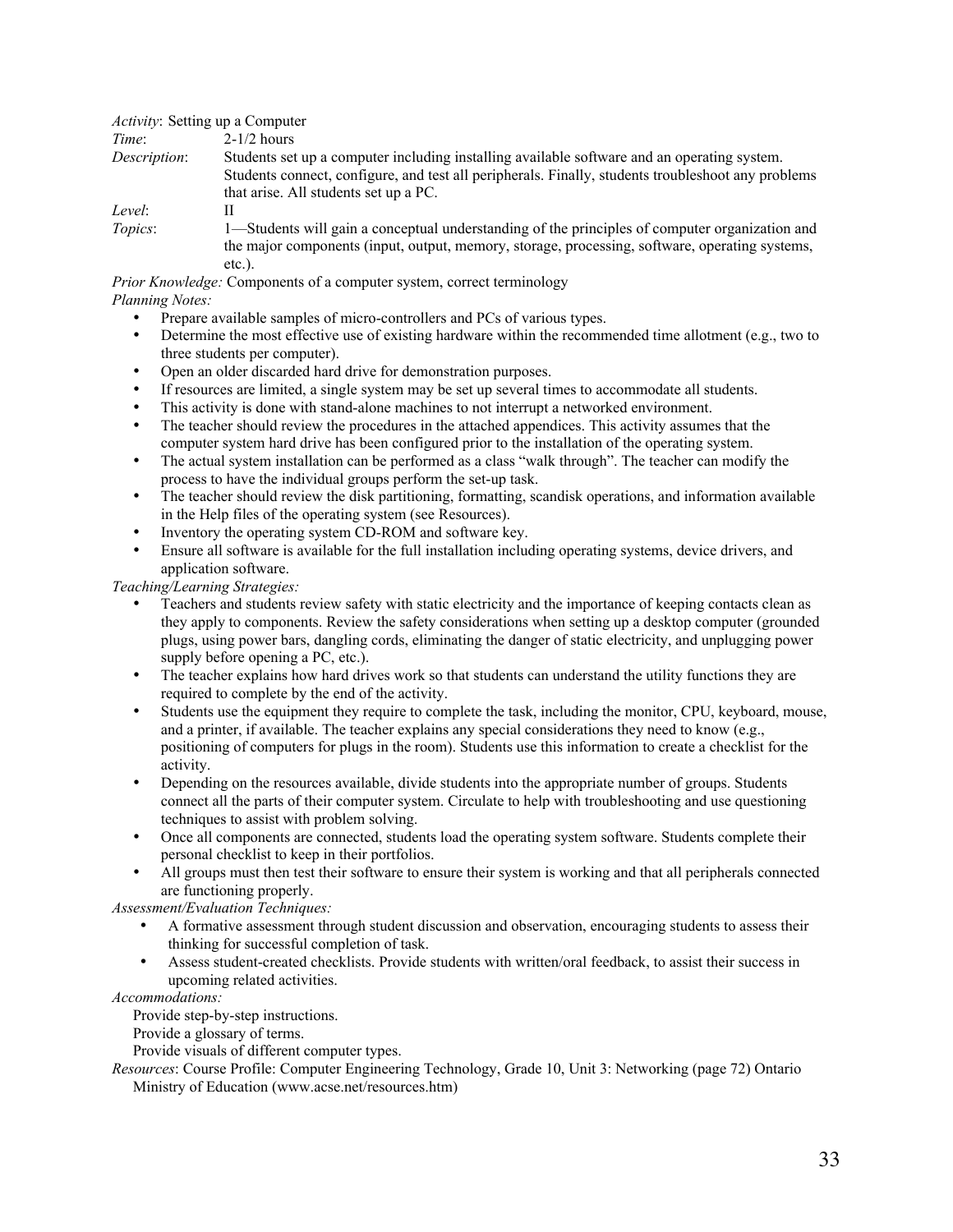*Activity*: Setting up a Computer

*Time*: 2-1/2 hours

*Description*: Students set up a computer including installing available software and an operating system. Students connect, configure, and test all peripherals. Finally, students troubleshoot any problems that arise. All students set up a PC.

*Level*: II

*Topics*: 1—Students will gain a conceptual understanding of the principles of computer organization and the major components (input, output, memory, storage, processing, software, operating systems, etc.).

*Prior Knowledge:* Components of a computer system, correct terminology

*Planning Notes:*

- Prepare available samples of micro-controllers and PCs of various types.
- Determine the most effective use of existing hardware within the recommended time allotment (e.g., two to three students per computer).
- Open an older discarded hard drive for demonstration purposes.
- If resources are limited, a single system may be set up several times to accommodate all students.
- This activity is done with stand-alone machines to not interrupt a networked environment.
- The teacher should review the procedures in the attached appendices. This activity assumes that the computer system hard drive has been configured prior to the installation of the operating system.
- The actual system installation can be performed as a class "walk through". The teacher can modify the process to have the individual groups perform the set-up task.
- The teacher should review the disk partitioning, formatting, scandisk operations, and information available in the Help files of the operating system (see Resources).
- Inventory the operating system CD-ROM and software key.
- Ensure all software is available for the full installation including operating systems, device drivers, and application software.

*Teaching/Learning Strategies:*

- Teachers and students review safety with static electricity and the importance of keeping contacts clean as they apply to components. Review the safety considerations when setting up a desktop computer (grounded plugs, using power bars, dangling cords, eliminating the danger of static electricity, and unplugging power supply before opening a PC, etc.).
- The teacher explains how hard drives work so that students can understand the utility functions they are required to complete by the end of the activity.
- Students use the equipment they require to complete the task, including the monitor, CPU, keyboard, mouse, and a printer, if available. The teacher explains any special considerations they need to know (e.g., positioning of computers for plugs in the room). Students use this information to create a checklist for the activity.
- Depending on the resources available, divide students into the appropriate number of groups. Students connect all the parts of their computer system. Circulate to help with troubleshooting and use questioning techniques to assist with problem solving.
- Once all components are connected, students load the operating system software. Students complete their personal checklist to keep in their portfolios.
- All groups must then test their software to ensure their system is working and that all peripherals connected are functioning properly.

*Assessment/Evaluation Techniques:*

- A formative assessment through student discussion and observation, encouraging students to assess their thinking for successful completion of task.
- Assess student-created checklists. Provide students with written/oral feedback, to assist their success in upcoming related activities.

*Accommodations:*

Provide step-by-step instructions.

Provide a glossary of terms.

Provide visuals of different computer types.

*Resources*: Course Profile: Computer Engineering Technology, Grade 10, Unit 3: Networking (page 72) Ontario Ministry of Education (www.acse.net/resources.htm)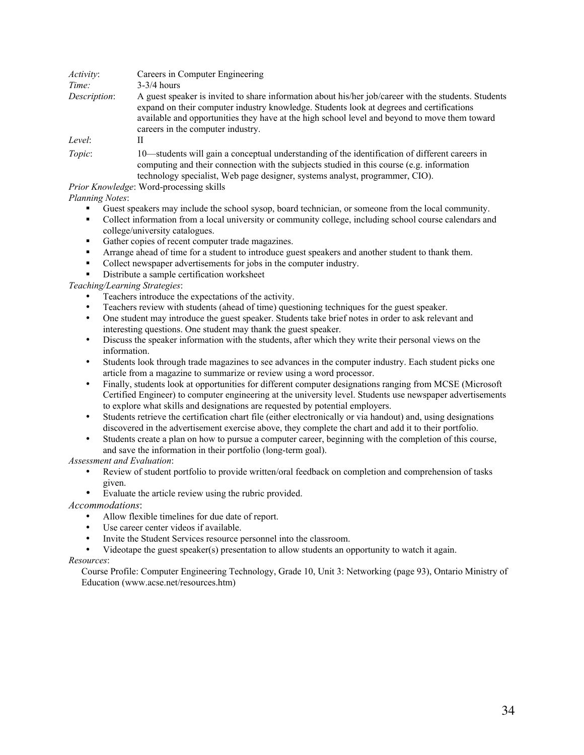*Activity*: Careers in Computer Engineering

*Time:* 3-3/4 hours

*Description*: A guest speaker is invited to share information about his/her job/career with the students. Students expand on their computer industry knowledge. Students look at degrees and certifications available and opportunities they have at the high school level and beyond to move them toward careers in the computer industry.

*Level*: II

*Topic*: 10—students will gain a conceptual understanding of the identification of different careers in computing and their connection with the subjects studied in this course (e.g. information technology specialist, Web page designer, systems analyst, programmer, CIO).

*Prior Knowledge*: Word-processing skills

*Planning Notes*:

- Guest speakers may include the school sysop, board technician, or someone from the local community.
- Collect information from a local university or community college, including school course calendars and college/university catalogues.
- Gather copies of recent computer trade magazines.
- Arrange ahead of time for a student to introduce guest speakers and another student to thank them.
- Collect newspaper advertisements for jobs in the computer industry.
- Distribute a sample certification worksheet

*Teaching/Learning Strategies*:

- Teachers introduce the expectations of the activity.
- Teachers review with students (ahead of time) questioning techniques for the guest speaker.
- One student may introduce the guest speaker. Students take brief notes in order to ask relevant and interesting questions. One student may thank the guest speaker.
- Discuss the speaker information with the students, after which they write their personal views on the information.
- Students look through trade magazines to see advances in the computer industry. Each student picks one article from a magazine to summarize or review using a word processor.
- Finally, students look at opportunities for different computer designations ranging from MCSE (Microsoft Certified Engineer) to computer engineering at the university level. Students use newspaper advertisements to explore what skills and designations are requested by potential employers.
- Students retrieve the certification chart file (either electronically or via handout) and, using designations discovered in the advertisement exercise above, they complete the chart and add it to their portfolio.
- Students create a plan on how to pursue a computer career, beginning with the completion of this course, and save the information in their portfolio (long-term goal).

*Assessment and Evaluation*:

- Review of student portfolio to provide written/oral feedback on completion and comprehension of tasks given.
- Evaluate the article review using the rubric provided.

*Accommodations*:

- Allow flexible timelines for due date of report.
- Use career center videos if available.
- Invite the Student Services resource personnel into the classroom.
- Videotape the guest speaker(s) presentation to allow students an opportunity to watch it again.

*Resources*:

Course Profile: Computer Engineering Technology, Grade 10, Unit 3: Networking (page 93), Ontario Ministry of Education (www.acse.net/resources.htm)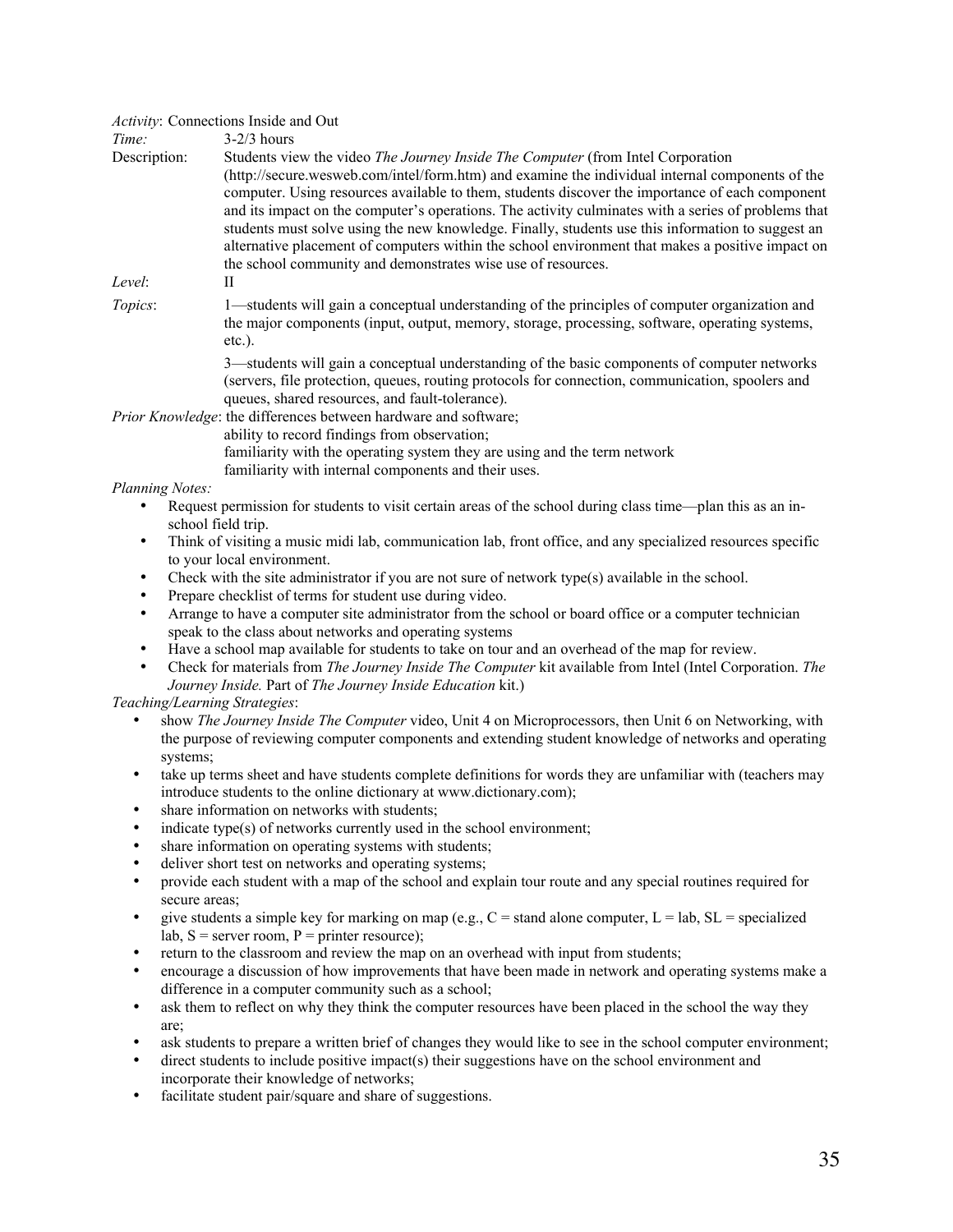*Activity*: Connections Inside and Out

*Time:* 3-2/3 hours

Description: Students view the video *The Journey Inside The Computer* (from Intel Corporation (http://secure.wesweb.com/intel/form.htm) and examine the individual internal components of the computer. Using resources available to them, students discover the importance of each component and its impact on the computer's operations. The activity culminates with a series of problems that students must solve using the new knowledge. Finally, students use this information to suggest an alternative placement of computers within the school environment that makes a positive impact on the school community and demonstrates wise use of resources.

*Level*: II

*Topics*: 1—students will gain a conceptual understanding of the principles of computer organization and the major components (input, output, memory, storage, processing, software, operating systems, etc.).

3—students will gain a conceptual understanding of the basic components of computer networks (servers, file protection, queues, routing protocols for connection, communication, spoolers and queues, shared resources, and fault-tolerance).

*Prior Knowledge*: the differences between hardware and software;
ability to record findings from observation;
familiarity with the operating system they are using and the term network
familiarity with internal components and their uses.

*Planning Notes:*

- Request permission for students to visit certain areas of the school during class time—plan this as an in-school field trip.
- Think of visiting a music midi lab, communication lab, front office, and any specialized resources specific to your local environment.
- Check with the site administrator if you are not sure of network type(s) available in the school.
- Prepare checklist of terms for student use during video.
- Arrange to have a computer site administrator from the school or board office or a computer technician speak to the class about networks and operating systems
- Have a school map available for students to take on tour and an overhead of the map for review.
- Check for materials from *The Journey Inside The Computer* kit available from Intel (Intel Corporation. *The Journey Inside.* Part of *The Journey Inside Education* kit.)

*Teaching/Learning Strategies*:

- show *The Journey Inside The Computer* video, Unit 4 on Microprocessors, then Unit 6 on Networking, with the purpose of reviewing computer components and extending student knowledge of networks and operating systems;
- take up terms sheet and have students complete definitions for words they are unfamiliar with (teachers may introduce students to the online dictionary at www.dictionary.com);
- share information on networks with students;
- indicate type(s) of networks currently used in the school environment;
- share information on operating systems with students;
- deliver short test on networks and operating systems;
- provide each student with a map of the school and explain tour route and any special routines required for secure areas;
- give students a simple key for marking on map (e.g., C = stand alone computer, L = lab, SL = specialized lab, S = server room, P = printer resource);
- return to the classroom and review the map on an overhead with input from students;
- encourage a discussion of how improvements that have been made in network and operating systems make a difference in a computer community such as a school;
- ask them to reflect on why they think the computer resources have been placed in the school the way they are;
- ask students to prepare a written brief of changes they would like to see in the school computer environment;
- direct students to include positive impact(s) their suggestions have on the school environment and incorporate their knowledge of networks;
- facilitate student pair/square and share of suggestions.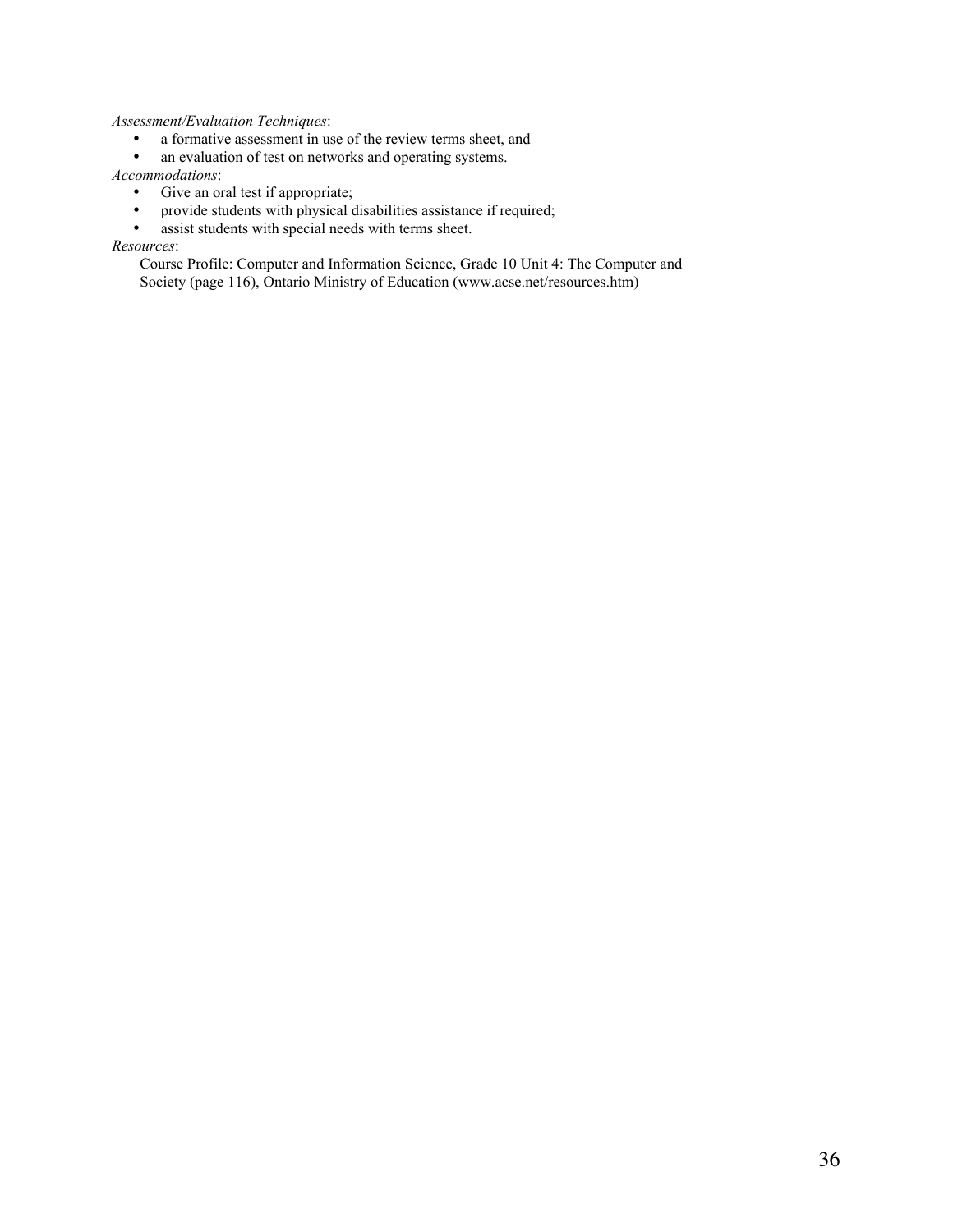*Assessment/Evaluation Techniques*:

- a formative assessment in use of the review terms sheet, and
- an evaluation of test on networks and operating systems.

*Accommodations*:

- Give an oral test if appropriate;
- provide students with physical disabilities assistance if required;
- assist students with special needs with terms sheet.

*Resources*:

Course Profile: Computer and Information Science, Grade 10 Unit 4: The Computer and Society (page 116), Ontario Ministry of Education (www.acse.net/resources.htm)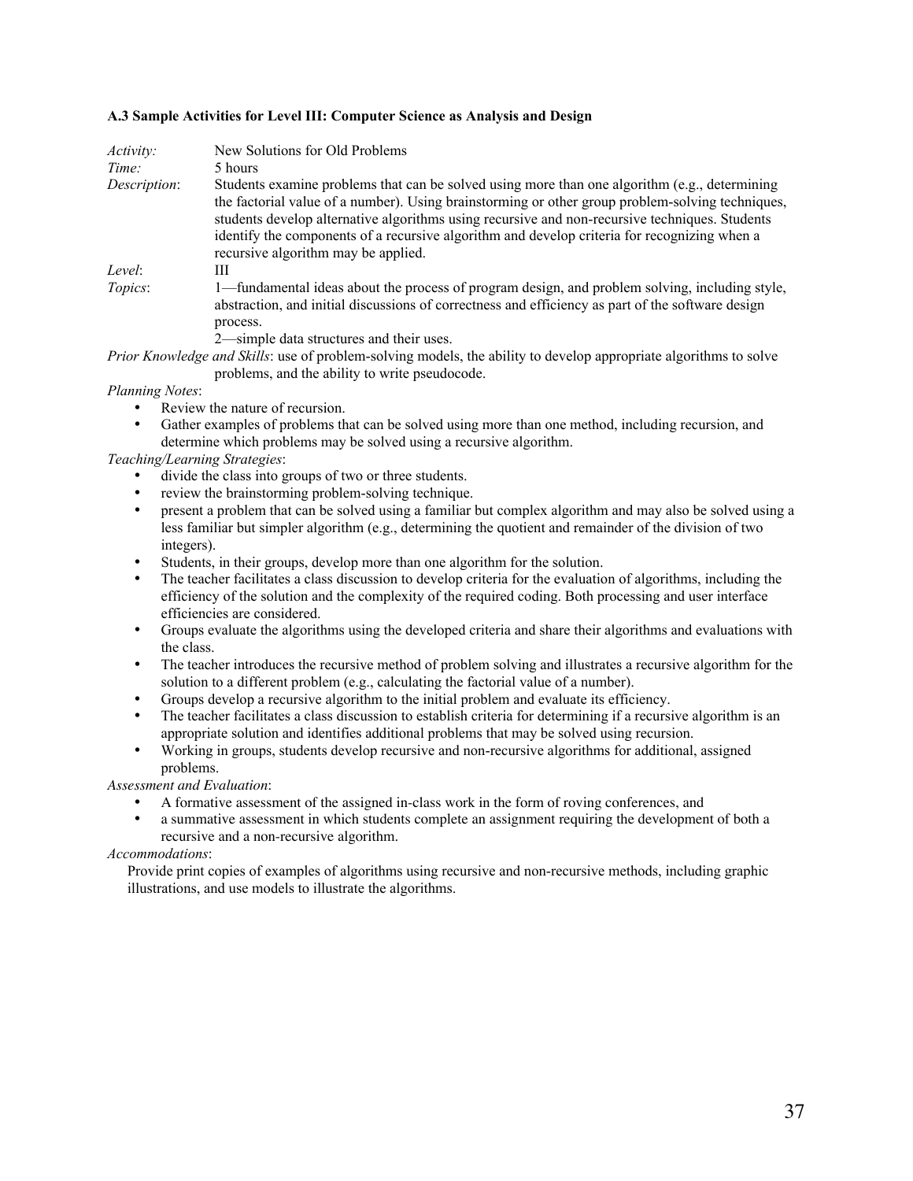### A.3 Sample Activities for Level III: Computer Science as Analysis and Design

*Activity:* New Solutions for Old Problems

*Time:* 5 hours

*Description*: Students examine problems that can be solved using more than one algorithm (e.g., determining the factorial value of a number). Using brainstorming or other group problem-solving techniques, students develop alternative algorithms using recursive and non-recursive techniques. Students identify the components of a recursive algorithm and develop criteria for recognizing when a recursive algorithm may be applied.

*Level*: III

*Topics*: 1—fundamental ideas about the process of program design, and problem solving, including style, abstraction, and initial discussions of correctness and efficiency as part of the software design process.
2—simple data structures and their uses.

*Prior Knowledge and Skills*: use of problem-solving models, the ability to develop appropriate algorithms to solve problems, and the ability to write pseudocode.

*Planning Notes*:

- Review the nature of recursion.
- Gather examples of problems that can be solved using more than one method, including recursion, and determine which problems may be solved using a recursive algorithm.

*Teaching/Learning Strategies*:

- divide the class into groups of two or three students.
- review the brainstorming problem-solving technique.
- present a problem that can be solved using a familiar but complex algorithm and may also be solved using a less familiar but simpler algorithm (e.g., determining the quotient and remainder of the division of two integers).
- Students, in their groups, develop more than one algorithm for the solution.
- The teacher facilitates a class discussion to develop criteria for the evaluation of algorithms, including the efficiency of the solution and the complexity of the required coding. Both processing and user interface efficiencies are considered.
- Groups evaluate the algorithms using the developed criteria and share their algorithms and evaluations with the class.
- The teacher introduces the recursive method of problem solving and illustrates a recursive algorithm for the solution to a different problem (e.g., calculating the factorial value of a number).
- Groups develop a recursive algorithm to the initial problem and evaluate its efficiency.
- The teacher facilitates a class discussion to establish criteria for determining if a recursive algorithm is an appropriate solution and identifies additional problems that may be solved using recursion.
- Working in groups, students develop recursive and non-recursive algorithms for additional, assigned problems.

*Assessment and Evaluation*:

- A formative assessment of the assigned in-class work in the form of roving conferences, and
- a summative assessment in which students complete an assignment requiring the development of both a recursive and a non-recursive algorithm.

*Accommodations*:

Provide print copies of examples of algorithms using recursive and non-recursive methods, including graphic illustrations, and use models to illustrate the algorithms.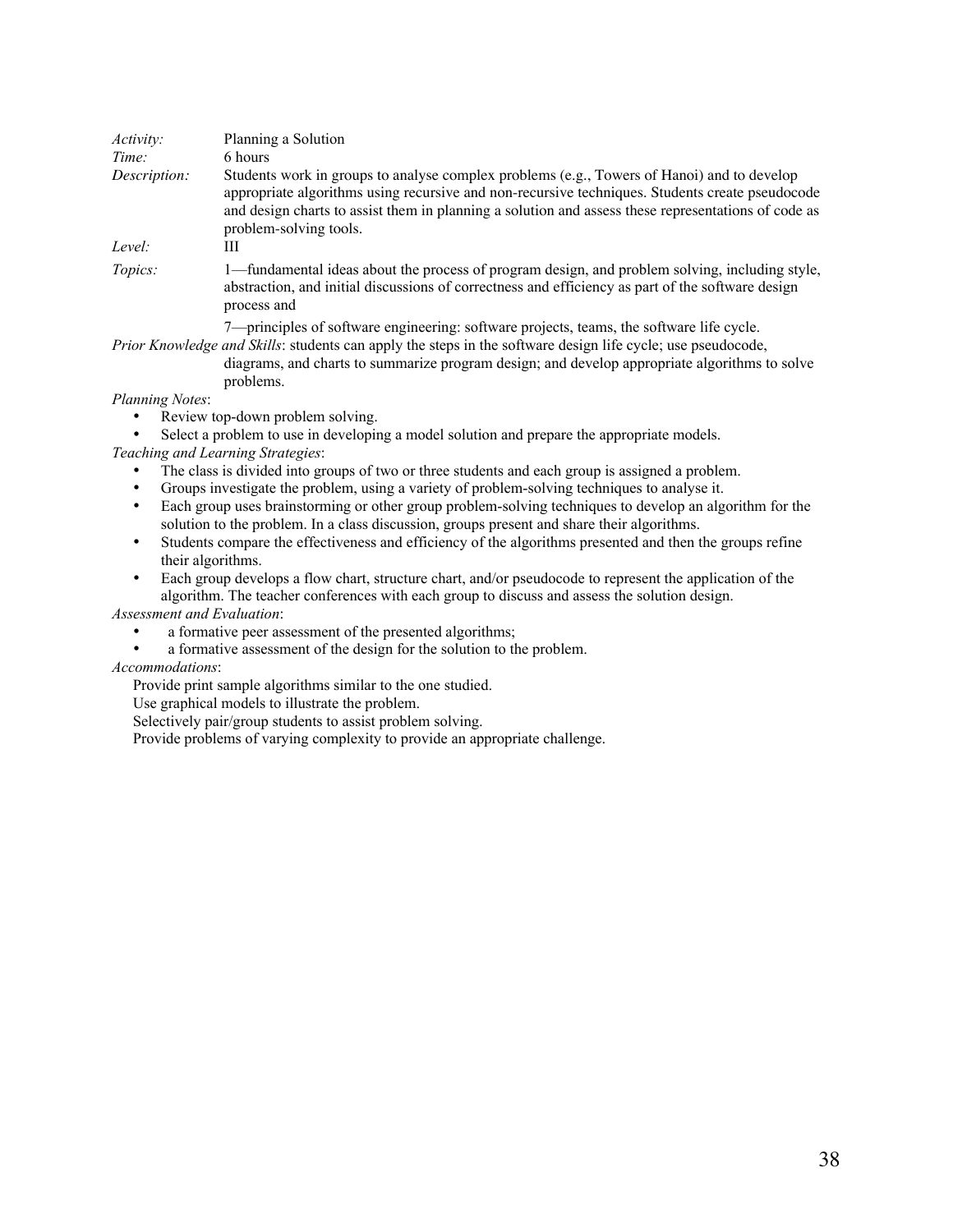*Activity:* Planning a Solution

*Time:* 6 hours

*Description:* Students work in groups to analyse complex problems (e.g., Towers of Hanoi) and to develop appropriate algorithms using recursive and non-recursive techniques. Students create pseudocode and design charts to assist them in planning a solution and assess these representations of code as problem-solving tools.

*Level:* III

*Topics:* 1—fundamental ideas about the process of program design, and problem solving, including style, abstraction, and initial discussions of correctness and efficiency as part of the software design process and

7—principles of software engineering: software projects, teams, the software life cycle.

*Prior Knowledge and Skills*: students can apply the steps in the software design life cycle; use pseudocode, diagrams, and charts to summarize program design; and develop appropriate algorithms to solve problems.

*Planning Notes*:

- Review top-down problem solving.
- Select a problem to use in developing a model solution and prepare the appropriate models.

*Teaching and Learning Strategies*:

- The class is divided into groups of two or three students and each group is assigned a problem.
- Groups investigate the problem, using a variety of problem-solving techniques to analyse it.
- Each group uses brainstorming or other group problem-solving techniques to develop an algorithm for the solution to the problem. In a class discussion, groups present and share their algorithms.
- Students compare the effectiveness and efficiency of the algorithms presented and then the groups refine their algorithms.
- Each group develops a flow chart, structure chart, and/or pseudocode to represent the application of the algorithm. The teacher conferences with each group to discuss and assess the solution design.

*Assessment and Evaluation*:

- a formative peer assessment of the presented algorithms;
- a formative assessment of the design for the solution to the problem.

*Accommodations*:

Provide print sample algorithms similar to the one studied.

Use graphical models to illustrate the problem.

Selectively pair/group students to assist problem solving.

Provide problems of varying complexity to provide an appropriate challenge.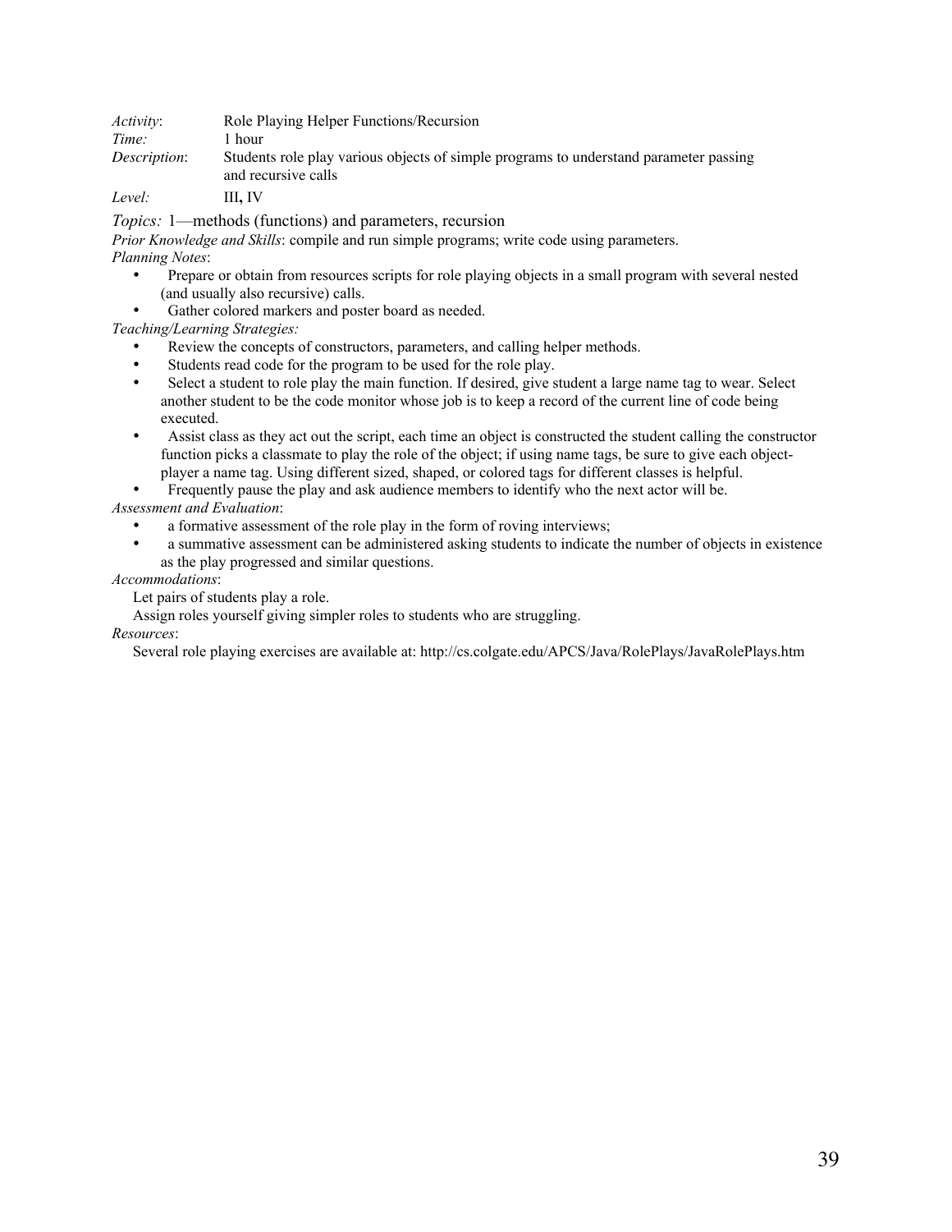*Activity*: Role Playing Helper Functions/Recursion
*Time:* 1 hour
*Description*: Students role play various objects of simple programs to understand parameter passing and recursive calls
*Level:* III, IV

*Topics:* 1—methods (functions) and parameters, recursion
*Prior Knowledge and Skills*: compile and run simple programs; write code using parameters.
*Planning Notes*:

- Prepare or obtain from resources scripts for role playing objects in a small program with several nested (and usually also recursive) calls.
- Gather colored markers and poster board as needed.

*Teaching/Learning Strategies:*

- Review the concepts of constructors, parameters, and calling helper methods.
- Students read code for the program to be used for the role play.
- Select a student to role play the main function. If desired, give student a large name tag to wear. Select another student to be the code monitor whose job is to keep a record of the current line of code being executed.
- Assist class as they act out the script, each time an object is constructed the student calling the constructor function picks a classmate to play the role of the object; if using name tags, be sure to give each object-player a name tag. Using different sized, shaped, or colored tags for different classes is helpful.
- Frequently pause the play and ask audience members to identify who the next actor will be.

*Assessment and Evaluation*:

- a formative assessment of the role play in the form of roving interviews;
- a summative assessment can be administered asking students to indicate the number of objects in existence as the play progressed and similar questions.

*Accommodations*:

Let pairs of students play a role.

Assign roles yourself giving simpler roles to students who are struggling.

*Resources*:

Several role playing exercises are available at: http://cs.colgate.edu/APCS/Java/RolePlays/JavaRolePlays.htm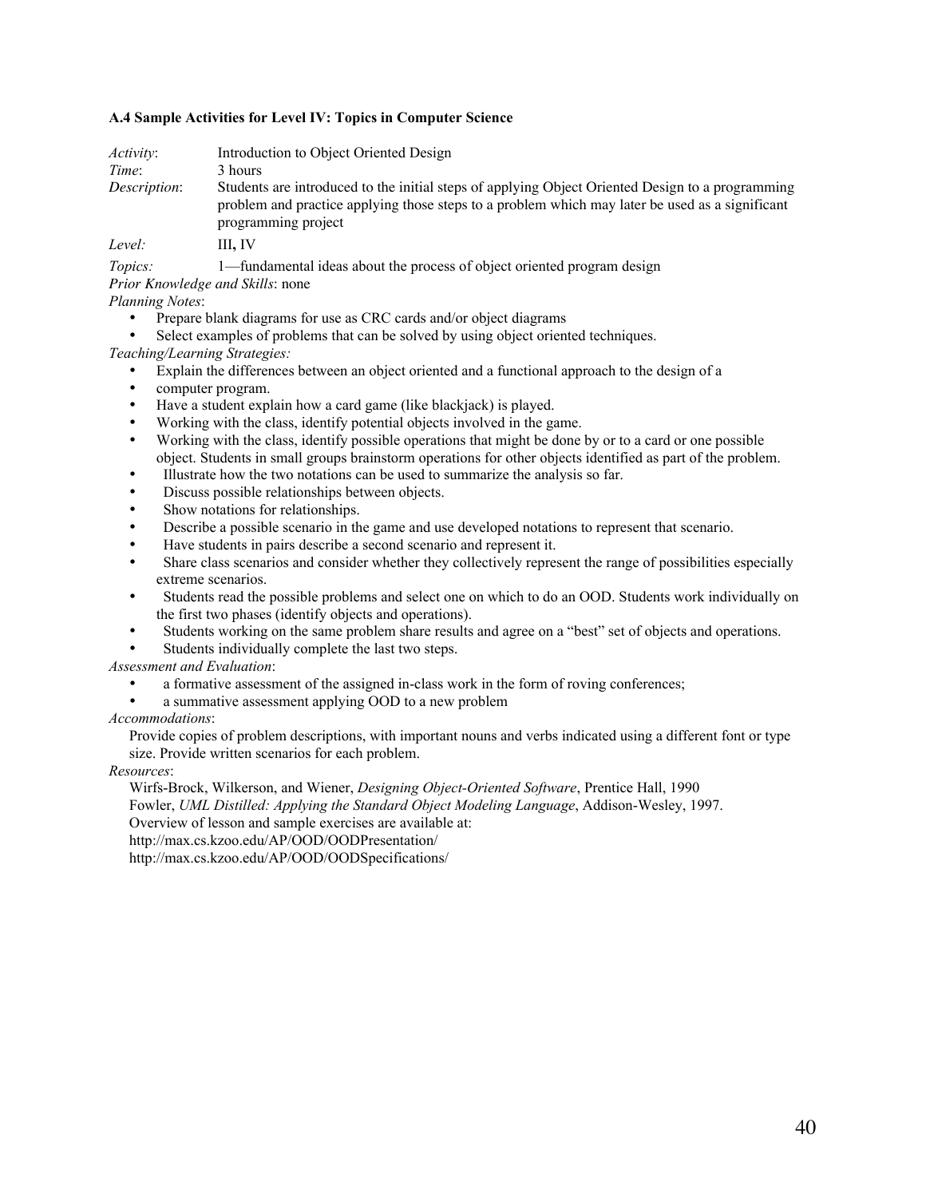### A.4 Sample Activities for Level IV: Topics in Computer Science

*Activity*: Introduction to Object Oriented Design

*Time*: 3 hours

*Description*: Students are introduced to the initial steps of applying Object Oriented Design to a programming problem and practice applying those steps to a problem which may later be used as a significant programming project

*Level:* III, IV

*Topics:* 1—fundamental ideas about the process of object oriented program design

*Prior Knowledge and Skills*: none

*Planning Notes*:

- Prepare blank diagrams for use as CRC cards and/or object diagrams
- Select examples of problems that can be solved by using object oriented techniques.

*Teaching/Learning Strategies:*

- Explain the differences between an object oriented and a functional approach to the design of a
- computer program.
- Have a student explain how a card game (like blackjack) is played.
- Working with the class, identify potential objects involved in the game.
- Working with the class, identify possible operations that might be done by or to a card or one possible object. Students in small groups brainstorm operations for other objects identified as part of the problem.
- Illustrate how the two notations can be used to summarize the analysis so far.
- Discuss possible relationships between objects.
- Show notations for relationships.
- Describe a possible scenario in the game and use developed notations to represent that scenario.
- Have students in pairs describe a second scenario and represent it.
- Share class scenarios and consider whether they collectively represent the range of possibilities especially extreme scenarios.
- Students read the possible problems and select one on which to do an OOD. Students work individually on the first two phases (identify objects and operations).
- Students working on the same problem share results and agree on a "best" set of objects and operations.
- Students individually complete the last two steps.

*Assessment and Evaluation*:

- a formative assessment of the assigned in-class work in the form of roving conferences;
- a summative assessment applying OOD to a new problem

*Accommodations*:

Provide copies of problem descriptions, with important nouns and verbs indicated using a different font or type size. Provide written scenarios for each problem.

*Resources*:

Wirfs-Brock, Wilkerson, and Wiener, *Designing Object-Oriented Software*, Prentice Hall, 1990

Fowler, *UML Distilled: Applying the Standard Object Modeling Language*, Addison-Wesley, 1997.

Overview of lesson and sample exercises are available at:

http://max.cs.kzoo.edu/AP/OOD/OODPresentation/

http://max.cs.kzoo.edu/AP/OOD/OODSpecifications/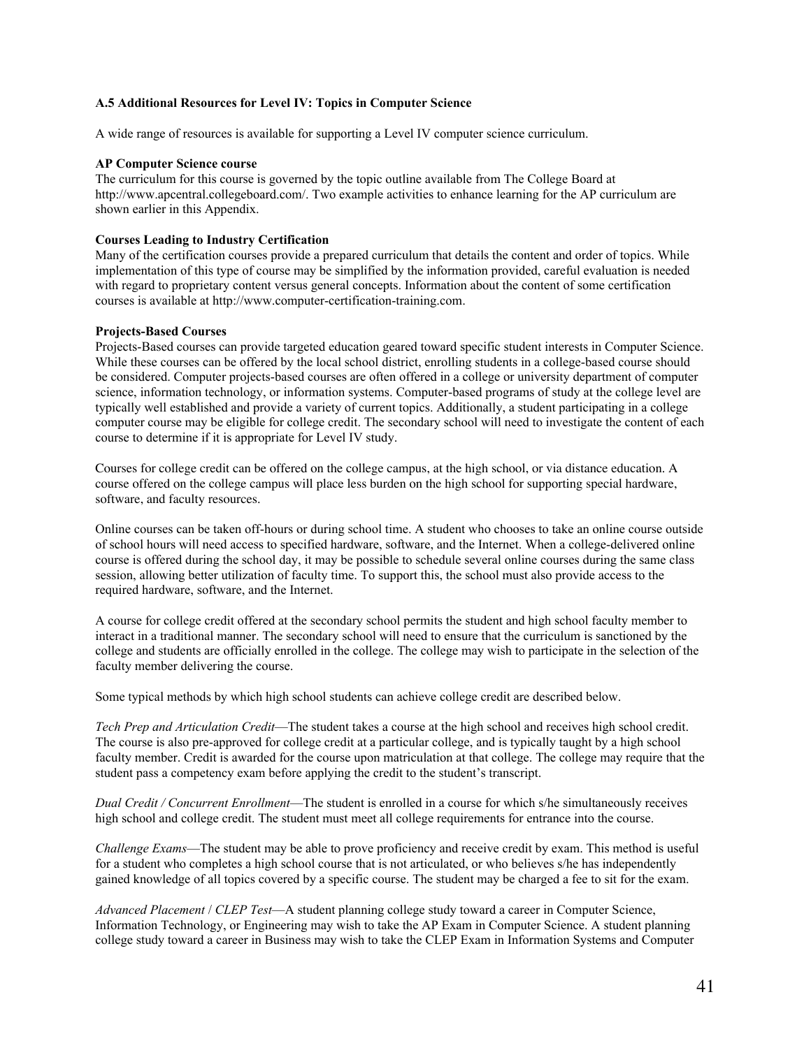### A.5 Additional Resources for Level IV: Topics in Computer Science

A wide range of resources is available for supporting a Level IV computer science curriculum.

**AP Computer Science course**
The curriculum for this course is governed by the topic outline available from The College Board at http://www.apcentral.collegeboard.com/. Two example activities to enhance learning for the AP curriculum are shown earlier in this Appendix.

**Courses Leading to Industry Certification**
Many of the certification courses provide a prepared curriculum that details the content and order of topics. While implementation of this type of course may be simplified by the information provided, careful evaluation is needed with regard to proprietary content versus general concepts. Information about the content of some certification courses is available at http://www.computer-certification-training.com.

**Projects-Based Courses**
Projects-Based courses can provide targeted education geared toward specific student interests in Computer Science. While these courses can be offered by the local school district, enrolling students in a college-based course should be considered. Computer projects-based courses are often offered in a college or university department of computer science, information technology, or information systems. Computer-based programs of study at the college level are typically well established and provide a variety of current topics. Additionally, a student participating in a college computer course may be eligible for college credit. The secondary school will need to investigate the content of each course to determine if it is appropriate for Level IV study.

Courses for college credit can be offered on the college campus, at the high school, or via distance education. A course offered on the college campus will place less burden on the high school for supporting special hardware, software, and faculty resources.

Online courses can be taken off-hours or during school time. A student who chooses to take an online course outside of school hours will need access to specified hardware, software, and the Internet. When a college-delivered online course is offered during the school day, it may be possible to schedule several online courses during the same class session, allowing better utilization of faculty time. To support this, the school must also provide access to the required hardware, software, and the Internet.

A course for college credit offered at the secondary school permits the student and high school faculty member to interact in a traditional manner. The secondary school will need to ensure that the curriculum is sanctioned by the college and students are officially enrolled in the college. The college may wish to participate in the selection of the faculty member delivering the course.

Some typical methods by which high school students can achieve college credit are described below.

*Tech Prep and Articulation Credit*—The student takes a course at the high school and receives high school credit. The course is also pre-approved for college credit at a particular college, and is typically taught by a high school faculty member. Credit is awarded for the course upon matriculation at that college. The college may require that the student pass a competency exam before applying the credit to the student's transcript.

*Dual Credit / Concurrent Enrollment*—The student is enrolled in a course for which s/he simultaneously receives high school and college credit. The student must meet all college requirements for entrance into the course.

*Challenge Exams*—The student may be able to prove proficiency and receive credit by exam. This method is useful for a student who completes a high school course that is not articulated, or who believes s/he has independently gained knowledge of all topics covered by a specific course. The student may be charged a fee to sit for the exam.

*Advanced Placement / CLEP Test*—A student planning college study toward a career in Computer Science, Information Technology, or Engineering may wish to take the AP Exam in Computer Science. A student planning college study toward a career in Business may wish to take the CLEP Exam in Information Systems and Computer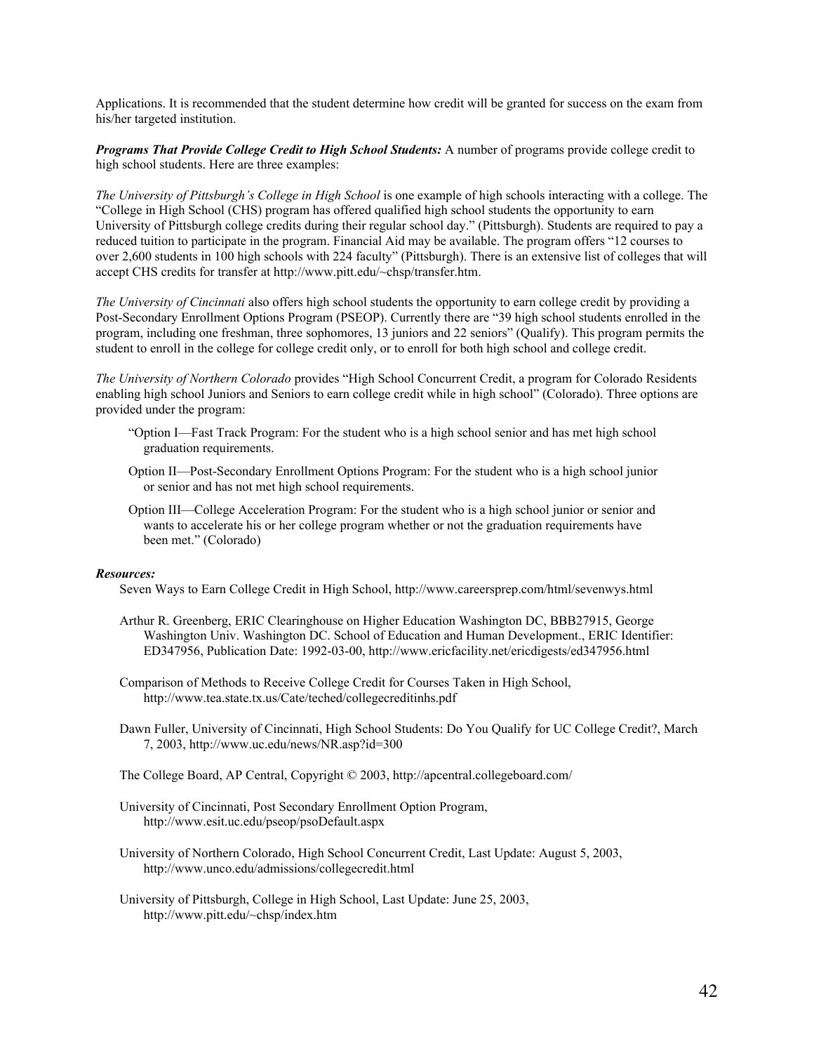Applications. It is recommended that the student determine how credit will be granted for success on the exam from his/her targeted institution.

***Programs That Provide College Credit to High School Students:*** A number of programs provide college credit to high school students. Here are three examples:

*The University of Pittsburgh's College in High School* is one example of high schools interacting with a college. The "College in High School (CHS) program has offered qualified high school students the opportunity to earn University of Pittsburgh college credits during their regular school day." (Pittsburgh). Students are required to pay a reduced tuition to participate in the program. Financial Aid may be available. The program offers "12 courses to over 2,600 students in 100 high schools with 224 faculty" (Pittsburgh). There is an extensive list of colleges that will accept CHS credits for transfer at http://www.pitt.edu/~chsp/transfer.htm.

*The University of Cincinnati* also offers high school students the opportunity to earn college credit by providing a Post-Secondary Enrollment Options Program (PSEOP). Currently there are "39 high school students enrolled in the program, including one freshman, three sophomores, 13 juniors and 22 seniors" (Qualify). This program permits the student to enroll in the college for college credit only, or to enroll for both high school and college credit.

*The University of Northern Colorado* provides "High School Concurrent Credit, a program for Colorado Residents enabling high school Juniors and Seniors to earn college credit while in high school" (Colorado). Three options are provided under the program:

"Option I—Fast Track Program: For the student who is a high school senior and has met high school graduation requirements.

Option II—Post-Secondary Enrollment Options Program: For the student who is a high school junior or senior and has not met high school requirements.

Option III—College Acceleration Program: For the student who is a high school junior or senior and wants to accelerate his or her college program whether or not the graduation requirements have been met." (Colorado)

***Resources:***

Seven Ways to Earn College Credit in High School, http://www.careersprep.com/html/sevenwys.html

Arthur R. Greenberg, ERIC Clearinghouse on Higher Education Washington DC, BBB27915, George Washington Univ. Washington DC. School of Education and Human Development., ERIC Identifier: ED347956, Publication Date: 1992-03-00, http://www.ericfacility.net/ericdigests/ed347956.html

Comparison of Methods to Receive College Credit for Courses Taken in High School, http://www.tea.state.tx.us/Cate/teched/collegecreditinhs.pdf

Dawn Fuller, University of Cincinnati, High School Students: Do You Qualify for UC College Credit?, March 7, 2003, http://www.uc.edu/news/NR.asp?id=300

The College Board, AP Central, Copyright © 2003, http://apcentral.collegeboard.com/

University of Cincinnati, Post Secondary Enrollment Option Program, http://www.esit.uc.edu/pseop/psoDefault.aspx

University of Northern Colorado, High School Concurrent Credit, Last Update: August 5, 2003, http://www.unco.edu/admissions/collegecredit.html

University of Pittsburgh, College in High School, Last Update: June 25, 2003, http://www.pitt.edu/~chsp/index.htm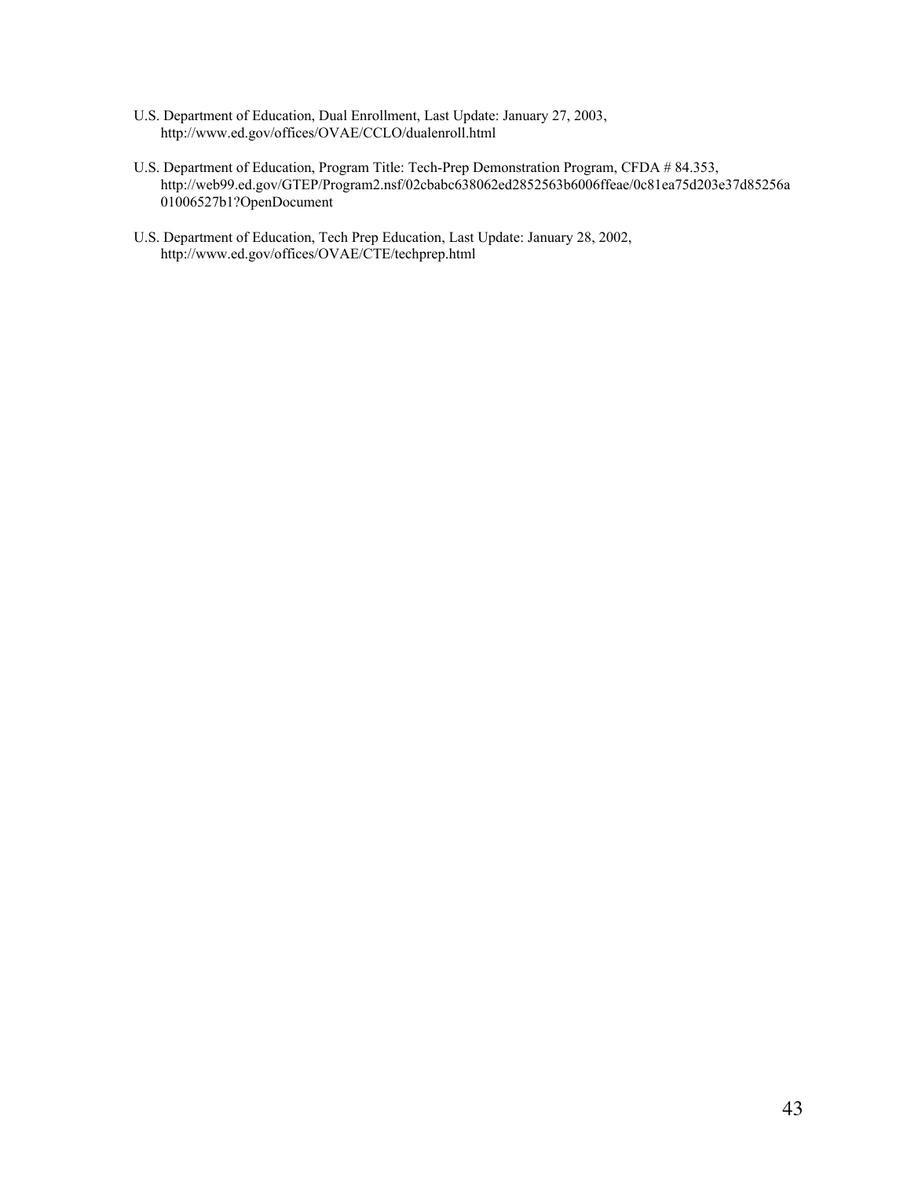U.S. Department of Education, Dual Enrollment, Last Update: January 27, 2003, http://www.ed.gov/offices/OVAE/CCLO/dualenroll.html

U.S. Department of Education, Program Title: Tech-Prep Demonstration Program, CFDA # 84.353, http://web99.ed.gov/GTEP/Program2.nsf/02cbabc638062ed2852563b6006ffeae/0c81ea75d203e37d85256a01006527b1?OpenDocument

U.S. Department of Education, Tech Prep Education, Last Update: January 28, 2002, http://www.ed.gov/offices/OVAE/CTE/techprep.html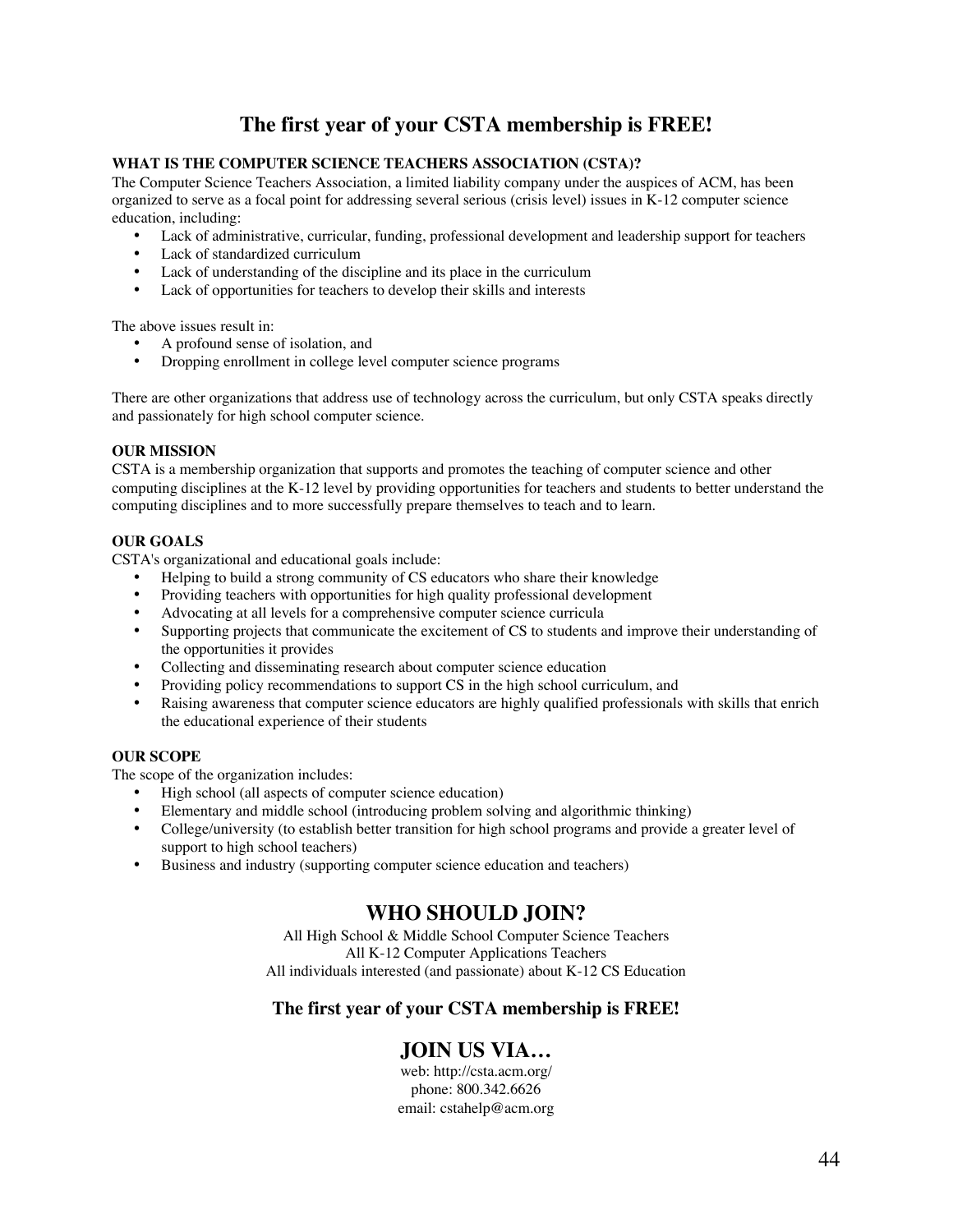# The first year of your CSTA membership is FREE!

**WHAT IS THE COMPUTER SCIENCE TEACHERS ASSOCIATION (CSTA)?**

The Computer Science Teachers Association, a limited liability company under the auspices of ACM, has been organized to serve as a focal point for addressing several serious (crisis level) issues in K-12 computer science education, including:

- Lack of administrative, curricular, funding, professional development and leadership support for teachers
- Lack of standardized curriculum
- Lack of understanding of the discipline and its place in the curriculum
- Lack of opportunities for teachers to develop their skills and interests

The above issues result in:

- A profound sense of isolation, and
- Dropping enrollment in college level computer science programs

There are other organizations that address use of technology across the curriculum, but only CSTA speaks directly and passionately for high school computer science.

**OUR MISSION**

CSTA is a membership organization that supports and promotes the teaching of computer science and other computing disciplines at the K-12 level by providing opportunities for teachers and students to better understand the computing disciplines and to more successfully prepare themselves to teach and to learn.

**OUR GOALS**

CSTA's organizational and educational goals include:

- Helping to build a strong community of CS educators who share their knowledge
- Providing teachers with opportunities for high quality professional development
- Advocating at all levels for a comprehensive computer science curricula
- Supporting projects that communicate the excitement of CS to students and improve their understanding of the opportunities it provides
- Collecting and disseminating research about computer science education
- Providing policy recommendations to support CS in the high school curriculum, and
- Raising awareness that computer science educators are highly qualified professionals with skills that enrich the educational experience of their students

**OUR SCOPE**

The scope of the organization includes:

- High school (all aspects of computer science education)
- Elementary and middle school (introducing problem solving and algorithmic thinking)
- College/university (to establish better transition for high school programs and provide a greater level of support to high school teachers)
- Business and industry (supporting computer science education and teachers)

## WHO SHOULD JOIN?

All High School & Middle School Computer Science Teachers
All K-12 Computer Applications Teachers
All individuals interested (and passionate) about K-12 CS Education

### The first year of your CSTA membership is FREE!

## JOIN US VIA…

web: http://csta.acm.org/
phone: 800.342.6626
email: cstahelp@acm.org